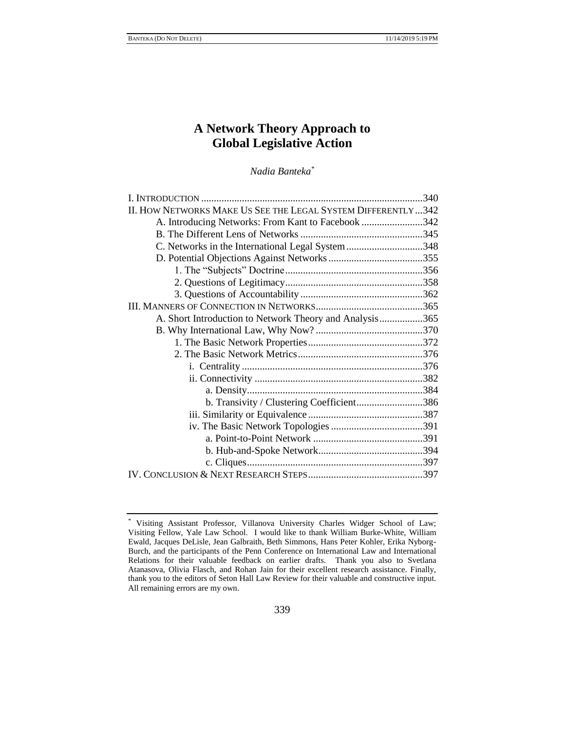# A Network Theory Approach to Global Legislative Action

*Nadia Banteka*[*]

I. INTRODUCTION .......................................................................................340
II. HOW NETWORKS MAKE US SEE THE LEGAL SYSTEM DIFFERENTLY ...342
  A. Introducing Networks: From Kant to Facebook ........................342
  B. The Different Lens of Networks ................................................345
  C. Networks in the International Legal System ..............................348
  D. Potential Objections Against Networks .....................................355
    1. The "Subjects" Doctrine......................................................356
    2. Questions of Legitimacy......................................................358
    3. Questions of Accountability ................................................362
III. MANNERS OF CONNECTION IN NETWORKS..........................................365
  A. Short Introduction to Network Theory and Analysis.................365
  B. Why International Law, Why Now? ..........................................370
    1. The Basic Network Properties.............................................372
    2. The Basic Network Metrics.................................................376
      i. Centrality .......................................................................376
      ii. Connectivity ..................................................................382
        a. Density....................................................................384
        b. Transivity / Clustering Coefficient..........................386
      iii. Similarity or Equivalence .............................................387
      iv. The Basic Network Topologies ....................................391
        a. Point-to-Point Network ...........................................391
        b. Hub-and-Spoke Network.........................................394
        c. Cliques.....................................................................397
IV. CONCLUSION & NEXT RESEARCH STEPS.............................................397

---

[*] Visiting Assistant Professor, Villanova University Charles Widger School of Law; Visiting Fellow, Yale Law School. I would like to thank William Burke-White, William Ewald, Jacques DeLisle, Jean Galbraith, Beth Simmons, Hans Peter Kohler, Erika Nyborg-Burch, and the participants of the Penn Conference on International Law and International Relations for their valuable feedback on earlier drafts. Thank you also to Svetlana Atanasova, Olivia Flasch, and Rohan Jain for their excellent research assistance. Finally, thank you to the editors of Seton Hall Law Review for their valuable and constructive input. All remaining errors are my own.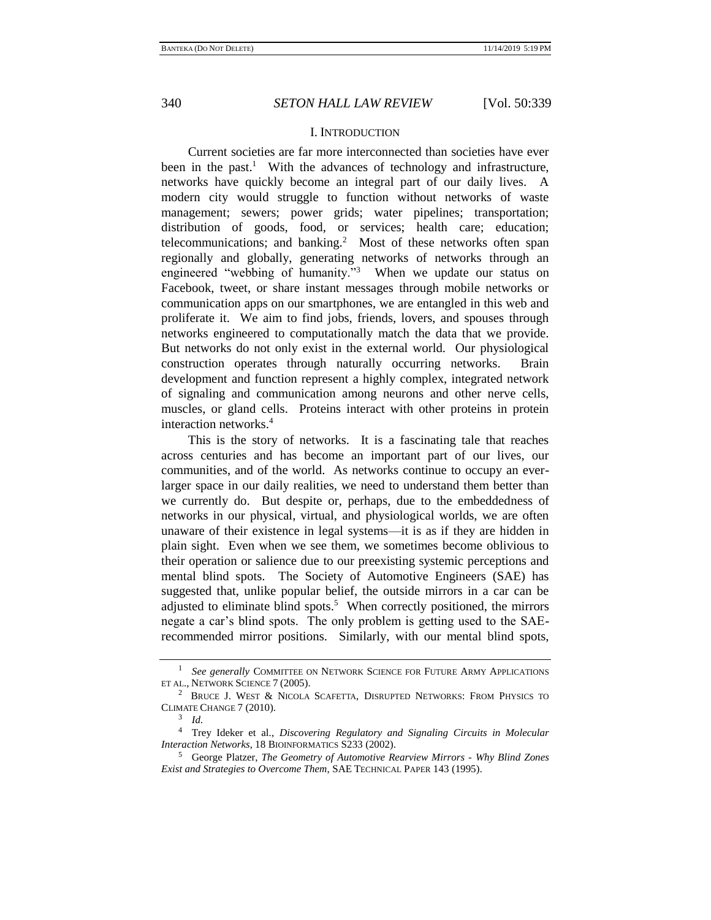## I. INTRODUCTION

Current societies are far more interconnected than societies have ever been in the past.[1] With the advances of technology and infrastructure, networks have quickly become an integral part of our daily lives. A modern city would struggle to function without networks of waste management; sewers; power grids; water pipelines; transportation; distribution of goods, food, or services; health care; education; telecommunications; and banking.[2] Most of these networks often span regionally and globally, generating networks of networks through an engineered "webbing of humanity."[3] When we update our status on Facebook, tweet, or share instant messages through mobile networks or communication apps on our smartphones, we are entangled in this web and proliferate it. We aim to find jobs, friends, lovers, and spouses through networks engineered to computationally match the data that we provide. But networks do not only exist in the external world. Our physiological construction operates through naturally occurring networks. Brain development and function represent a highly complex, integrated network of signaling and communication among neurons and other nerve cells, muscles, or gland cells. Proteins interact with other proteins in protein interaction networks.[4]

This is the story of networks. It is a fascinating tale that reaches across centuries and has become an important part of our lives, our communities, and of the world. As networks continue to occupy an ever-larger space in our daily realities, we need to understand them better than we currently do. But despite or, perhaps, due to the embeddedness of networks in our physical, virtual, and physiological worlds, we are often unaware of their existence in legal systems—it is as if they are hidden in plain sight. Even when we see them, we sometimes become oblivious to their operation or salience due to our preexisting systemic perceptions and mental blind spots. The Society of Automotive Engineers (SAE) has suggested that, unlike popular belief, the outside mirrors in a car can be adjusted to eliminate blind spots.[5] When correctly positioned, the mirrors negate a car's blind spots. The only problem is getting used to the SAE-recommended mirror positions. Similarly, with our mental blind spots,

---

[1] *See generally* COMMITTEE ON NETWORK SCIENCE FOR FUTURE ARMY APPLICATIONS ET AL., NETWORK SCIENCE 7 (2005).

[2] BRUCE J. WEST & NICOLA SCAFETTA, DISRUPTED NETWORKS: FROM PHYSICS TO CLIMATE CHANGE 7 (2010).

[3] *Id.*

[4] Trey Ideker et al., *Discovering Regulatory and Signaling Circuits in Molecular Interaction Networks*, 18 BIOINFORMATICS S233 (2002).

[5] George Platzer, *The Geometry of Automotive Rearview Mirrors - Why Blind Zones Exist and Strategies to Overcome Them*, SAE TECHNICAL PAPER 143 (1995).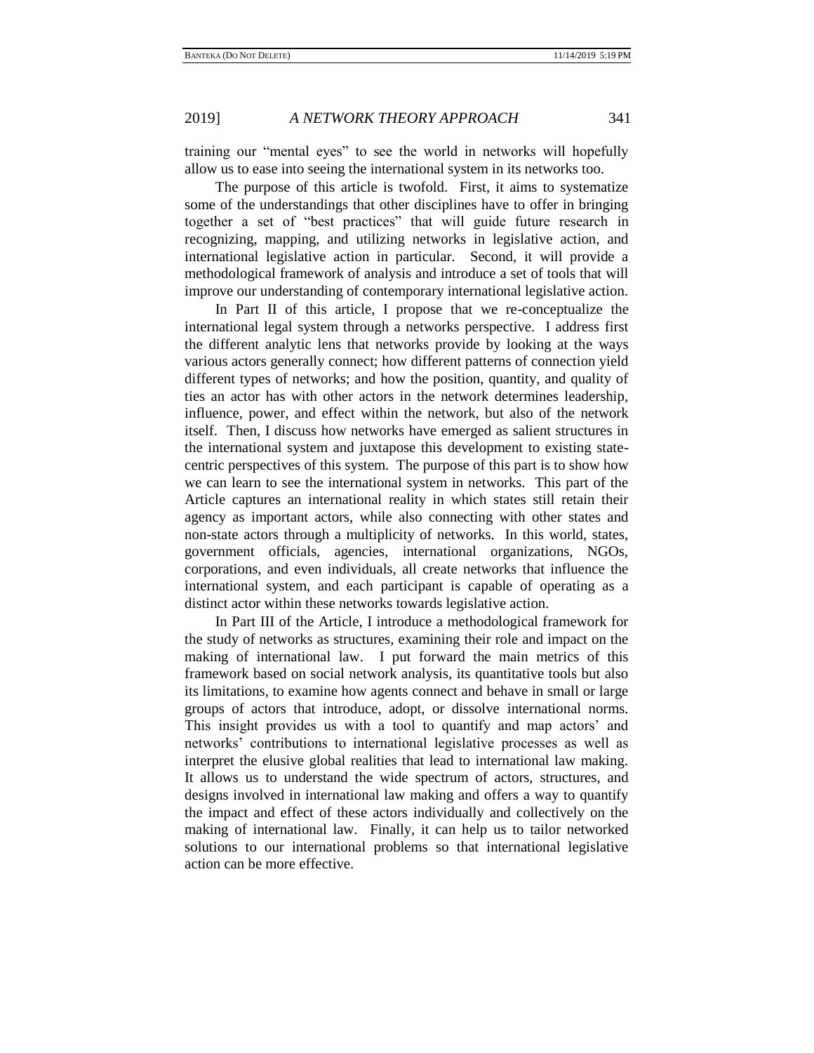training our "mental eyes" to see the world in networks will hopefully allow us to ease into seeing the international system in its networks too.

The purpose of this article is twofold. First, it aims to systematize some of the understandings that other disciplines have to offer in bringing together a set of "best practices" that will guide future research in recognizing, mapping, and utilizing networks in legislative action, and international legislative action in particular. Second, it will provide a methodological framework of analysis and introduce a set of tools that will improve our understanding of contemporary international legislative action.

In Part II of this article, I propose that we re-conceptualize the international legal system through a networks perspective. I address first the different analytic lens that networks provide by looking at the ways various actors generally connect; how different patterns of connection yield different types of networks; and how the position, quantity, and quality of ties an actor has with other actors in the network determines leadership, influence, power, and effect within the network, but also of the network itself. Then, I discuss how networks have emerged as salient structures in the international system and juxtapose this development to existing state-centric perspectives of this system. The purpose of this part is to show how we can learn to see the international system in networks. This part of the Article captures an international reality in which states still retain their agency as important actors, while also connecting with other states and non-state actors through a multiplicity of networks. In this world, states, government officials, agencies, international organizations, NGOs, corporations, and even individuals, all create networks that influence the international system, and each participant is capable of operating as a distinct actor within these networks towards legislative action.

In Part III of the Article, I introduce a methodological framework for the study of networks as structures, examining their role and impact on the making of international law. I put forward the main metrics of this framework based on social network analysis, its quantitative tools but also its limitations, to examine how agents connect and behave in small or large groups of actors that introduce, adopt, or dissolve international norms. This insight provides us with a tool to quantify and map actors' and networks' contributions to international legislative processes as well as interpret the elusive global realities that lead to international law making. It allows us to understand the wide spectrum of actors, structures, and designs involved in international law making and offers a way to quantify the impact and effect of these actors individually and collectively on the making of international law. Finally, it can help us to tailor networked solutions to our international problems so that international legislative action can be more effective.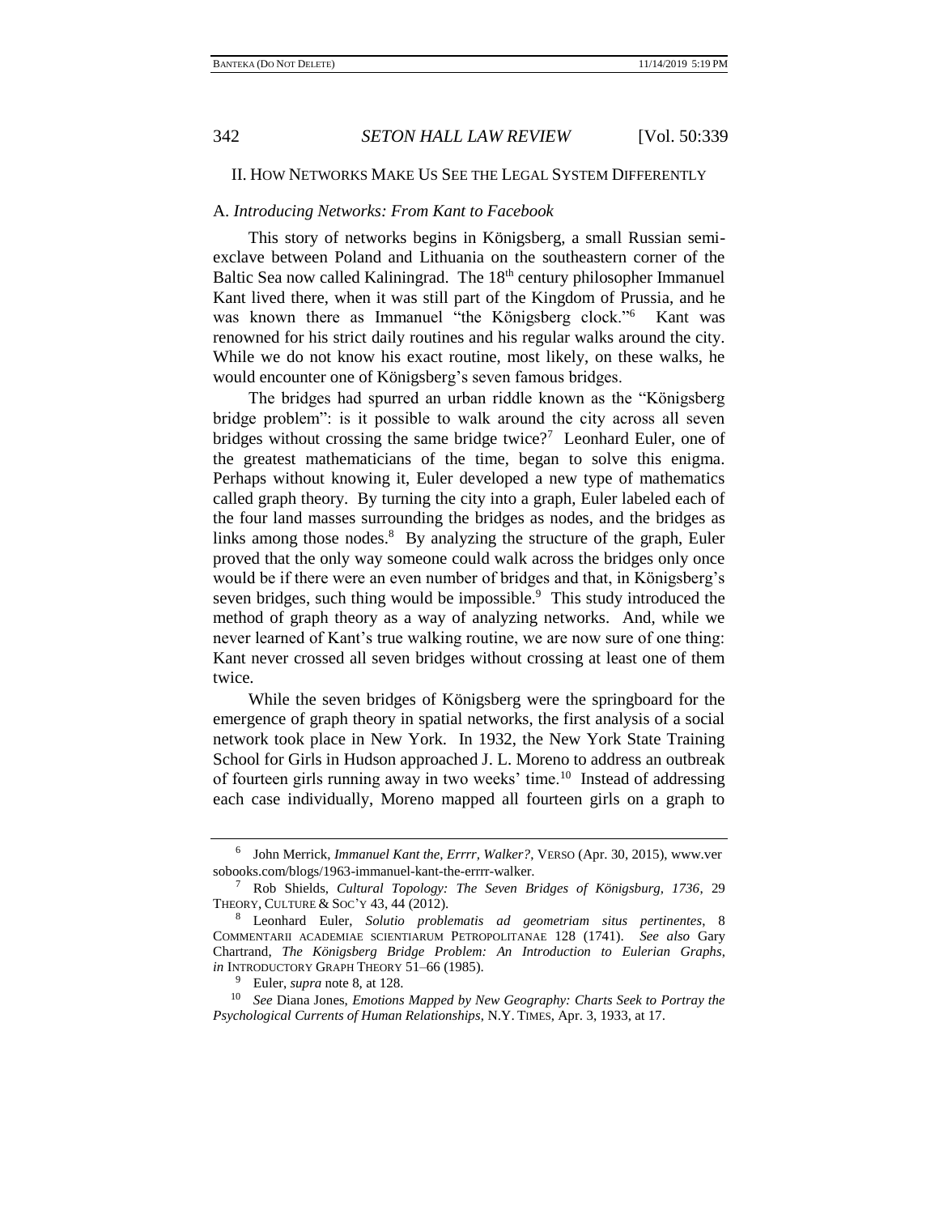## II. How Networks Make Us See the Legal System Differently

### A. *Introducing Networks: From Kant to Facebook*

This story of networks begins in Königsberg, a small Russian semi-exclave between Poland and Lithuania on the southeastern corner of the Baltic Sea now called Kaliningrad. The 18th century philosopher Immanuel Kant lived there, when it was still part of the Kingdom of Prussia, and he was known there as Immanuel "the Königsberg clock."[6] Kant was renowned for his strict daily routines and his regular walks around the city. While we do not know his exact routine, most likely, on these walks, he would encounter one of Königsberg's seven famous bridges.

The bridges had spurred an urban riddle known as the "Königsberg bridge problem": is it possible to walk around the city across all seven bridges without crossing the same bridge twice?[7] Leonhard Euler, one of the greatest mathematicians of the time, began to solve this enigma. Perhaps without knowing it, Euler developed a new type of mathematics called graph theory. By turning the city into a graph, Euler labeled each of the four land masses surrounding the bridges as nodes, and the bridges as links among those nodes.[8] By analyzing the structure of the graph, Euler proved that the only way someone could walk across the bridges only once would be if there were an even number of bridges and that, in Königsberg's seven bridges, such thing would be impossible.[9] This study introduced the method of graph theory as a way of analyzing networks. And, while we never learned of Kant's true walking routine, we are now sure of one thing: Kant never crossed all seven bridges without crossing at least one of them twice.

While the seven bridges of Königsberg were the springboard for the emergence of graph theory in spatial networks, the first analysis of a social network took place in New York. In 1932, the New York State Training School for Girls in Hudson approached J. L. Moreno to address an outbreak of fourteen girls running away in two weeks' time.[10] Instead of addressing each case individually, Moreno mapped all fourteen girls on a graph to

---

[6] John Merrick, *Immanuel Kant the, Errrr, Walker?*, VERSO (Apr. 30, 2015), www.versobooks.com/blogs/1963-immanuel-kant-the-errrr-walker.

[7] Rob Shields, *Cultural Topology: The Seven Bridges of Königsburg, 1736*, 29 THEORY, CULTURE & SOC'Y 43, 44 (2012).

[8] Leonhard Euler, *Solutio problematis ad geometriam situs pertinentes*, 8 COMMENTARII ACADEMIAE SCIENTIARUM PETROPOLITANAE 128 (1741). *See also* Gary Chartrand, *The Königsberg Bridge Problem: An Introduction to Eulerian Graphs*, *in* INTRODUCTORY GRAPH THEORY 51–66 (1985).

[9] Euler, *supra* note 8, at 128.

[10] *See* Diana Jones, *Emotions Mapped by New Geography: Charts Seek to Portray the Psychological Currents of Human Relationships*, N.Y. TIMES, Apr. 3, 1933, at 17.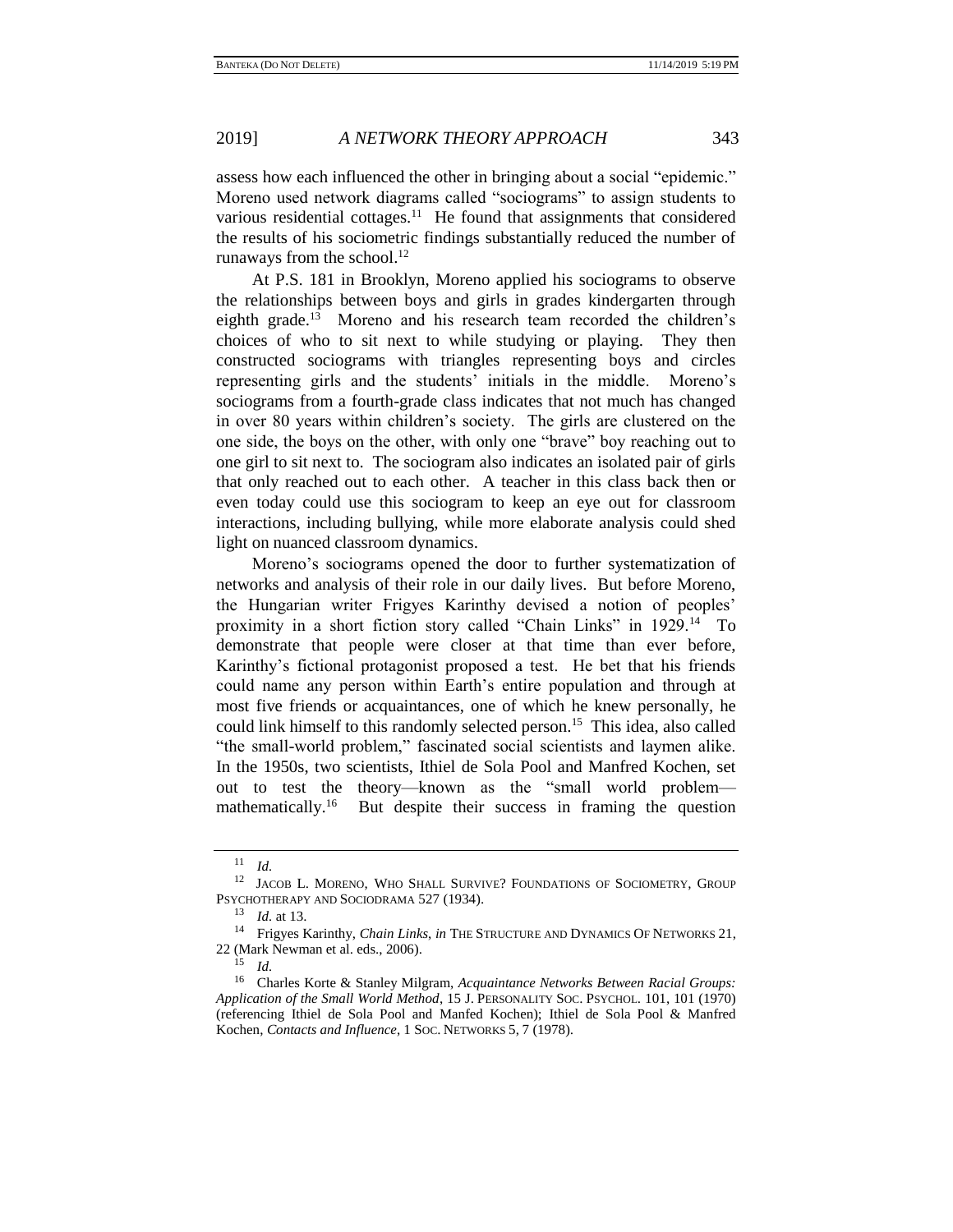assess how each influenced the other in bringing about a social "epidemic." Moreno used network diagrams called "sociograms" to assign students to various residential cottages.[11] He found that assignments that considered the results of his sociometric findings substantially reduced the number of runaways from the school.[12]

At P.S. 181 in Brooklyn, Moreno applied his sociograms to observe the relationships between boys and girls in grades kindergarten through eighth grade.[13] Moreno and his research team recorded the children's choices of who to sit next to while studying or playing. They then constructed sociograms with triangles representing boys and circles representing girls and the students' initials in the middle. Moreno's sociograms from a fourth-grade class indicates that not much has changed in over 80 years within children's society. The girls are clustered on the one side, the boys on the other, with only one "brave" boy reaching out to one girl to sit next to. The sociogram also indicates an isolated pair of girls that only reached out to each other. A teacher in this class back then or even today could use this sociogram to keep an eye out for classroom interactions, including bullying, while more elaborate analysis could shed light on nuanced classroom dynamics.

Moreno's sociograms opened the door to further systematization of networks and analysis of their role in our daily lives. But before Moreno, the Hungarian writer Frigyes Karinthy devised a notion of peoples' proximity in a short fiction story called "Chain Links" in 1929.[14] To demonstrate that people were closer at that time than ever before, Karinthy's fictional protagonist proposed a test. He bet that his friends could name any person within Earth's entire population and through at most five friends or acquaintances, one of which he knew personally, he could link himself to this randomly selected person.[15] This idea, also called "the small-world problem," fascinated social scientists and laymen alike. In the 1950s, two scientists, Ithiel de Sola Pool and Manfred Kochen, set out to test the theory—known as the "small world problem—mathematically.[16] But despite their success in framing the question

---

[11] *Id.*

[12] JACOB L. MORENO, WHO SHALL SURVIVE? FOUNDATIONS OF SOCIOMETRY, GROUP PSYCHOTHERAPY AND SOCIODRAMA 527 (1934).

[13] *Id.* at 13.

[14] Frigyes Karinthy, *Chain Links*, *in* THE STRUCTURE AND DYNAMICS OF NETWORKS 21, 22 (Mark Newman et al. eds., 2006).

[15] *Id.*

[16] Charles Korte & Stanley Milgram, *Acquaintance Networks Between Racial Groups: Application of the Small World Method*, 15 J. PERSONALITY SOC. PSYCHOL. 101, 101 (1970) (referencing Ithiel de Sola Pool and Manfed Kochen); Ithiel de Sola Pool & Manfred Kochen, *Contacts and Influence*, 1 SOC. NETWORKS 5, 7 (1978).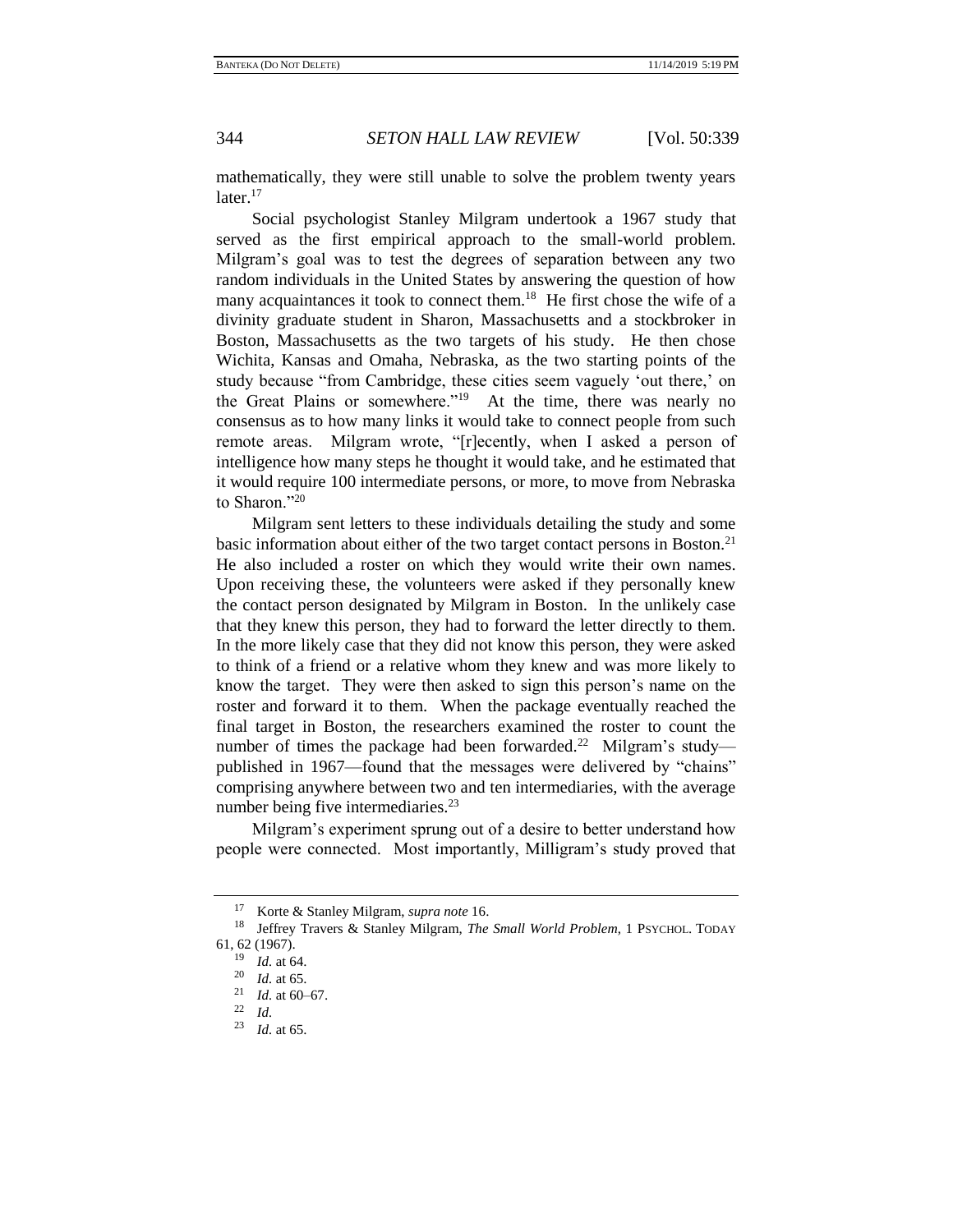mathematically, they were still unable to solve the problem twenty years later.[17]

Social psychologist Stanley Milgram undertook a 1967 study that served as the first empirical approach to the small-world problem. Milgram's goal was to test the degrees of separation between any two random individuals in the United States by answering the question of how many acquaintances it took to connect them.[18] He first chose the wife of a divinity graduate student in Sharon, Massachusetts and a stockbroker in Boston, Massachusetts as the two targets of his study. He then chose Wichita, Kansas and Omaha, Nebraska, as the two starting points of the study because "from Cambridge, these cities seem vaguely 'out there,' on the Great Plains or somewhere."[19] At the time, there was nearly no consensus as to how many links it would take to connect people from such remote areas. Milgram wrote, "[r]ecently, when I asked a person of intelligence how many steps he thought it would take, and he estimated that it would require 100 intermediate persons, or more, to move from Nebraska to Sharon."[20]

Milgram sent letters to these individuals detailing the study and some basic information about either of the two target contact persons in Boston.[21] He also included a roster on which they would write their own names. Upon receiving these, the volunteers were asked if they personally knew the contact person designated by Milgram in Boston. In the unlikely case that they knew this person, they had to forward the letter directly to them. In the more likely case that they did not know this person, they were asked to think of a friend or a relative whom they knew and was more likely to know the target. They were then asked to sign this person's name on the roster and forward it to them. When the package eventually reached the final target in Boston, the researchers examined the roster to count the number of times the package had been forwarded.[22] Milgram's study—published in 1967—found that the messages were delivered by "chains" comprising anywhere between two and ten intermediaries, with the average number being five intermediaries.[23]

Milgram's experiment sprung out of a desire to better understand how people were connected. Most importantly, Milligram's study proved that

---

[17] Korte & Stanley Milgram, *supra note* 16.

[18] Jeffrey Travers & Stanley Milgram, *The Small World Problem*, 1 PSYCHOL. TODAY 61, 62 (1967).

[19] *Id.* at 64.

[20] *Id.* at 65.

[21] *Id.* at 60–67.

[22] *Id.*

[23] *Id.* at 65.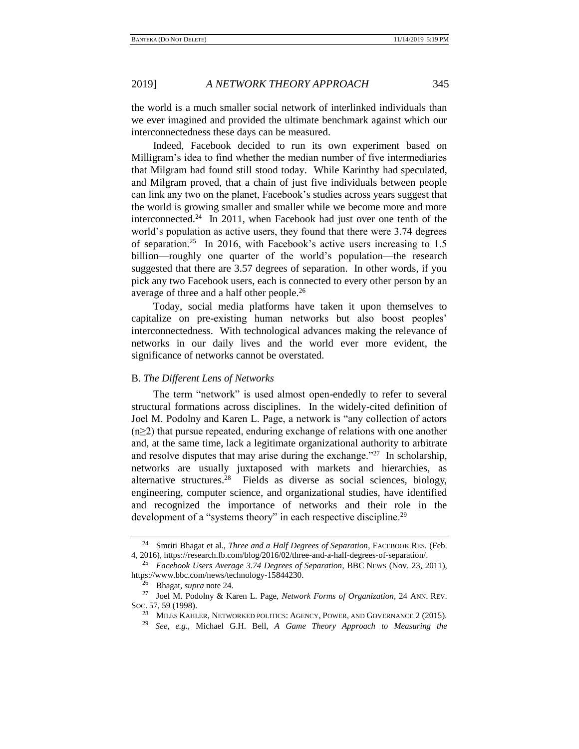the world is a much smaller social network of interlinked individuals than we ever imagined and provided the ultimate benchmark against which our interconnectedness these days can be measured.

Indeed, Facebook decided to run its own experiment based on Milligram's idea to find whether the median number of five intermediaries that Milgram had found still stood today. While Karinthy had speculated, and Milgram proved, that a chain of just five individuals between people can link any two on the planet, Facebook's studies across years suggest that the world is growing smaller and smaller while we become more and more interconnected.[24] In 2011, when Facebook had just over one tenth of the world's population as active users, they found that there were 3.74 degrees of separation.[25] In 2016, with Facebook's active users increasing to 1.5 billion—roughly one quarter of the world's population—the research suggested that there are 3.57 degrees of separation. In other words, if you pick any two Facebook users, each is connected to every other person by an average of three and a half other people.[26]

Today, social media platforms have taken it upon themselves to capitalize on pre-existing human networks but also boost peoples' interconnectedness. With technological advances making the relevance of networks in our daily lives and the world ever more evident, the significance of networks cannot be overstated.

### B. *The Different Lens of Networks*

The term "network" is used almost open-endedly to refer to several structural formations across disciplines. In the widely-cited definition of Joel M. Podolny and Karen L. Page, a network is "any collection of actors ($n \geq 2$) that pursue repeated, enduring exchange of relations with one another and, at the same time, lack a legitimate organizational authority to arbitrate and resolve disputes that may arise during the exchange."[27] In scholarship, networks are usually juxtaposed with markets and hierarchies, as alternative structures.[28] Fields as diverse as social sciences, biology, engineering, computer science, and organizational studies, have identified and recognized the importance of networks and their role in the development of a "systems theory" in each respective discipline.[29]

---

[24] Smriti Bhagat et al., *Three and a Half Degrees of Separation*, FACEBOOK RES. (Feb. 4, 2016), https://research.fb.com/blog/2016/02/three-and-a-half-degrees-of-separation/.

[25] *Facebook Users Average 3.74 Degrees of Separation*, BBC NEWS (Nov. 23, 2011), https://www.bbc.com/news/technology-15844230.

[26] Bhagat, *supra* note 24.

[27] Joel M. Podolny & Karen L. Page, *Network Forms of Organization*, 24 ANN. REV. SOC. 57, 59 (1998).

[28] MILES KAHLER, NETWORKED POLITICS: AGENCY, POWER, AND GOVERNANCE 2 (2015).

[29] *See, e.g.*, Michael G.H. Bell, *A Game Theory Approach to Measuring the*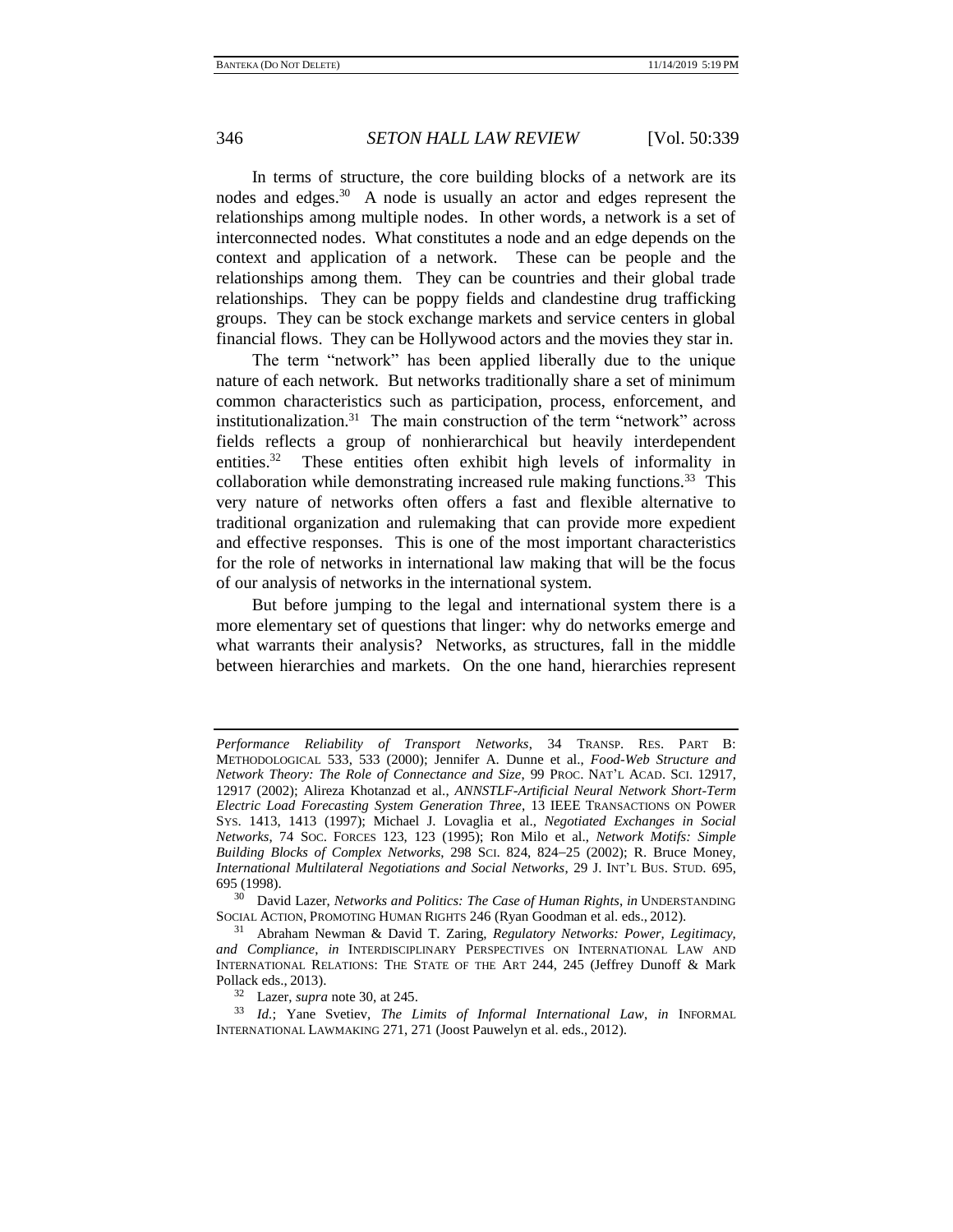In terms of structure, the core building blocks of a network are its nodes and edges.[30] A node is usually an actor and edges represent the relationships among multiple nodes. In other words, a network is a set of interconnected nodes. What constitutes a node and an edge depends on the context and application of a network. These can be people and the relationships among them. They can be countries and their global trade relationships. They can be poppy fields and clandestine drug trafficking groups. They can be stock exchange markets and service centers in global financial flows. They can be Hollywood actors and the movies they star in.

The term "network" has been applied liberally due to the unique nature of each network. But networks traditionally share a set of minimum common characteristics such as participation, process, enforcement, and institutionalization.[31] The main construction of the term "network" across fields reflects a group of nonhierarchical but heavily interdependent entities.[32] These entities often exhibit high levels of informality in collaboration while demonstrating increased rule making functions.[33] This very nature of networks often offers a fast and flexible alternative to traditional organization and rulemaking that can provide more expedient and effective responses. This is one of the most important characteristics for the role of networks in international law making that will be the focus of our analysis of networks in the international system.

But before jumping to the legal and international system there is a more elementary set of questions that linger: why do networks emerge and what warrants their analysis? Networks, as structures, fall in the middle between hierarchies and markets. On the one hand, hierarchies represent

---

*Performance Reliability of Transport Networks*, 34 TRANSP. RES. PART B: METHODOLOGICAL 533, 533 (2000); Jennifer A. Dunne et al., *Food-Web Structure and Network Theory: The Role of Connectance and Size*, 99 PROC. NAT'L ACAD. SCI. 12917, 12917 (2002); Alireza Khotanzad et al., *ANNSTLF-Artificial Neural Network Short-Term Electric Load Forecasting System Generation Three*, 13 IEEE TRANSACTIONS ON POWER SYS. 1413, 1413 (1997); Michael J. Lovaglia et al., *Negotiated Exchanges in Social Networks*, 74 SOC. FORCES 123, 123 (1995); Ron Milo et al., *Network Motifs: Simple Building Blocks of Complex Networks*, 298 SCI. 824, 824–25 (2002); R. Bruce Money, *International Multilateral Negotiations and Social Networks*, 29 J. INT'L BUS. STUD. 695, 695 (1998).

[30] David Lazer, *Networks and Politics: The Case of Human Rights*, *in* UNDERSTANDING SOCIAL ACTION, PROMOTING HUMAN RIGHTS 246 (Ryan Goodman et al. eds., 2012).

[31] Abraham Newman & David T. Zaring, *Regulatory Networks: Power, Legitimacy, and Compliance*, *in* INTERDISCIPLINARY PERSPECTIVES ON INTERNATIONAL LAW AND INTERNATIONAL RELATIONS: THE STATE OF THE ART 244, 245 (Jeffrey Dunoff & Mark Pollack eds., 2013).

[32] Lazer, *supra* note 30, at 245.

[33] *Id.*; Yane Svetiev, *The Limits of Informal International Law*, *in* INFORMAL INTERNATIONAL LAWMAKING 271, 271 (Joost Pauwelyn et al. eds., 2012).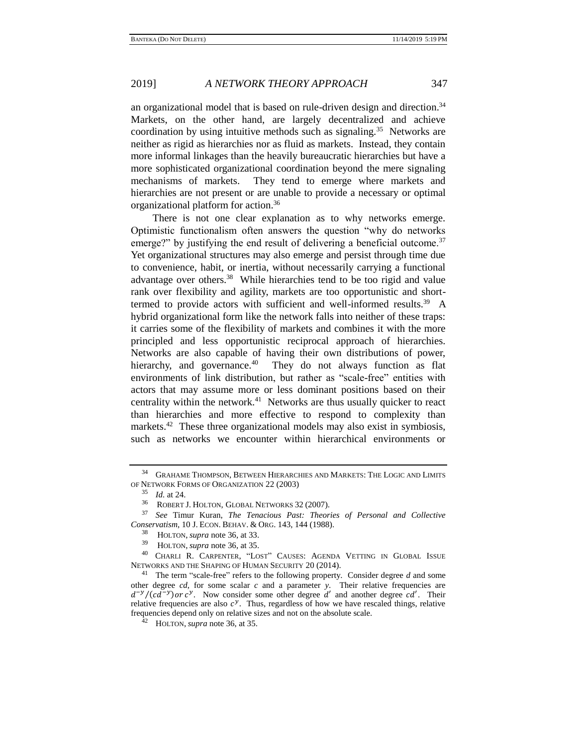an organizational model that is based on rule-driven design and direction.[34] Markets, on the other hand, are largely decentralized and achieve coordination by using intuitive methods such as signaling.[35] Networks are neither as rigid as hierarchies nor as fluid as markets. Instead, they contain more informal linkages than the heavily bureaucratic hierarchies but have a more sophisticated organizational coordination beyond the mere signaling mechanisms of markets. They tend to emerge where markets and hierarchies are not present or are unable to provide a necessary or optimal organizational platform for action.[36]

There is not one clear explanation as to why networks emerge. Optimistic functionalism often answers the question "why do networks emerge?" by justifying the end result of delivering a beneficial outcome.[37] Yet organizational structures may also emerge and persist through time due to convenience, habit, or inertia, without necessarily carrying a functional advantage over others.[38] While hierarchies tend to be too rigid and value rank over flexibility and agility, markets are too opportunistic and short-termed to provide actors with sufficient and well-informed results.[39] A hybrid organizational form like the network falls into neither of these traps: it carries some of the flexibility of markets and combines it with the more principled and less opportunistic reciprocal approach of hierarchies. Networks are also capable of having their own distributions of power, hierarchy, and governance.[40] They do not always function as flat environments of link distribution, but rather as "scale-free" entities with actors that may assume more or less dominant positions based on their centrality within the network.[41] Networks are thus usually quicker to react than hierarchies and more effective to respond to complexity than markets.[42] These three organizational models may also exist in symbiosis, such as networks we encounter within hierarchical environments or

---

[34] GRAHAME THOMPSON, BETWEEN HIERARCHIES AND MARKETS: THE LOGIC AND LIMITS OF NETWORK FORMS OF ORGANIZATION 22 (2003)

[35] *Id.* at 24.

[36] ROBERT J. HOLTON, GLOBAL NETWORKS 32 (2007).

[37] *See* Timur Kuran, *The Tenacious Past: Theories of Personal and Collective Conservatism*, 10 J. ECON. BEHAV. & ORG. 143, 144 (1988).

[38] HOLTON, *supra* note 36, at 33.

[39] HOLTON, *supra* note 36, at 35.

[40] CHARLI R. CARPENTER, "LOST" CAUSES: AGENDA VETTING IN GLOBAL ISSUE NETWORKS AND THE SHAPING OF HUMAN SECURITY 20 (2014).

[41] The term "scale-free" refers to the following property. Consider degree $d$ and some other degree $cd$, for some scalar $c$ and a parameter $y$. Their relative frequencies are $d^{-y}/(cd^{-y})$ or $c^{y}$. Now consider some other degree $d'$ and another degree $cd'$. Their relative frequencies are also $c^{y}$. Thus, regardless of how we have rescaled things, relative frequencies depend only on relative sizes and not on the absolute scale.

[42] HOLTON, *supra* note 36, at 35.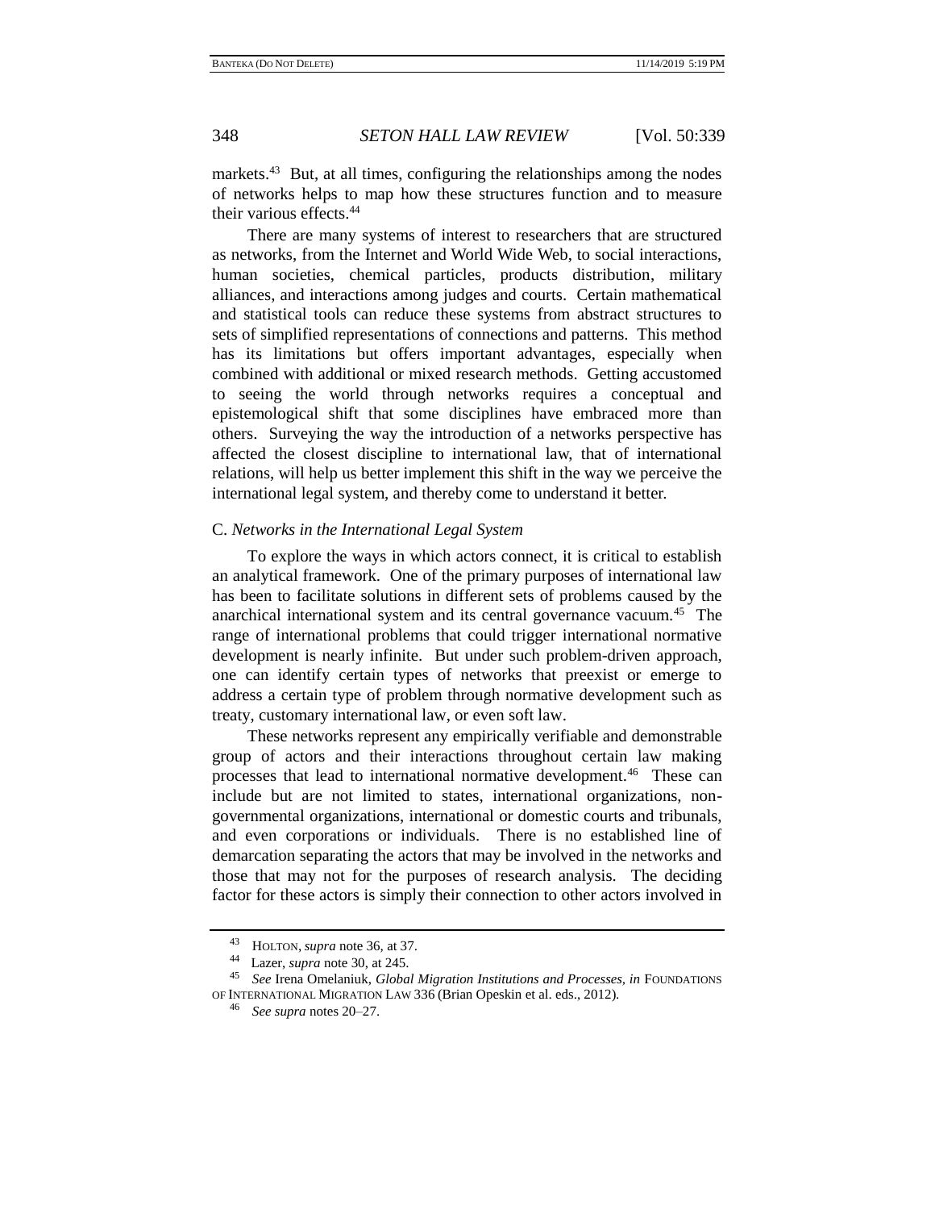markets.[43] But, at all times, configuring the relationships among the nodes of networks helps to map how these structures function and to measure their various effects.[44]

There are many systems of interest to researchers that are structured as networks, from the Internet and World Wide Web, to social interactions, human societies, chemical particles, products distribution, military alliances, and interactions among judges and courts. Certain mathematical and statistical tools can reduce these systems from abstract structures to sets of simplified representations of connections and patterns. This method has its limitations but offers important advantages, especially when combined with additional or mixed research methods. Getting accustomed to seeing the world through networks requires a conceptual and epistemological shift that some disciplines have embraced more than others. Surveying the way the introduction of a networks perspective has affected the closest discipline to international law, that of international relations, will help us better implement this shift in the way we perceive the international legal system, and thereby come to understand it better.

### C. *Networks in the International Legal System*

To explore the ways in which actors connect, it is critical to establish an analytical framework. One of the primary purposes of international law has been to facilitate solutions in different sets of problems caused by the anarchical international system and its central governance vacuum.[45] The range of international problems that could trigger international normative development is nearly infinite. But under such problem-driven approach, one can identify certain types of networks that preexist or emerge to address a certain type of problem through normative development such as treaty, customary international law, or even soft law.

These networks represent any empirically verifiable and demonstrable group of actors and their interactions throughout certain law making processes that lead to international normative development.[46] These can include but are not limited to states, international organizations, non-governmental organizations, international or domestic courts and tribunals, and even corporations or individuals. There is no established line of demarcation separating the actors that may be involved in the networks and those that may not for the purposes of research analysis. The deciding factor for these actors is simply their connection to other actors involved in

---

[43] HOLTON, *supra* note 36, at 37.

[44] Lazer, *supra* note 30, at 245.

[45] *See* Irena Omelaniuk, *Global Migration Institutions and Processes*, *in* FOUNDATIONS OF INTERNATIONAL MIGRATION LAW 336 (Brian Opeskin et al. eds., 2012).

[46] *See supra* notes 20–27.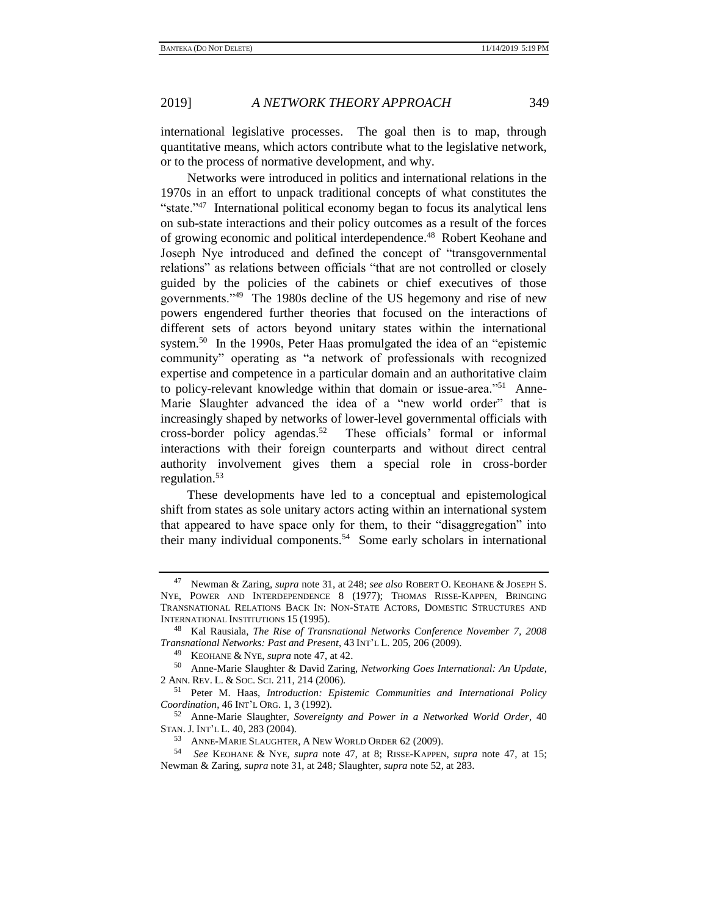international legislative processes. The goal then is to map, through quantitative means, which actors contribute what to the legislative network, or to the process of normative development, and why.

Networks were introduced in politics and international relations in the 1970s in an effort to unpack traditional concepts of what constitutes the "state."[47] International political economy began to focus its analytical lens on sub-state interactions and their policy outcomes as a result of the forces of growing economic and political interdependence.[48] Robert Keohane and Joseph Nye introduced and defined the concept of "transgovernmental relations" as relations between officials "that are not controlled or closely guided by the policies of the cabinets or chief executives of those governments."[49] The 1980s decline of the US hegemony and rise of new powers engendered further theories that focused on the interactions of different sets of actors beyond unitary states within the international system.[50] In the 1990s, Peter Haas promulgated the idea of an "epistemic community" operating as "a network of professionals with recognized expertise and competence in a particular domain and an authoritative claim to policy-relevant knowledge within that domain or issue-area."[51] Anne-Marie Slaughter advanced the idea of a "new world order" that is increasingly shaped by networks of lower-level governmental officials with cross-border policy agendas.[52] These officials' formal or informal interactions with their foreign counterparts and without direct central authority involvement gives them a special role in cross-border regulation.[53]

These developments have led to a conceptual and epistemological shift from states as sole unitary actors acting within an international system that appeared to have space only for them, to their "disaggregation" into their many individual components.[54] Some early scholars in international

---

[47] Newman & Zaring, *supra* note 31, at 248; *see also* ROBERT O. KEOHANE & JOSEPH S. NYE, POWER AND INTERDEPENDENCE 8 (1977); THOMAS RISSE-KAPPEN, BRINGING TRANSNATIONAL RELATIONS BACK IN: NON-STATE ACTORS, DOMESTIC STRUCTURES AND INTERNATIONAL INSTITUTIONS 15 (1995).

[48] Kal Rausiala, *The Rise of Transnational Networks Conference November 7, 2008 Transnational Networks: Past and Present*, 43 INT'L L. 205, 206 (2009).

[49] KEOHANE & NYE, *supra* note 47, at 42.

[50] Anne-Marie Slaughter & David Zaring, *Networking Goes International: An Update*, 2 ANN. REV. L. & SOC. SCI. 211, 214 (2006).

[51] Peter M. Haas, *Introduction: Epistemic Communities and International Policy Coordination*, 46 INT'L ORG. 1, 3 (1992).

[52] Anne-Marie Slaughter, *Sovereignty and Power in a Networked World Order*, 40 STAN. J. INT'L L. 40, 283 (2004).

[53] ANNE-MARIE SLAUGHTER, A NEW WORLD ORDER 62 (2009).

[54] *See* KEOHANE & NYE, *supra* note 47, at 8; RISSE-KAPPEN, *supra* note 47, at 15; Newman & Zaring, *supra* note 31, at 248*;* Slaughter, *supra* note 52, at 283.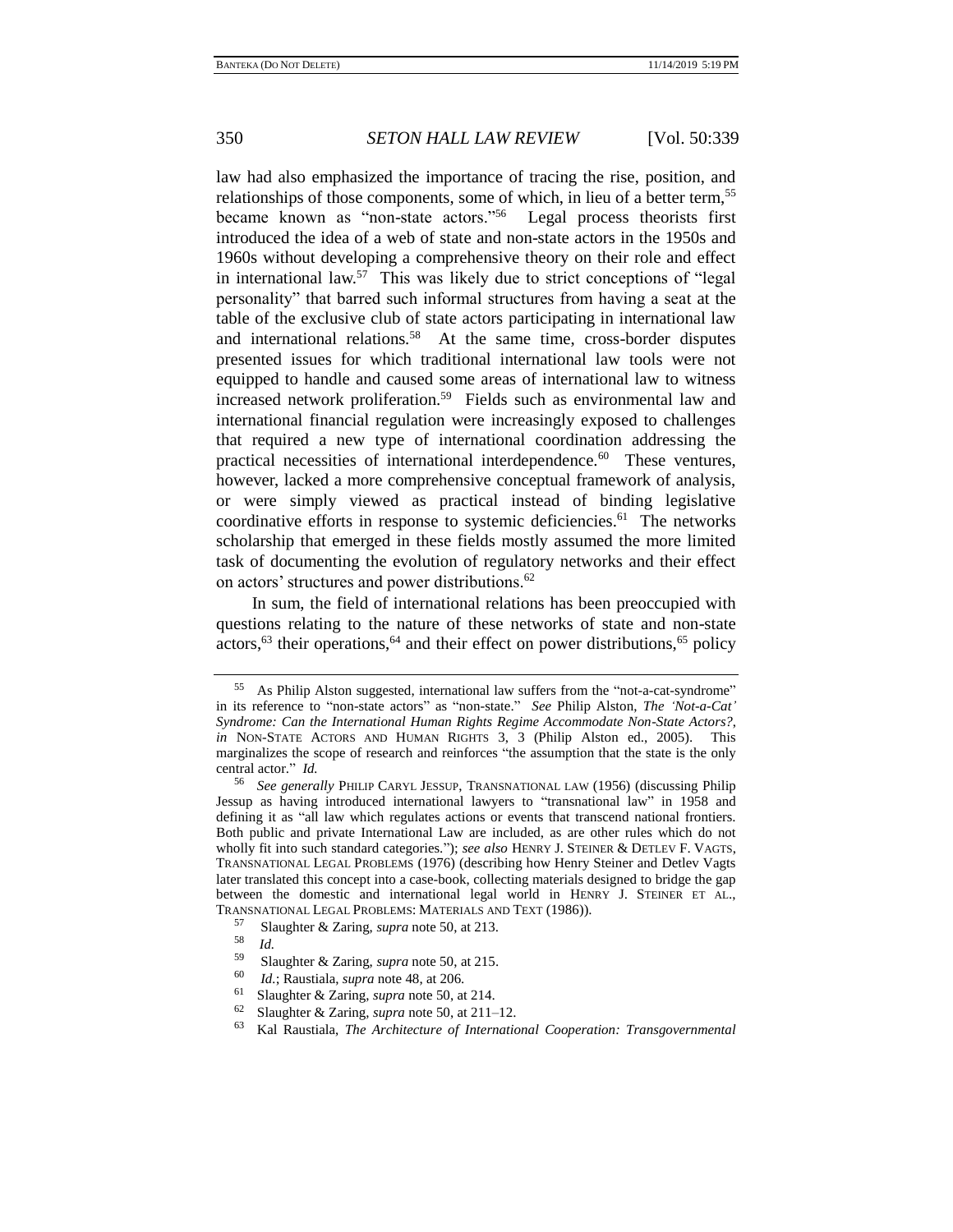law had also emphasized the importance of tracing the rise, position, and relationships of those components, some of which, in lieu of a better term,[55] became known as "non-state actors."[56] Legal process theorists first introduced the idea of a web of state and non-state actors in the 1950s and 1960s without developing a comprehensive theory on their role and effect in international law.[57] This was likely due to strict conceptions of "legal personality" that barred such informal structures from having a seat at the table of the exclusive club of state actors participating in international law and international relations.[58] At the same time, cross-border disputes presented issues for which traditional international law tools were not equipped to handle and caused some areas of international law to witness increased network proliferation.[59] Fields such as environmental law and international financial regulation were increasingly exposed to challenges that required a new type of international coordination addressing the practical necessities of international interdependence.[60] These ventures, however, lacked a more comprehensive conceptual framework of analysis, or were simply viewed as practical instead of binding legislative coordinative efforts in response to systemic deficiencies.[61] The networks scholarship that emerged in these fields mostly assumed the more limited task of documenting the evolution of regulatory networks and their effect on actors' structures and power distributions.[62]

In sum, the field of international relations has been preoccupied with questions relating to the nature of these networks of state and non-state actors,[63] their operations,[64] and their effect on power distributions,[65] policy

---

[55] As Philip Alston suggested, international law suffers from the "not-a-cat-syndrome" in its reference to "non-state actors" as "non-state." *See* Philip Alston, *The 'Not-a-Cat' Syndrome: Can the International Human Rights Regime Accommodate Non-State Actors?*, *in* NON-STATE ACTORS AND HUMAN RIGHTS 3, 3 (Philip Alston ed., 2005). This marginalizes the scope of research and reinforces "the assumption that the state is the only central actor." *Id.*

[56] *See generally* PHILIP CARYL JESSUP, TRANSNATIONAL LAW (1956) (discussing Philip Jessup as having introduced international lawyers to "transnational law" in 1958 and defining it as "all law which regulates actions or events that transcend national frontiers. Both public and private International Law are included, as are other rules which do not wholly fit into such standard categories."); *see also* HENRY J. STEINER & DETLEV F. VAGTS, TRANSNATIONAL LEGAL PROBLEMS (1976) (describing how Henry Steiner and Detlev Vagts later translated this concept into a case-book, collecting materials designed to bridge the gap between the domestic and international legal world in HENRY J. STEINER ET AL., TRANSNATIONAL LEGAL PROBLEMS: MATERIALS AND TEXT (1986)).

[57] Slaughter & Zaring, *supra* note 50, at 213.

[58] *Id.*

[59] Slaughter & Zaring, *supra* note 50, at 215.

[60] *Id.*; Raustiala, *supra* note 48, at 206.

[61] Slaughter & Zaring, *supra* note 50, at 214.

[62] Slaughter & Zaring, *supra* note 50, at 211–12.

[63] Kal Raustiala, *The Architecture of International Cooperation: Transgovernmental*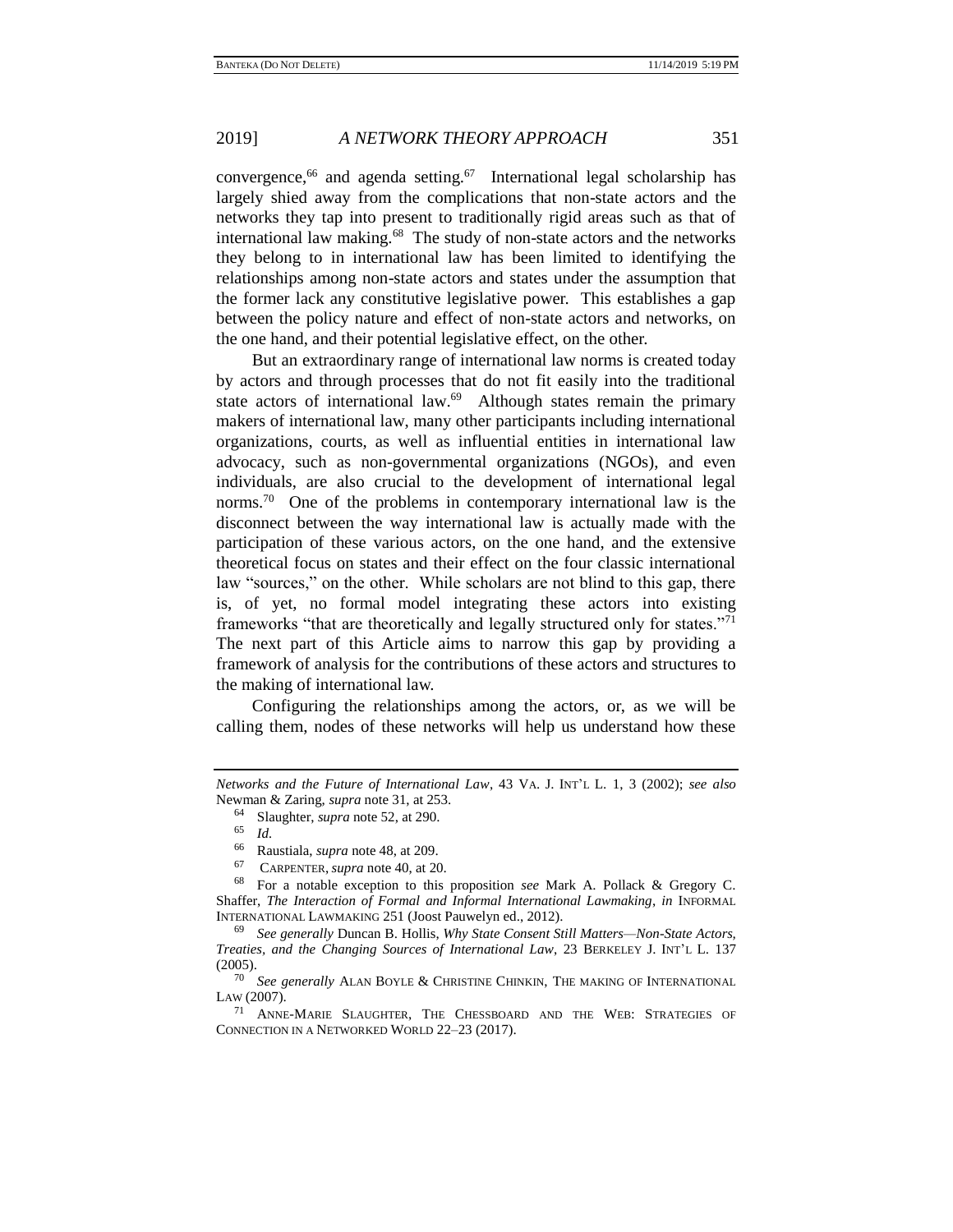convergence,[66] and agenda setting.[67] International legal scholarship has largely shied away from the complications that non-state actors and the networks they tap into present to traditionally rigid areas such as that of international law making.[68] The study of non-state actors and the networks they belong to in international law has been limited to identifying the relationships among non-state actors and states under the assumption that the former lack any constitutive legislative power. This establishes a gap between the policy nature and effect of non-state actors and networks, on the one hand, and their potential legislative effect, on the other.

But an extraordinary range of international law norms is created today by actors and through processes that do not fit easily into the traditional state actors of international law.[69] Although states remain the primary makers of international law, many other participants including international organizations, courts, as well as influential entities in international law advocacy, such as non-governmental organizations (NGOs), and even individuals, are also crucial to the development of international legal norms.[70] One of the problems in contemporary international law is the disconnect between the way international law is actually made with the participation of these various actors, on the one hand, and the extensive theoretical focus on states and their effect on the four classic international law "sources," on the other. While scholars are not blind to this gap, there is, of yet, no formal model integrating these actors into existing frameworks "that are theoretically and legally structured only for states."[71] The next part of this Article aims to narrow this gap by providing a framework of analysis for the contributions of these actors and structures to the making of international law.

Configuring the relationships among the actors, or, as we will be calling them, nodes of these networks will help us understand how these

---

*Networks and the Future of International Law*, 43 VA. J. INT'L L. 1, 3 (2002); *see also* Newman & Zaring, *supra* note 31, at 253.

[64] Slaughter, *supra* note 52, at 290.

[65] *Id.*

[66] Raustiala, *supra* note 48, at 209.

[67] CARPENTER, *supra* note 40, at 20.

[68] For a notable exception to this proposition *see* Mark A. Pollack & Gregory C. Shaffer, *The Interaction of Formal and Informal International Lawmaking*, *in* INFORMAL INTERNATIONAL LAWMAKING 251 (Joost Pauwelyn ed., 2012).

[69] *See generally* Duncan B. Hollis, *Why State Consent Still Matters—Non-State Actors, Treaties, and the Changing Sources of International Law*, 23 BERKELEY J. INT'L L. 137 (2005).

[70] *See generally* ALAN BOYLE & CHRISTINE CHINKIN, THE MAKING OF INTERNATIONAL LAW (2007).

[71] ANNE-MARIE SLAUGHTER, THE CHESSBOARD AND THE WEB: STRATEGIES OF CONNECTION IN A NETWORKED WORLD 22–23 (2017).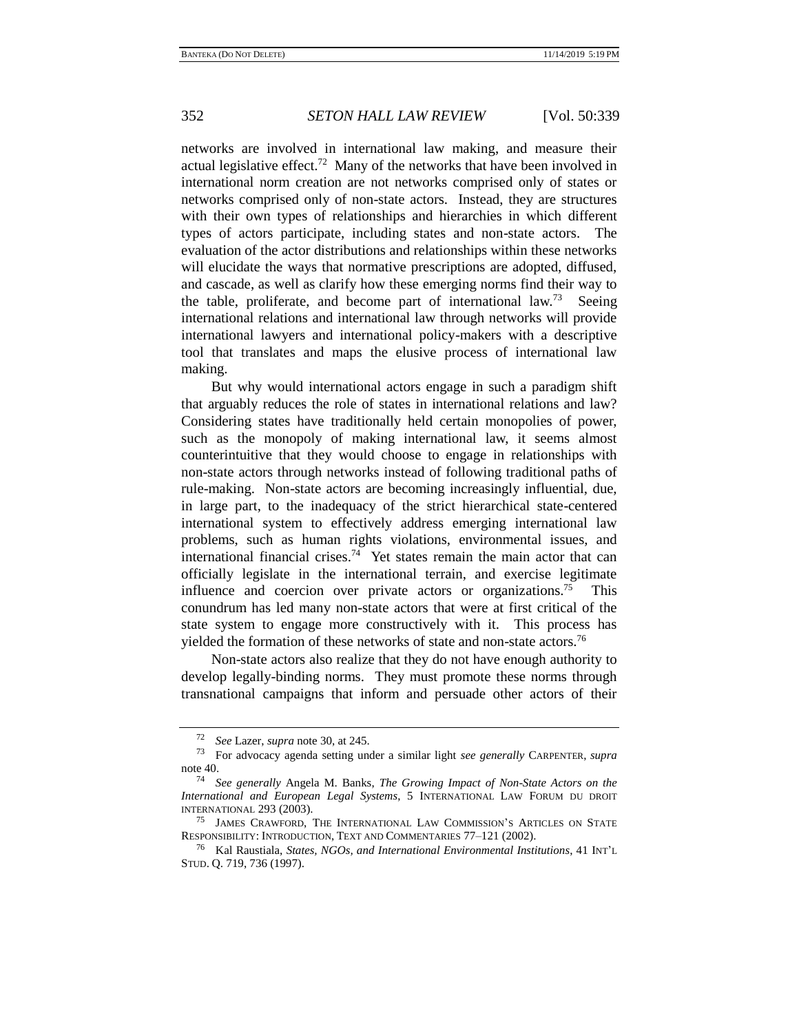networks are involved in international law making, and measure their actual legislative effect.[72] Many of the networks that have been involved in international norm creation are not networks comprised only of states or networks comprised only of non-state actors. Instead, they are structures with their own types of relationships and hierarchies in which different types of actors participate, including states and non-state actors. The evaluation of the actor distributions and relationships within these networks will elucidate the ways that normative prescriptions are adopted, diffused, and cascade, as well as clarify how these emerging norms find their way to the table, proliferate, and become part of international law.[73] Seeing international relations and international law through networks will provide international lawyers and international policy-makers with a descriptive tool that translates and maps the elusive process of international law making.

But why would international actors engage in such a paradigm shift that arguably reduces the role of states in international relations and law? Considering states have traditionally held certain monopolies of power, such as the monopoly of making international law, it seems almost counterintuitive that they would choose to engage in relationships with non-state actors through networks instead of following traditional paths of rule-making. Non-state actors are becoming increasingly influential, due, in large part, to the inadequacy of the strict hierarchical state-centered international system to effectively address emerging international law problems, such as human rights violations, environmental issues, and international financial crises.[74] Yet states remain the main actor that can officially legislate in the international terrain, and exercise legitimate influence and coercion over private actors or organizations.[75] This conundrum has led many non-state actors that were at first critical of the state system to engage more constructively with it. This process has yielded the formation of these networks of state and non-state actors.[76]

Non-state actors also realize that they do not have enough authority to develop legally-binding norms. They must promote these norms through transnational campaigns that inform and persuade other actors of their

---

72 *See* Lazer, *supra* note 30, at 245.

73 For advocacy agenda setting under a similar light *see generally* CARPENTER, *supra* note 40.

74 *See generally* Angela M. Banks, *The Growing Impact of Non-State Actors on the International and European Legal Systems*, 5 INTERNATIONAL LAW FORUM DU DROIT INTERNATIONAL 293 (2003).

75 JAMES CRAWFORD, THE INTERNATIONAL LAW COMMISSION'S ARTICLES ON STATE RESPONSIBILITY: INTRODUCTION, TEXT AND COMMENTARIES 77–121 (2002).

76 Kal Raustiala, *States, NGOs, and International Environmental Institutions*, 41 INT'L STUD. Q. 719, 736 (1997).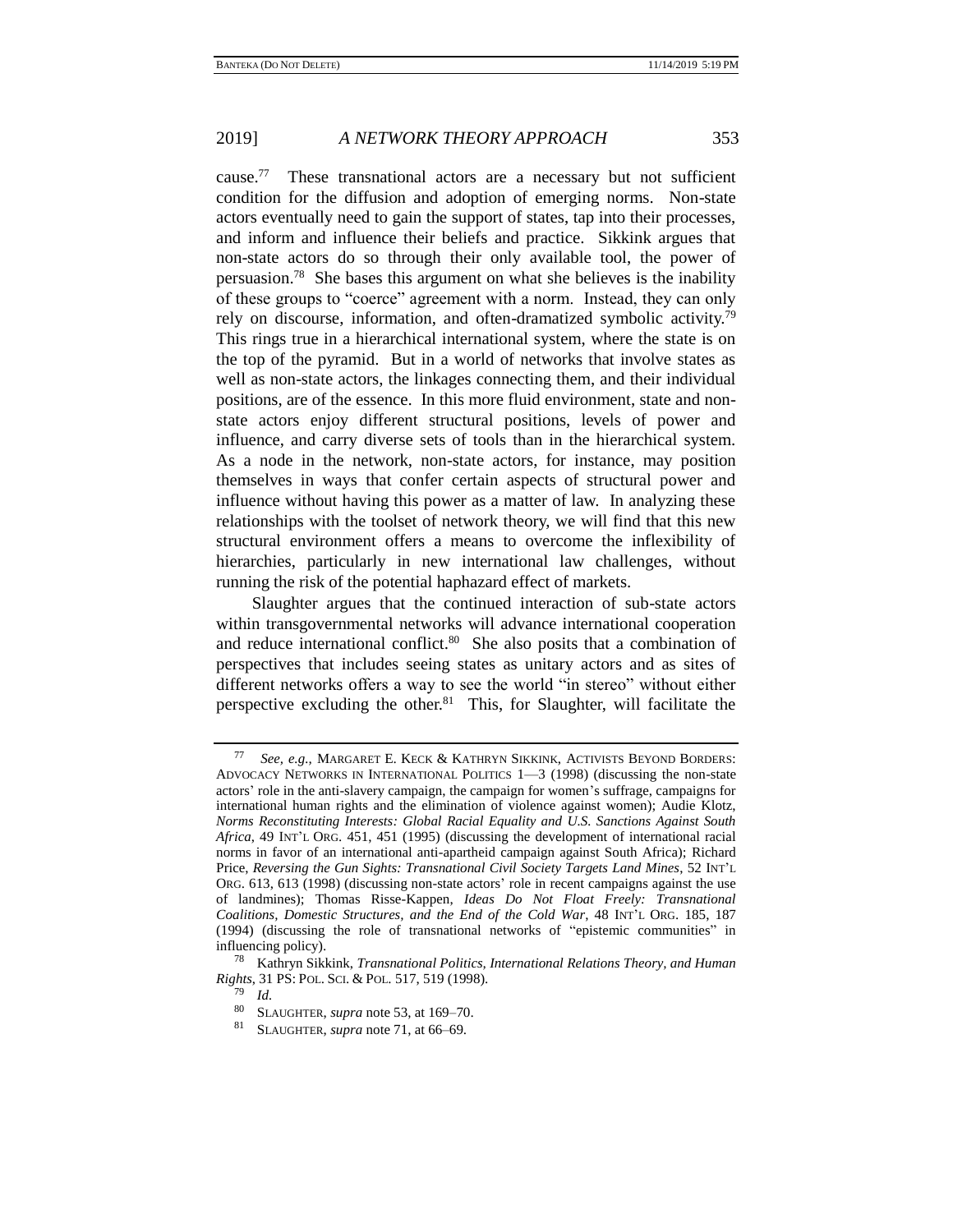cause.[77] These transnational actors are a necessary but not sufficient condition for the diffusion and adoption of emerging norms. Non-state actors eventually need to gain the support of states, tap into their processes, and inform and influence their beliefs and practice. Sikkink argues that non-state actors do so through their only available tool, the power of persuasion.[78] She bases this argument on what she believes is the inability of these groups to "coerce" agreement with a norm. Instead, they can only rely on discourse, information, and often-dramatized symbolic activity.[79] This rings true in a hierarchical international system, where the state is on the top of the pyramid. But in a world of networks that involve states as well as non-state actors, the linkages connecting them, and their individual positions, are of the essence. In this more fluid environment, state and non-state actors enjoy different structural positions, levels of power and influence, and carry diverse sets of tools than in the hierarchical system. As a node in the network, non-state actors, for instance, may position themselves in ways that confer certain aspects of structural power and influence without having this power as a matter of law. In analyzing these relationships with the toolset of network theory, we will find that this new structural environment offers a means to overcome the inflexibility of hierarchies, particularly in new international law challenges, without running the risk of the potential haphazard effect of markets.

Slaughter argues that the continued interaction of sub-state actors within transgovernmental networks will advance international cooperation and reduce international conflict.[80] She also posits that a combination of perspectives that includes seeing states as unitary actors and as sites of different networks offers a way to see the world "in stereo" without either perspective excluding the other.[81] This, for Slaughter, will facilitate the

---

[77] *See, e.g.*, MARGARET E. KECK & KATHRYN SIKKINK, ACTIVISTS BEYOND BORDERS: ADVOCACY NETWORKS IN INTERNATIONAL POLITICS 1—3 (1998) (discussing the non-state actors' role in the anti-slavery campaign, the campaign for women's suffrage, campaigns for international human rights and the elimination of violence against women); Audie Klotz, *Norms Reconstituting Interests: Global Racial Equality and U.S. Sanctions Against South Africa*, 49 INT'L ORG. 451, 451 (1995) (discussing the development of international racial norms in favor of an international anti-apartheid campaign against South Africa); Richard Price, *Reversing the Gun Sights: Transnational Civil Society Targets Land Mines*, 52 INT'L ORG. 613, 613 (1998) (discussing non-state actors' role in recent campaigns against the use of landmines); Thomas Risse-Kappen, *Ideas Do Not Float Freely: Transnational Coalitions, Domestic Structures, and the End of the Cold War*, 48 INT'L ORG. 185, 187 (1994) (discussing the role of transnational networks of "epistemic communities" in influencing policy).

[78] Kathryn Sikkink, *Transnational Politics, International Relations Theory, and Human Rights*, 31 PS: POL. SCI. & POL. 517, 519 (1998).

[79] *Id.*

[80] SLAUGHTER, *supra* note 53, at 169–70.

[81] SLAUGHTER, *supra* note 71, at 66–69.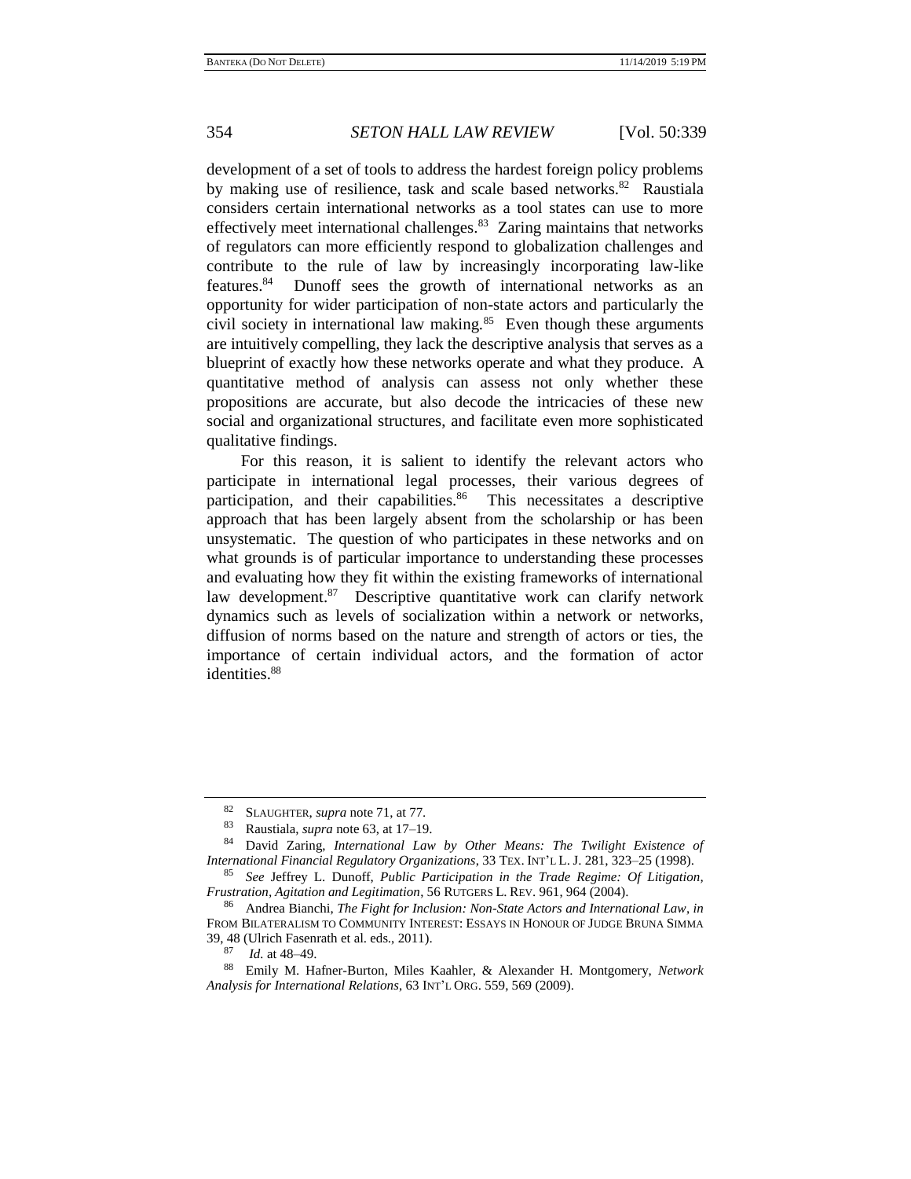development of a set of tools to address the hardest foreign policy problems by making use of resilience, task and scale based networks.[82] Raustiala considers certain international networks as a tool states can use to more effectively meet international challenges.[83] Zaring maintains that networks of regulators can more efficiently respond to globalization challenges and contribute to the rule of law by increasingly incorporating law-like features.[84] Dunoff sees the growth of international networks as an opportunity for wider participation of non-state actors and particularly the civil society in international law making.[85] Even though these arguments are intuitively compelling, they lack the descriptive analysis that serves as a blueprint of exactly how these networks operate and what they produce. A quantitative method of analysis can assess not only whether these propositions are accurate, but also decode the intricacies of these new social and organizational structures, and facilitate even more sophisticated qualitative findings.

For this reason, it is salient to identify the relevant actors who participate in international legal processes, their various degrees of participation, and their capabilities.[86] This necessitates a descriptive approach that has been largely absent from the scholarship or has been unsystematic. The question of who participates in these networks and on what grounds is of particular importance to understanding these processes and evaluating how they fit within the existing frameworks of international law development.[87] Descriptive quantitative work can clarify network dynamics such as levels of socialization within a network or networks, diffusion of norms based on the nature and strength of actors or ties, the importance of certain individual actors, and the formation of actor identities.[88]

---

[82] SLAUGHTER, *supra* note 71, at 77.

[83] Raustiala, *supra* note 63, at 17–19.

[84] David Zaring, *International Law by Other Means: The Twilight Existence of International Financial Regulatory Organizations*, 33 TEX. INT'L L. J. 281, 323–25 (1998).

[85] *See* Jeffrey L. Dunoff, *Public Participation in the Trade Regime: Of Litigation, Frustration, Agitation and Legitimation*, 56 RUTGERS L. REV. 961, 964 (2004).

[86] Andrea Bianchi, *The Fight for Inclusion: Non-State Actors and International Law*, *in* FROM BILATERALISM TO COMMUNITY INTEREST: ESSAYS IN HONOUR OF JUDGE BRUNA SIMMA 39, 48 (Ulrich Fasenrath et al. eds., 2011).

[87] *Id.* at 48–49.

[88] Emily M. Hafner-Burton, Miles Kaahler, & Alexander H. Montgomery, *Network Analysis for International Relations*, 63 INT'L ORG. 559, 569 (2009).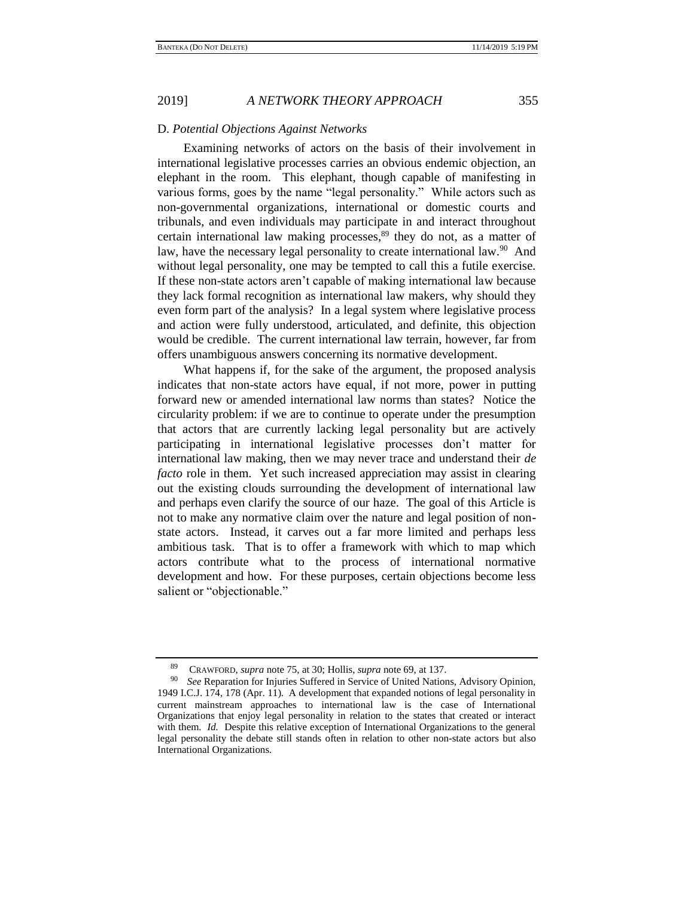### D. *Potential Objections Against Networks*

Examining networks of actors on the basis of their involvement in international legislative processes carries an obvious endemic objection, an elephant in the room. This elephant, though capable of manifesting in various forms, goes by the name "legal personality." While actors such as non-governmental organizations, international or domestic courts and tribunals, and even individuals may participate in and interact throughout certain international law making processes,[89] they do not, as a matter of law, have the necessary legal personality to create international law.[90] And without legal personality, one may be tempted to call this a futile exercise. If these non-state actors aren't capable of making international law because they lack formal recognition as international law makers, why should they even form part of the analysis? In a legal system where legislative process and action were fully understood, articulated, and definite, this objection would be credible. The current international law terrain, however, far from offers unambiguous answers concerning its normative development.

What happens if, for the sake of the argument, the proposed analysis indicates that non-state actors have equal, if not more, power in putting forward new or amended international law norms than states? Notice the circularity problem: if we are to continue to operate under the presumption that actors that are currently lacking legal personality but are actively participating in international legislative processes don't matter for international law making, then we may never trace and understand their *de facto* role in them. Yet such increased appreciation may assist in clearing out the existing clouds surrounding the development of international law and perhaps even clarify the source of our haze. The goal of this Article is not to make any normative claim over the nature and legal position of non-state actors. Instead, it carves out a far more limited and perhaps less ambitious task. That is to offer a framework with which to map which actors contribute what to the process of international normative development and how. For these purposes, certain objections become less salient or "objectionable."

---

[89] CRAWFORD, *supra* note 75, at 30; Hollis, *supra* note 69, at 137.

[90] *See* Reparation for Injuries Suffered in Service of United Nations, Advisory Opinion, 1949 I.C.J. 174, 178 (Apr. 11). A development that expanded notions of legal personality in current mainstream approaches to international law is the case of International Organizations that enjoy legal personality in relation to the states that created or interact with them. *Id.* Despite this relative exception of International Organizations to the general legal personality the debate still stands often in relation to other non-state actors but also International Organizations.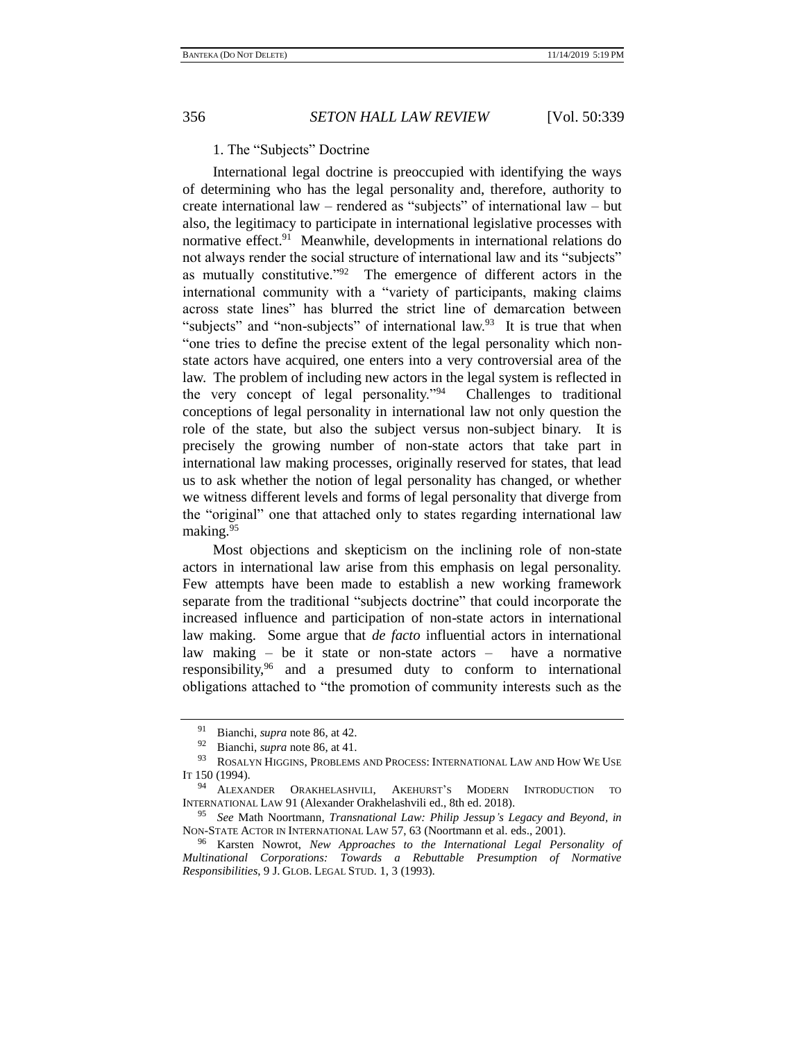### 1. The "Subjects" Doctrine

International legal doctrine is preoccupied with identifying the ways of determining who has the legal personality and, therefore, authority to create international law – rendered as "subjects" of international law – but also, the legitimacy to participate in international legislative processes with normative effect.[91] Meanwhile, developments in international relations do not always render the social structure of international law and its "subjects" as mutually constitutive."[92] The emergence of different actors in the international community with a "variety of participants, making claims across state lines" has blurred the strict line of demarcation between "subjects" and "non-subjects" of international law.[93] It is true that when "one tries to define the precise extent of the legal personality which non-state actors have acquired, one enters into a very controversial area of the law. The problem of including new actors in the legal system is reflected in the very concept of legal personality."[94] Challenges to traditional conceptions of legal personality in international law not only question the role of the state, but also the subject versus non-subject binary. It is precisely the growing number of non-state actors that take part in international law making processes, originally reserved for states, that lead us to ask whether the notion of legal personality has changed, or whether we witness different levels and forms of legal personality that diverge from the "original" one that attached only to states regarding international law making.[95]

Most objections and skepticism on the inclining role of non-state actors in international law arise from this emphasis on legal personality. Few attempts have been made to establish a new working framework separate from the traditional "subjects doctrine" that could incorporate the increased influence and participation of non-state actors in international law making. Some argue that *de facto* influential actors in international law making – be it state or non-state actors – have a normative responsibility,[96] and a presumed duty to conform to international obligations attached to "the promotion of community interests such as the

---

[91] Bianchi, *supra* note 86, at 42.

[92] Bianchi, *supra* note 86, at 41.

[93] ROSALYN HIGGINS, PROBLEMS AND PROCESS: INTERNATIONAL LAW AND HOW WE USE IT 150 (1994).

[94] ALEXANDER ORAKHELASHVILI, AKEHURST'S MODERN INTRODUCTION TO INTERNATIONAL LAW 91 (Alexander Orakhelashvili ed., 8th ed. 2018).

[95] *See* Math Noortmann, *Transnational Law: Philip Jessup's Legacy and Beyond*, *in* NON-STATE ACTOR IN INTERNATIONAL LAW 57, 63 (Noortmann et al. eds., 2001).

[96] Karsten Nowrot, *New Approaches to the International Legal Personality of Multinational Corporations: Towards a Rebuttable Presumption of Normative Responsibilities*, 9 J. GLOB. LEGAL STUD. 1, 3 (1993).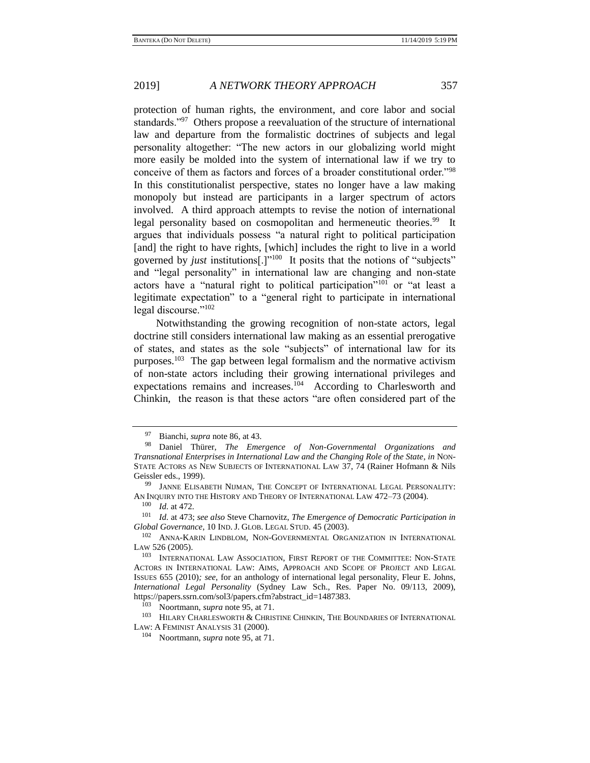protection of human rights, the environment, and core labor and social standards."[97] Others propose a reevaluation of the structure of international law and departure from the formalistic doctrines of subjects and legal personality altogether: "The new actors in our globalizing world might more easily be molded into the system of international law if we try to conceive of them as factors and forces of a broader constitutional order."[98] In this constitutionalist perspective, states no longer have a law making monopoly but instead are participants in a larger spectrum of actors involved. A third approach attempts to revise the notion of international legal personality based on cosmopolitan and hermeneutic theories.[99] It argues that individuals possess "a natural right to political participation [and] the right to have rights, [which] includes the right to live in a world governed by *just* institutions[.]"[100] It posits that the notions of "subjects" and "legal personality" in international law are changing and non-state actors have a "natural right to political participation"[101] or "at least a legitimate expectation" to a "general right to participate in international legal discourse."[102]

Notwithstanding the growing recognition of non-state actors, legal doctrine still considers international law making as an essential prerogative of states, and states as the sole "subjects" of international law for its purposes.[103] The gap between legal formalism and the normative activism of non-state actors including their growing international privileges and expectations remains and increases.[104] According to Charlesworth and Chinkin, the reason is that these actors "are often considered part of the

---

[97] Bianchi, *supra* note 86, at 43.

[98] Daniel Thürer, *The Emergence of Non-Governmental Organizations and Transnational Enterprises in International Law and the Changing Role of the State*, *in* NON-STATE ACTORS AS NEW SUBJECTS OF INTERNATIONAL LAW 37, 74 (Rainer Hofmann & Nils Geissler eds., 1999).

[99] JANNE ELISABETH NIJMAN, THE CONCEPT OF INTERNATIONAL LEGAL PERSONALITY: AN INQUIRY INTO THE HISTORY AND THEORY OF INTERNATIONAL LAW 472–73 (2004).

[100] *Id.* at 472.

[101] *Id.* at 473; *see also* Steve Charnovitz, *The Emergence of Democratic Participation in Global Governance*, 10 IND. J. GLOB. LEGAL STUD. 45 (2003).

[102] ANNA-KARIN LINDBLOM, NON-GOVERNMENTAL ORGANIZATION IN INTERNATIONAL LAW 526 (2005).

[103] INTERNATIONAL LAW ASSOCIATION, FIRST REPORT OF THE COMMITTEE: NON-STATE ACTORS IN INTERNATIONAL LAW: AIMS, APPROACH AND SCOPE OF PROJECT AND LEGAL ISSUES 655 (2010)*; see*, for an anthology of international legal personality, Fleur E. Johns, *International Legal Personality* (Sydney Law Sch., Res. Paper No. 09/113, 2009), https://papers.ssrn.com/sol3/papers.cfm?abstract_id=1487383.

[103] Noortmann, *supra* note 95, at 71.

[103] HILARY CHARLESWORTH & CHRISTINE CHINKIN, THE BOUNDARIES OF INTERNATIONAL LAW: A FEMINIST ANALYSIS 31 (2000).

[104] Noortmann, *supra* note 95, at 71.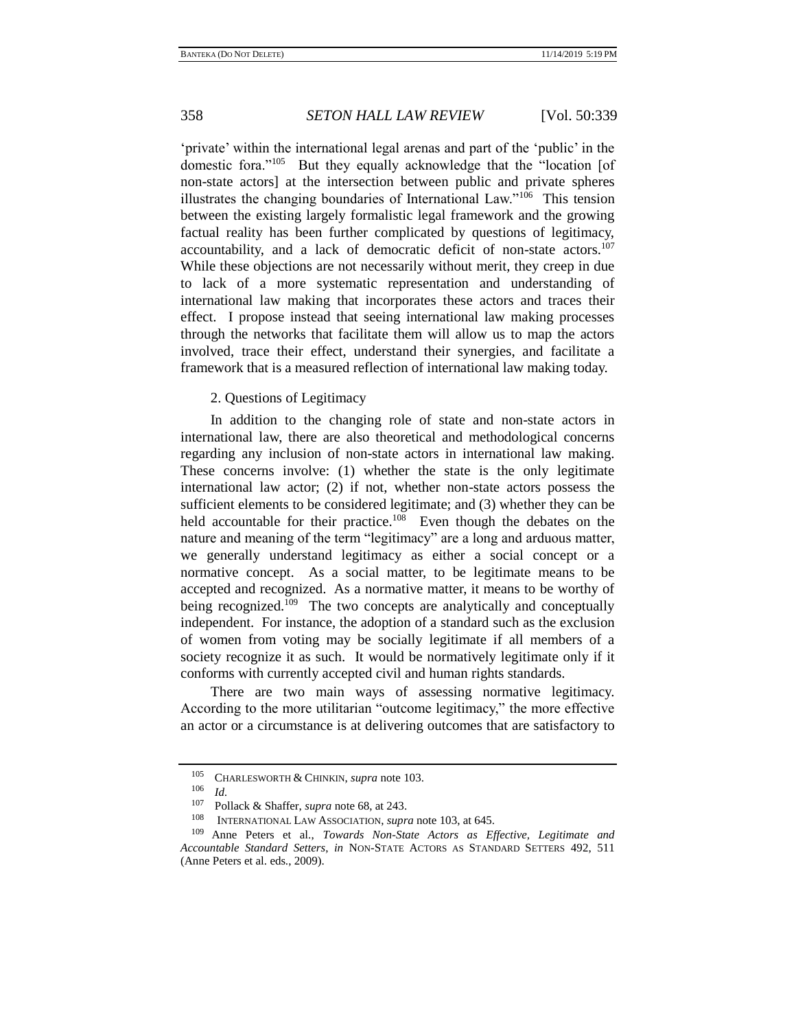'private' within the international legal arenas and part of the 'public' in the domestic fora."[105] But they equally acknowledge that the "location [of non-state actors] at the intersection between public and private spheres illustrates the changing boundaries of International Law."[106] This tension between the existing largely formalistic legal framework and the growing factual reality has been further complicated by questions of legitimacy, accountability, and a lack of democratic deficit of non-state actors.[107] While these objections are not necessarily without merit, they creep in due to lack of a more systematic representation and understanding of international law making that incorporates these actors and traces their effect. I propose instead that seeing international law making processes through the networks that facilitate them will allow us to map the actors involved, trace their effect, understand their synergies, and facilitate a framework that is a measured reflection of international law making today.

2. Questions of Legitimacy

In addition to the changing role of state and non-state actors in international law, there are also theoretical and methodological concerns regarding any inclusion of non-state actors in international law making. These concerns involve: (1) whether the state is the only legitimate international law actor; (2) if not, whether non-state actors possess the sufficient elements to be considered legitimate; and (3) whether they can be held accountable for their practice.[108] Even though the debates on the nature and meaning of the term "legitimacy" are a long and arduous matter, we generally understand legitimacy as either a social concept or a normative concept. As a social matter, to be legitimate means to be accepted and recognized. As a normative matter, it means to be worthy of being recognized.[109] The two concepts are analytically and conceptually independent. For instance, the adoption of a standard such as the exclusion of women from voting may be socially legitimate if all members of a society recognize it as such. It would be normatively legitimate only if it conforms with currently accepted civil and human rights standards.

There are two main ways of assessing normative legitimacy. According to the more utilitarian "outcome legitimacy," the more effective an actor or a circumstance is at delivering outcomes that are satisfactory to

---

[105] CHARLESWORTH & CHINKIN, *supra* note 103.

[106] *Id.*

[107] Pollack & Shaffer, *supra* note 68, at 243.

[108] INTERNATIONAL LAW ASSOCIATION, *supra* note 103, at 645.

[109] Anne Peters et al., *Towards Non-State Actors as Effective, Legitimate and Accountable Standard Setters*, *in* NON-STATE ACTORS AS STANDARD SETTERS 492, 511 (Anne Peters et al. eds., 2009).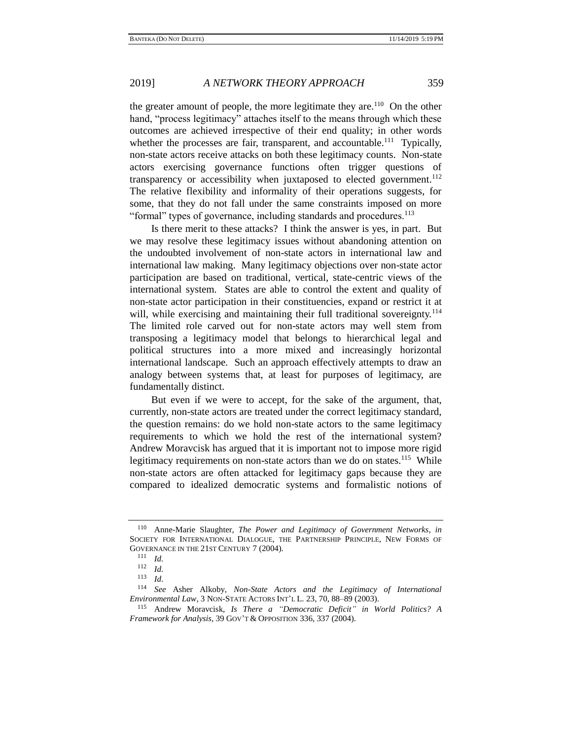the greater amount of people, the more legitimate they are.[110] On the other hand, "process legitimacy" attaches itself to the means through which these outcomes are achieved irrespective of their end quality; in other words whether the processes are fair, transparent, and accountable.[111] Typically, non-state actors receive attacks on both these legitimacy counts. Non-state actors exercising governance functions often trigger questions of transparency or accessibility when juxtaposed to elected government.[112] The relative flexibility and informality of their operations suggests, for some, that they do not fall under the same constraints imposed on more "formal" types of governance, including standards and procedures.[113]

Is there merit to these attacks? I think the answer is yes, in part. But we may resolve these legitimacy issues without abandoning attention on the undoubted involvement of non-state actors in international law and international law making. Many legitimacy objections over non-state actor participation are based on traditional, vertical, state-centric views of the international system. States are able to control the extent and quality of non-state actor participation in their constituencies, expand or restrict it at will, while exercising and maintaining their full traditional sovereignty.[114] The limited role carved out for non-state actors may well stem from transposing a legitimacy model that belongs to hierarchical legal and political structures into a more mixed and increasingly horizontal international landscape. Such an approach effectively attempts to draw an analogy between systems that, at least for purposes of legitimacy, are fundamentally distinct.

But even if we were to accept, for the sake of the argument, that, currently, non-state actors are treated under the correct legitimacy standard, the question remains: do we hold non-state actors to the same legitimacy requirements to which we hold the rest of the international system? Andrew Moravcsik has argued that it is important not to impose more rigid legitimacy requirements on non-state actors than we do on states.[115] While non-state actors are often attacked for legitimacy gaps because they are compared to idealized democratic systems and formalistic notions of

---

110 Anne-Marie Slaughter, *The Power and Legitimacy of Government Networks*, *in* SOCIETY FOR INTERNATIONAL DIALOGUE, THE PARTNERSHIP PRINCIPLE, NEW FORMS OF GOVERNANCE IN THE 21ST CENTURY 7 (2004).

111 *Id.*

112 *Id.*

113 *Id.*

114 *See* Asher Alkoby, *Non-State Actors and the Legitimacy of International Environmental Law*, 3 NON-STATE ACTORS INT'L L. 23, 70, 88–89 (2003).

115 Andrew Moravcsik, *Is There a "Democratic Deficit" in World Politics? A Framework for Analysis*, 39 GOV'T & OPPOSITION 336, 337 (2004).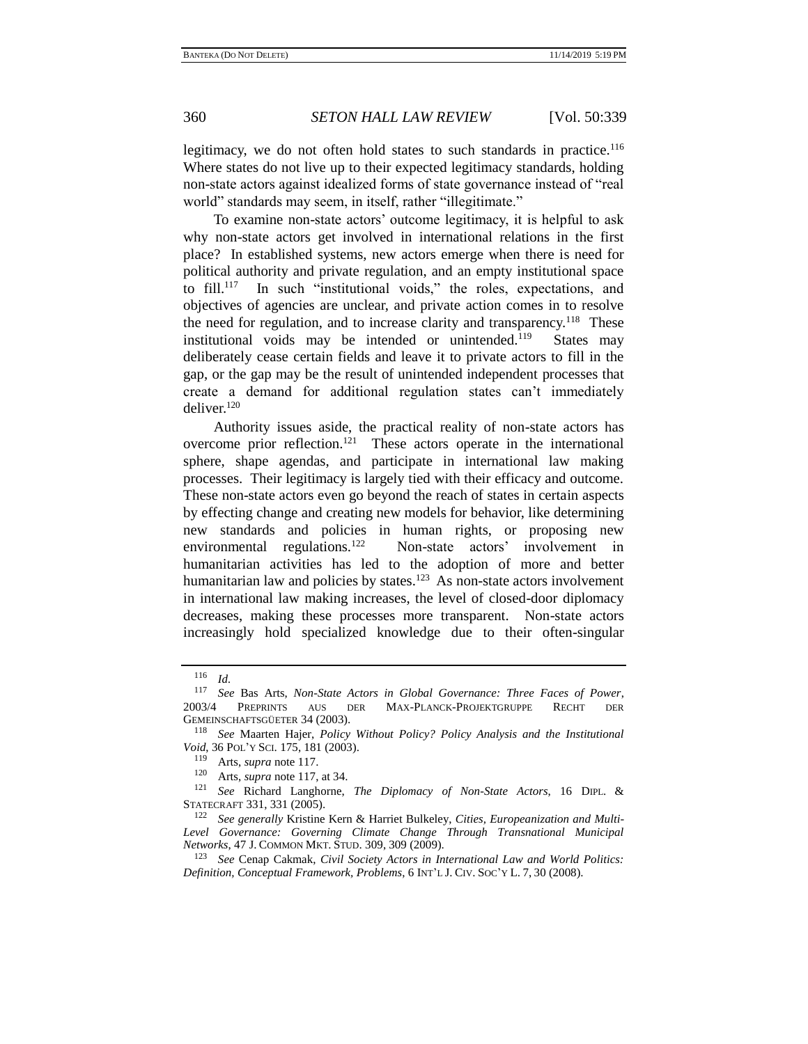legitimacy, we do not often hold states to such standards in practice.[116] Where states do not live up to their expected legitimacy standards, holding non-state actors against idealized forms of state governance instead of "real world" standards may seem, in itself, rather "illegitimate."

To examine non-state actors' outcome legitimacy, it is helpful to ask why non-state actors get involved in international relations in the first place? In established systems, new actors emerge when there is need for political authority and private regulation, and an empty institutional space to fill.[117] In such "institutional voids," the roles, expectations, and objectives of agencies are unclear, and private action comes in to resolve the need for regulation, and to increase clarity and transparency.[118] These institutional voids may be intended or unintended.[119] States may deliberately cease certain fields and leave it to private actors to fill in the gap, or the gap may be the result of unintended independent processes that create a demand for additional regulation states can't immediately deliver.[120]

Authority issues aside, the practical reality of non-state actors has overcome prior reflection.[121] These actors operate in the international sphere, shape agendas, and participate in international law making processes. Their legitimacy is largely tied with their efficacy and outcome. These non-state actors even go beyond the reach of states in certain aspects by effecting change and creating new models for behavior, like determining new standards and policies in human rights, or proposing new environmental regulations.[122] Non-state actors' involvement in humanitarian activities has led to the adoption of more and better humanitarian law and policies by states.[123] As non-state actors involvement in international law making increases, the level of closed-door diplomacy decreases, making these processes more transparent. Non-state actors increasingly hold specialized knowledge due to their often-singular

---

[116] *Id.*

[117] *See* Bas Arts, *Non-State Actors in Global Governance: Three Faces of Power*, 2003/4 PREPRINTS AUS DER MAX-PLANCK-PROJEKTGRUPPE RECHT DER GEMEINSCHAFTSGÜETER 34 (2003).

[118] *See* Maarten Hajer, *Policy Without Policy? Policy Analysis and the Institutional Void*, 36 POL'Y SCI. 175, 181 (2003).

[119] Arts, *supra* note 117.

[120] Arts, *supra* note 117, at 34.

[121] *See* Richard Langhorne, *The Diplomacy of Non-State Actors*, 16 DIPL. & STATECRAFT 331, 331 (2005).

[122] *See generally* Kristine Kern & Harriet Bulkeley, *Cities, Europeanization and Multi-Level Governance: Governing Climate Change Through Transnational Municipal Networks*, 47 J. COMMON MKT. STUD. 309, 309 (2009).

[123] *See* Cenap Cakmak, *Civil Society Actors in International Law and World Politics: Definition, Conceptual Framework, Problems*, 6 INT'L J. CIV. SOC'Y L. 7, 30 (2008).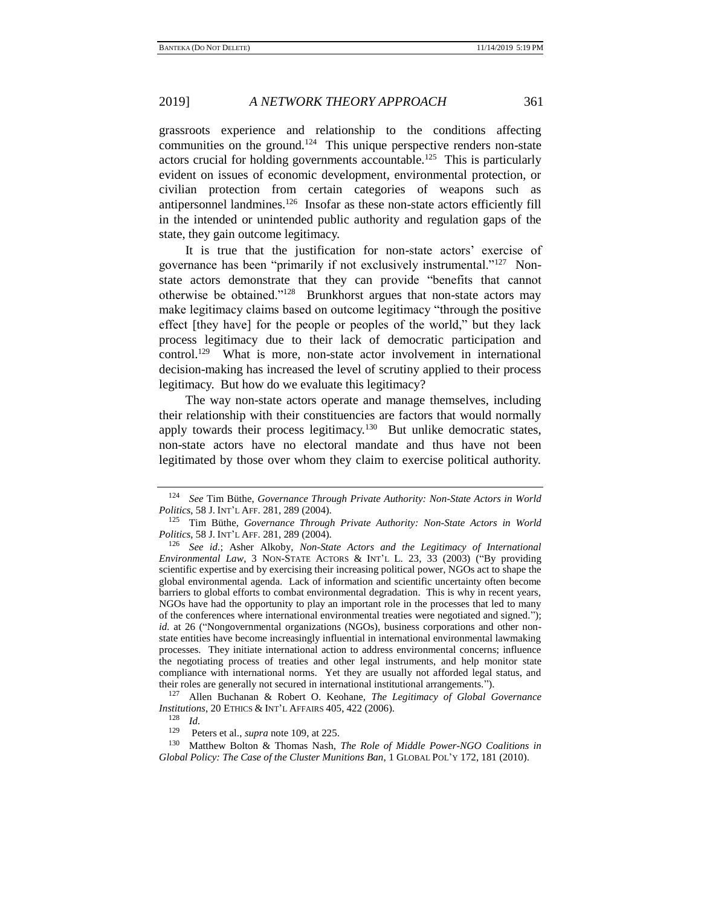grassroots experience and relationship to the conditions affecting communities on the ground.[124] This unique perspective renders non-state actors crucial for holding governments accountable.[125] This is particularly evident on issues of economic development, environmental protection, or civilian protection from certain categories of weapons such as antipersonnel landmines.[126] Insofar as these non-state actors efficiently fill in the intended or unintended public authority and regulation gaps of the state, they gain outcome legitimacy.

It is true that the justification for non-state actors' exercise of governance has been "primarily if not exclusively instrumental."[127] Non-state actors demonstrate that they can provide "benefits that cannot otherwise be obtained."[128] Brunkhorst argues that non-state actors may make legitimacy claims based on outcome legitimacy "through the positive effect [they have] for the people or peoples of the world," but they lack process legitimacy due to their lack of democratic participation and control.[129] What is more, non-state actor involvement in international decision-making has increased the level of scrutiny applied to their process legitimacy. But how do we evaluate this legitimacy?

The way non-state actors operate and manage themselves, including their relationship with their constituencies are factors that would normally apply towards their process legitimacy.[130] But unlike democratic states, non-state actors have no electoral mandate and thus have not been legitimated by those over whom they claim to exercise political authority.

---

[124] *See* Tim Büthe, *Governance Through Private Authority: Non-State Actors in World Politics*, 58 J. INT'L AFF. 281, 289 (2004).

[125] Tim Büthe, *Governance Through Private Authority: Non-State Actors in World Politics*, 58 J. INT'L AFF. 281, 289 (2004).

[126] *See id.*; Asher Alkoby, *Non-State Actors and the Legitimacy of International Environmental Law*, 3 NON-STATE ACTORS & INT'L L. 23, 33 (2003) ("By providing scientific expertise and by exercising their increasing political power, NGOs act to shape the global environmental agenda. Lack of information and scientific uncertainty often become barriers to global efforts to combat environmental degradation. This is why in recent years, NGOs have had the opportunity to play an important role in the processes that led to many of the conferences where international environmental treaties were negotiated and signed."); *id.* at 26 ("Nongovernmental organizations (NGOs), business corporations and other non-state entities have become increasingly influential in international environmental lawmaking processes. They initiate international action to address environmental concerns; influence the negotiating process of treaties and other legal instruments, and help monitor state compliance with international norms. Yet they are usually not afforded legal status, and their roles are generally not secured in international institutional arrangements.").

[127] Allen Buchanan & Robert O. Keohane, *The Legitimacy of Global Governance Institutions*, 20 ETHICS & INT'L AFFAIRS 405, 422 (2006).

[128] *Id.*

[129] Peters et al., *supra* note 109, at 225.

[130] Matthew Bolton & Thomas Nash, *The Role of Middle Power-NGO Coalitions in Global Policy: The Case of the Cluster Munitions Ban*, 1 GLOBAL POL'Y 172, 181 (2010).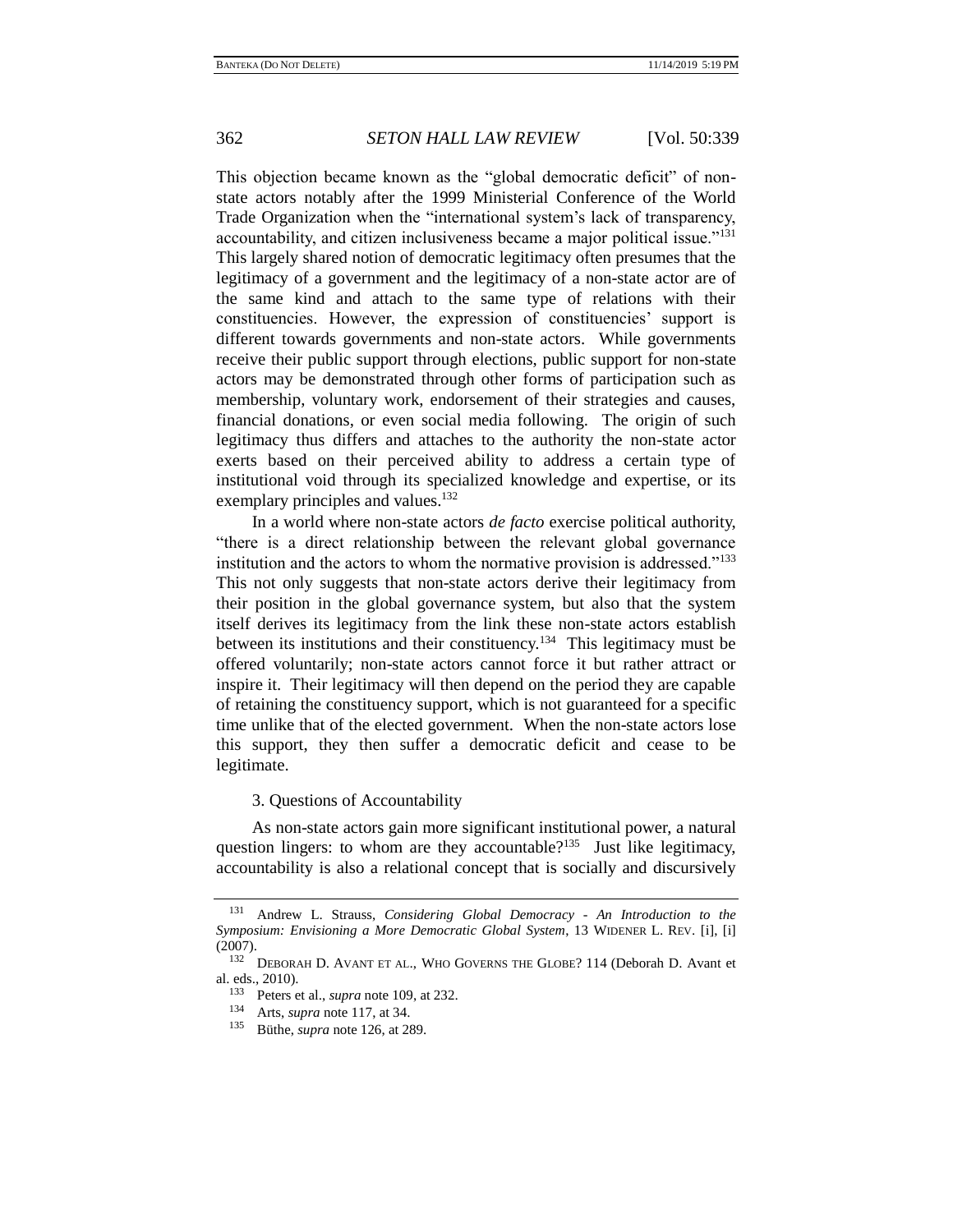This objection became known as the "global democratic deficit" of non-state actors notably after the 1999 Ministerial Conference of the World Trade Organization when the "international system's lack of transparency, accountability, and citizen inclusiveness became a major political issue."[131] This largely shared notion of democratic legitimacy often presumes that the legitimacy of a government and the legitimacy of a non-state actor are of the same kind and attach to the same type of relations with their constituencies. However, the expression of constituencies' support is different towards governments and non-state actors. While governments receive their public support through elections, public support for non-state actors may be demonstrated through other forms of participation such as membership, voluntary work, endorsement of their strategies and causes, financial donations, or even social media following. The origin of such legitimacy thus differs and attaches to the authority the non-state actor exerts based on their perceived ability to address a certain type of institutional void through its specialized knowledge and expertise, or its exemplary principles and values.[132]

In a world where non-state actors *de facto* exercise political authority, "there is a direct relationship between the relevant global governance institution and the actors to whom the normative provision is addressed."[133] This not only suggests that non-state actors derive their legitimacy from their position in the global governance system, but also that the system itself derives its legitimacy from the link these non-state actors establish between its institutions and their constituency.[134] This legitimacy must be offered voluntarily; non-state actors cannot force it but rather attract or inspire it. Their legitimacy will then depend on the period they are capable of retaining the constituency support, which is not guaranteed for a specific time unlike that of the elected government. When the non-state actors lose this support, they then suffer a democratic deficit and cease to be legitimate.

### 3. Questions of Accountability

As non-state actors gain more significant institutional power, a natural question lingers: to whom are they accountable?[135] Just like legitimacy, accountability is also a relational concept that is socially and discursively

---

[131] Andrew L. Strauss, *Considering Global Democracy - An Introduction to the Symposium: Envisioning a More Democratic Global System*, 13 WIDENER L. REV. [i], [i] (2007).

[132] DEBORAH D. AVANT ET AL., WHO GOVERNS THE GLOBE? 114 (Deborah D. Avant et al. eds., 2010).

[133] Peters et al., *supra* note 109, at 232.

[134] Arts, *supra* note 117, at 34.

[135] Büthe, *supra* note 126, at 289.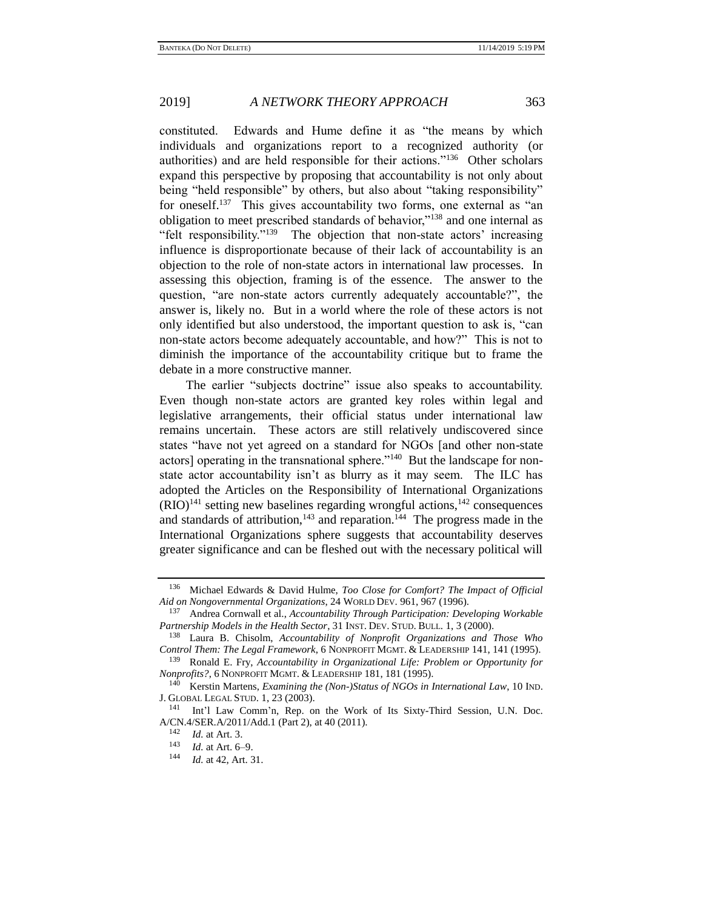constituted. Edwards and Hume define it as "the means by which individuals and organizations report to a recognized authority (or authorities) and are held responsible for their actions."[136] Other scholars expand this perspective by proposing that accountability is not only about being "held responsible" by others, but also about "taking responsibility" for oneself.[137] This gives accountability two forms, one external as "an obligation to meet prescribed standards of behavior,"[138] and one internal as "felt responsibility."[139] The objection that non-state actors' increasing influence is disproportionate because of their lack of accountability is an objection to the role of non-state actors in international law processes. In assessing this objection, framing is of the essence. The answer to the question, "are non-state actors currently adequately accountable?", the answer is, likely no. But in a world where the role of these actors is not only identified but also understood, the important question to ask is, "can non-state actors become adequately accountable, and how?" This is not to diminish the importance of the accountability critique but to frame the debate in a more constructive manner.

The earlier "subjects doctrine" issue also speaks to accountability. Even though non-state actors are granted key roles within legal and legislative arrangements, their official status under international law remains uncertain. These actors are still relatively undiscovered since states "have not yet agreed on a standard for NGOs [and other non-state actors] operating in the transnational sphere."[140] But the landscape for non-state actor accountability isn't as blurry as it may seem. The ILC has adopted the Articles on the Responsibility of International Organizations (RIO)[141] setting new baselines regarding wrongful actions,[142] consequences and standards of attribution,[143] and reparation.[144] The progress made in the International Organizations sphere suggests that accountability deserves greater significance and can be fleshed out with the necessary political will

---

136 Michael Edwards & David Hulme, *Too Close for Comfort? The Impact of Official Aid on Nongovernmental Organizations*, 24 WORLD DEV. 961, 967 (1996).

137 Andrea Cornwall et al., *Accountability Through Participation: Developing Workable Partnership Models in the Health Sector*, 31 INST. DEV. STUD. BULL. 1, 3 (2000).

138 Laura B. Chisolm, *Accountability of Nonprofit Organizations and Those Who Control Them: The Legal Framework*, 6 NONPROFIT MGMT. & LEADERSHIP 141, 141 (1995).

139 Ronald E. Fry, *Accountability in Organizational Life: Problem or Opportunity for Nonprofits?*, 6 NONPROFIT MGMT. & LEADERSHIP 181, 181 (1995).

140 Kerstin Martens, *Examining the (Non-)Status of NGOs in International Law*, 10 IND. J. GLOBAL LEGAL STUD. 1, 23 (2003).

141 Int'l Law Comm'n, Rep. on the Work of Its Sixty-Third Session, U.N. Doc. A/CN.4/SER.A/2011/Add.1 (Part 2), at 40 (2011).

142 *Id.* at Art. 3.

143 *Id.* at Art. 6–9.

144 *Id.* at 42, Art. 31.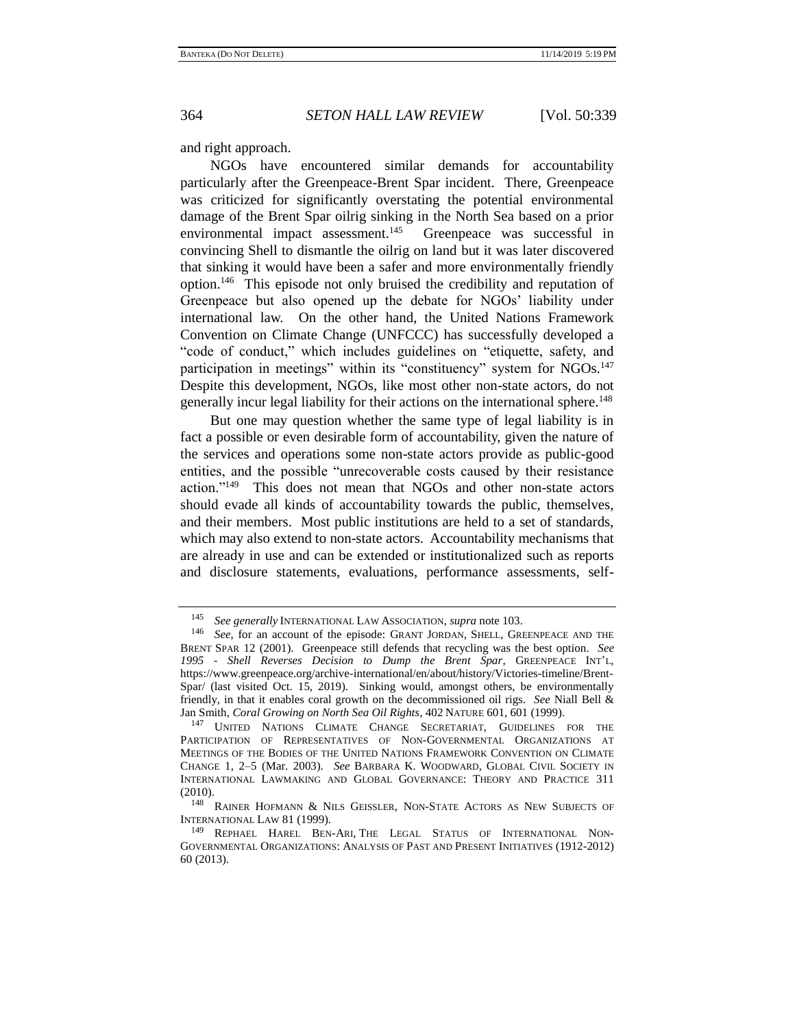and right approach.

NGOs have encountered similar demands for accountability particularly after the Greenpeace-Brent Spar incident. There, Greenpeace was criticized for significantly overstating the potential environmental damage of the Brent Spar oilrig sinking in the North Sea based on a prior environmental impact assessment.[145] Greenpeace was successful in convincing Shell to dismantle the oilrig on land but it was later discovered that sinking it would have been a safer and more environmentally friendly option.[146] This episode not only bruised the credibility and reputation of Greenpeace but also opened up the debate for NGOs' liability under international law. On the other hand, the United Nations Framework Convention on Climate Change (UNFCCC) has successfully developed a "code of conduct," which includes guidelines on "etiquette, safety, and participation in meetings" within its "constituency" system for NGOs.[147] Despite this development, NGOs, like most other non-state actors, do not generally incur legal liability for their actions on the international sphere.[148]

But one may question whether the same type of legal liability is in fact a possible or even desirable form of accountability, given the nature of the services and operations some non-state actors provide as public-good entities, and the possible "unrecoverable costs caused by their resistance action."[149] This does not mean that NGOs and other non-state actors should evade all kinds of accountability towards the public, themselves, and their members. Most public institutions are held to a set of standards, which may also extend to non-state actors. Accountability mechanisms that are already in use and can be extended or institutionalized such as reports and disclosure statements, evaluations, performance assessments, self-

---

[145] *See generally* INTERNATIONAL LAW ASSOCIATION, *supra* note 103.

[146] *See*, for an account of the episode: GRANT JORDAN, SHELL, GREENPEACE AND THE BRENT SPAR 12 (2001). Greenpeace still defends that recycling was the best option. *See 1995 - Shell Reverses Decision to Dump the Brent Spar*, GREENPEACE INT'L, https://www.greenpeace.org/archive-international/en/about/history/Victories-timeline/Brent-Spar/ (last visited Oct. 15, 2019). Sinking would, amongst others, be environmentally friendly, in that it enables coral growth on the decommissioned oil rigs. *See* Niall Bell & Jan Smith, *Coral Growing on North Sea Oil Rights*, 402 NATURE 601, 601 (1999).

[147] UNITED NATIONS CLIMATE CHANGE SECRETARIAT, GUIDELINES FOR THE PARTICIPATION OF REPRESENTATIVES OF NON-GOVERNMENTAL ORGANIZATIONS AT MEETINGS OF THE BODIES OF THE UNITED NATIONS FRAMEWORK CONVENTION ON CLIMATE CHANGE 1, 2–5 (Mar. 2003). *See* BARBARA K. WOODWARD, GLOBAL CIVIL SOCIETY IN INTERNATIONAL LAWMAKING AND GLOBAL GOVERNANCE: THEORY AND PRACTICE 311 (2010).

[148] RAINER HOFMANN & NILS GEISSLER, NON-STATE ACTORS AS NEW SUBJECTS OF INTERNATIONAL LAW 81 (1999).

[149] REPHAEL HAREL BEN-ARI, THE LEGAL STATUS OF INTERNATIONAL NON-GOVERNMENTAL ORGANIZATIONS: ANALYSIS OF PAST AND PRESENT INITIATIVES (1912-2012) 60 (2013).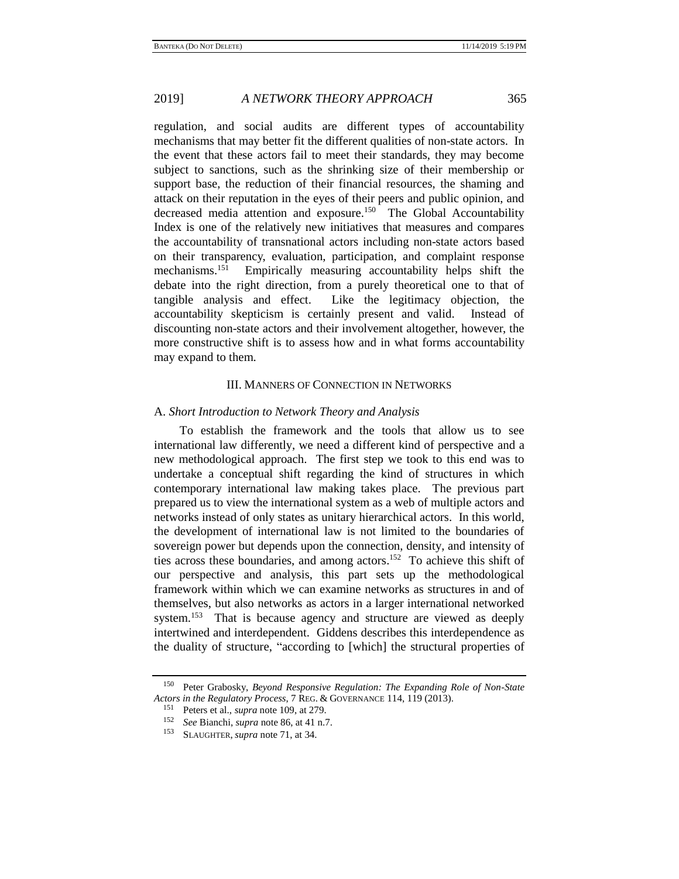regulation, and social audits are different types of accountability mechanisms that may better fit the different qualities of non-state actors. In the event that these actors fail to meet their standards, they may become subject to sanctions, such as the shrinking size of their membership or support base, the reduction of their financial resources, the shaming and attack on their reputation in the eyes of their peers and public opinion, and decreased media attention and exposure.[150] The Global Accountability Index is one of the relatively new initiatives that measures and compares the accountability of transnational actors including non-state actors based on their transparency, evaluation, participation, and complaint response mechanisms.[151] Empirically measuring accountability helps shift the debate into the right direction, from a purely theoretical one to that of tangible analysis and effect. Like the legitimacy objection, the accountability skepticism is certainly present and valid. Instead of discounting non-state actors and their involvement altogether, however, the more constructive shift is to assess how and in what forms accountability may expand to them.

## III. Manners of Connection in Networks

### A. *Short Introduction to Network Theory and Analysis*

To establish the framework and the tools that allow us to see international law differently, we need a different kind of perspective and a new methodological approach. The first step we took to this end was to undertake a conceptual shift regarding the kind of structures in which contemporary international law making takes place. The previous part prepared us to view the international system as a web of multiple actors and networks instead of only states as unitary hierarchical actors. In this world, the development of international law is not limited to the boundaries of sovereign power but depends upon the connection, density, and intensity of ties across these boundaries, and among actors.[152] To achieve this shift of our perspective and analysis, this part sets up the methodological framework within which we can examine networks as structures in and of themselves, but also networks as actors in a larger international networked system.[153] That is because agency and structure are viewed as deeply intertwined and interdependent. Giddens describes this interdependence as the duality of structure, "according to [which] the structural properties of

---

[150] Peter Grabosky, *Beyond Responsive Regulation: The Expanding Role of Non-State Actors in the Regulatory Process*, 7 Reg. & Governance 114, 119 (2013).

[151] Peters et al., *supra* note 109, at 279.

[152] *See* Bianchi, *supra* note 86, at 41 n.7.

[153] Slaughter, *supra* note 71, at 34.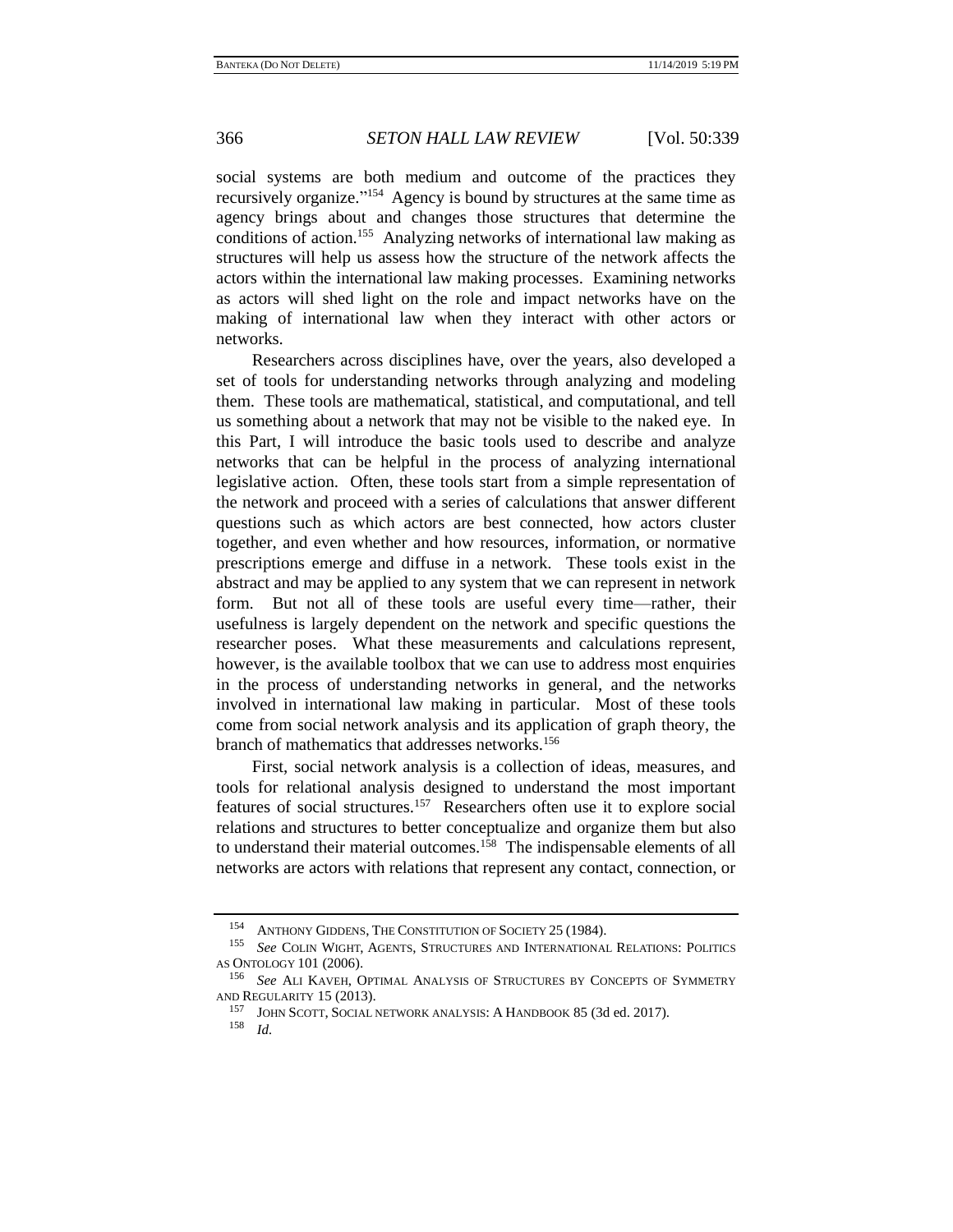social systems are both medium and outcome of the practices they recursively organize."[154] Agency is bound by structures at the same time as agency brings about and changes those structures that determine the conditions of action.[155] Analyzing networks of international law making as structures will help us assess how the structure of the network affects the actors within the international law making processes. Examining networks as actors will shed light on the role and impact networks have on the making of international law when they interact with other actors or networks.

Researchers across disciplines have, over the years, also developed a set of tools for understanding networks through analyzing and modeling them. These tools are mathematical, statistical, and computational, and tell us something about a network that may not be visible to the naked eye. In this Part, I will introduce the basic tools used to describe and analyze networks that can be helpful in the process of analyzing international legislative action. Often, these tools start from a simple representation of the network and proceed with a series of calculations that answer different questions such as which actors are best connected, how actors cluster together, and even whether and how resources, information, or normative prescriptions emerge and diffuse in a network. These tools exist in the abstract and may be applied to any system that we can represent in network form. But not all of these tools are useful every time—rather, their usefulness is largely dependent on the network and specific questions the researcher poses. What these measurements and calculations represent, however, is the available toolbox that we can use to address most enquiries in the process of understanding networks in general, and the networks involved in international law making in particular. Most of these tools come from social network analysis and its application of graph theory, the branch of mathematics that addresses networks.[156]

First, social network analysis is a collection of ideas, measures, and tools for relational analysis designed to understand the most important features of social structures.[157] Researchers often use it to explore social relations and structures to better conceptualize and organize them but also to understand their material outcomes.[158] The indispensable elements of all networks are actors with relations that represent any contact, connection, or

---

[154] ANTHONY GIDDENS, THE CONSTITUTION OF SOCIETY 25 (1984).

[155] *See* COLIN WIGHT, AGENTS, STRUCTURES AND INTERNATIONAL RELATIONS: POLITICS AS ONTOLOGY 101 (2006).

[156] *See* ALI KAVEH, OPTIMAL ANALYSIS OF STRUCTURES BY CONCEPTS OF SYMMETRY AND REGULARITY 15 (2013).

[157] JOHN SCOTT, SOCIAL NETWORK ANALYSIS: A HANDBOOK 85 (3d ed. 2017).

[158] *Id.*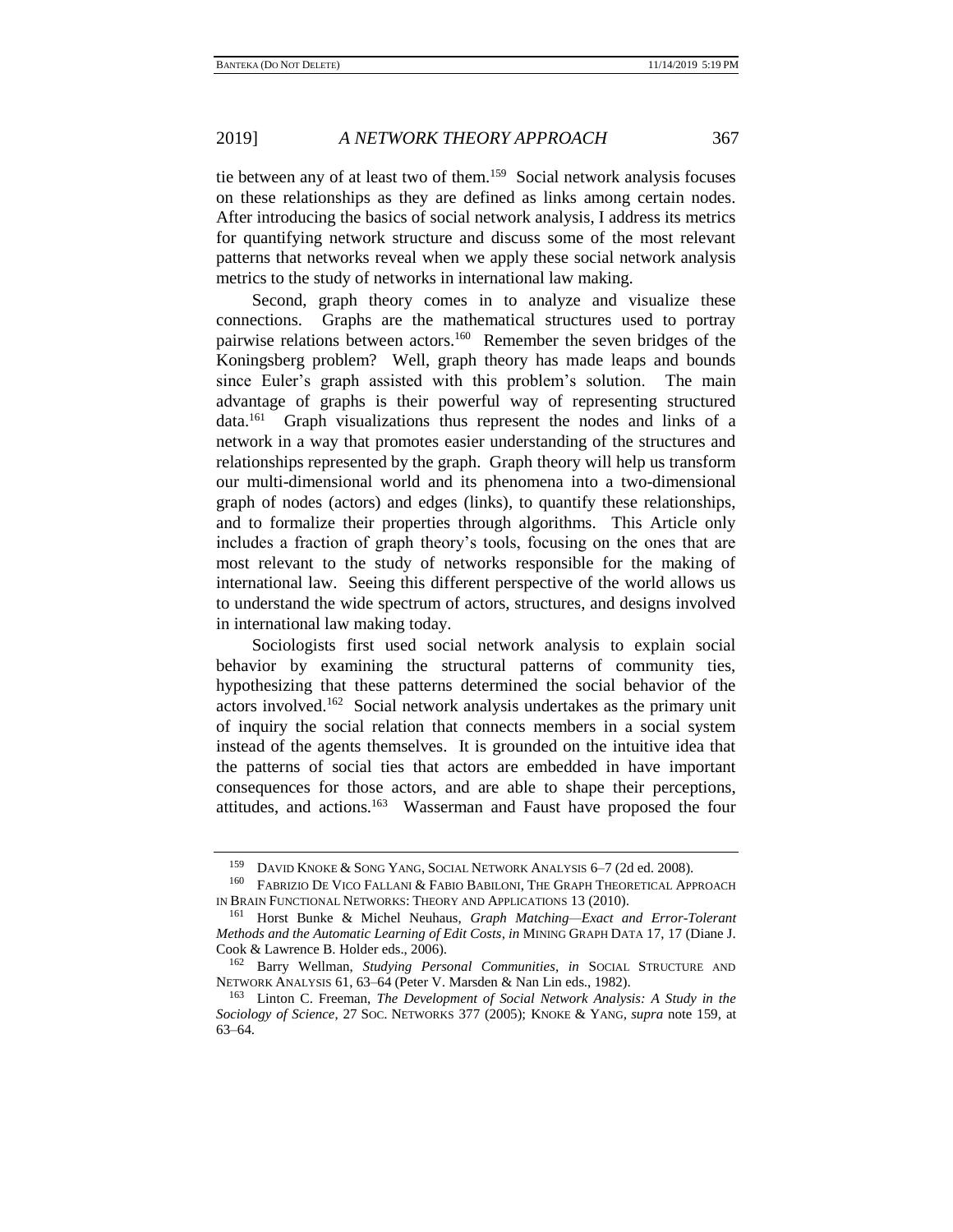tie between any of at least two of them.[159] Social network analysis focuses on these relationships as they are defined as links among certain nodes. After introducing the basics of social network analysis, I address its metrics for quantifying network structure and discuss some of the most relevant patterns that networks reveal when we apply these social network analysis metrics to the study of networks in international law making.

Second, graph theory comes in to analyze and visualize these connections. Graphs are the mathematical structures used to portray pairwise relations between actors.[160] Remember the seven bridges of the Koningsberg problem? Well, graph theory has made leaps and bounds since Euler's graph assisted with this problem's solution. The main advantage of graphs is their powerful way of representing structured data.[161] Graph visualizations thus represent the nodes and links of a network in a way that promotes easier understanding of the structures and relationships represented by the graph. Graph theory will help us transform our multi-dimensional world and its phenomena into a two-dimensional graph of nodes (actors) and edges (links), to quantify these relationships, and to formalize their properties through algorithms. This Article only includes a fraction of graph theory's tools, focusing on the ones that are most relevant to the study of networks responsible for the making of international law. Seeing this different perspective of the world allows us to understand the wide spectrum of actors, structures, and designs involved in international law making today.

Sociologists first used social network analysis to explain social behavior by examining the structural patterns of community ties, hypothesizing that these patterns determined the social behavior of the actors involved.[162] Social network analysis undertakes as the primary unit of inquiry the social relation that connects members in a social system instead of the agents themselves. It is grounded on the intuitive idea that the patterns of social ties that actors are embedded in have important consequences for those actors, and are able to shape their perceptions, attitudes, and actions.[163] Wasserman and Faust have proposed the four

---

[159] DAVID KNOKE & SONG YANG, SOCIAL NETWORK ANALYSIS 6–7 (2d ed. 2008).

[160] FABRIZIO DE VICO FALLANI & FABIO BABILONI, THE GRAPH THEORETICAL APPROACH IN BRAIN FUNCTIONAL NETWORKS: THEORY AND APPLICATIONS 13 (2010).

[161] Horst Bunke & Michel Neuhaus, *Graph Matching—Exact and Error-Tolerant Methods and the Automatic Learning of Edit Costs*, *in* MINING GRAPH DATA 17, 17 (Diane J. Cook & Lawrence B. Holder eds., 2006).

[162] Barry Wellman, *Studying Personal Communities*, *in* SOCIAL STRUCTURE AND NETWORK ANALYSIS 61, 63–64 (Peter V. Marsden & Nan Lin eds., 1982).

[163] Linton C. Freeman, *The Development of Social Network Analysis: A Study in the Sociology of Science*, 27 SOC. NETWORKS 377 (2005); KNOKE & YANG, *supra* note 159, at 63–64.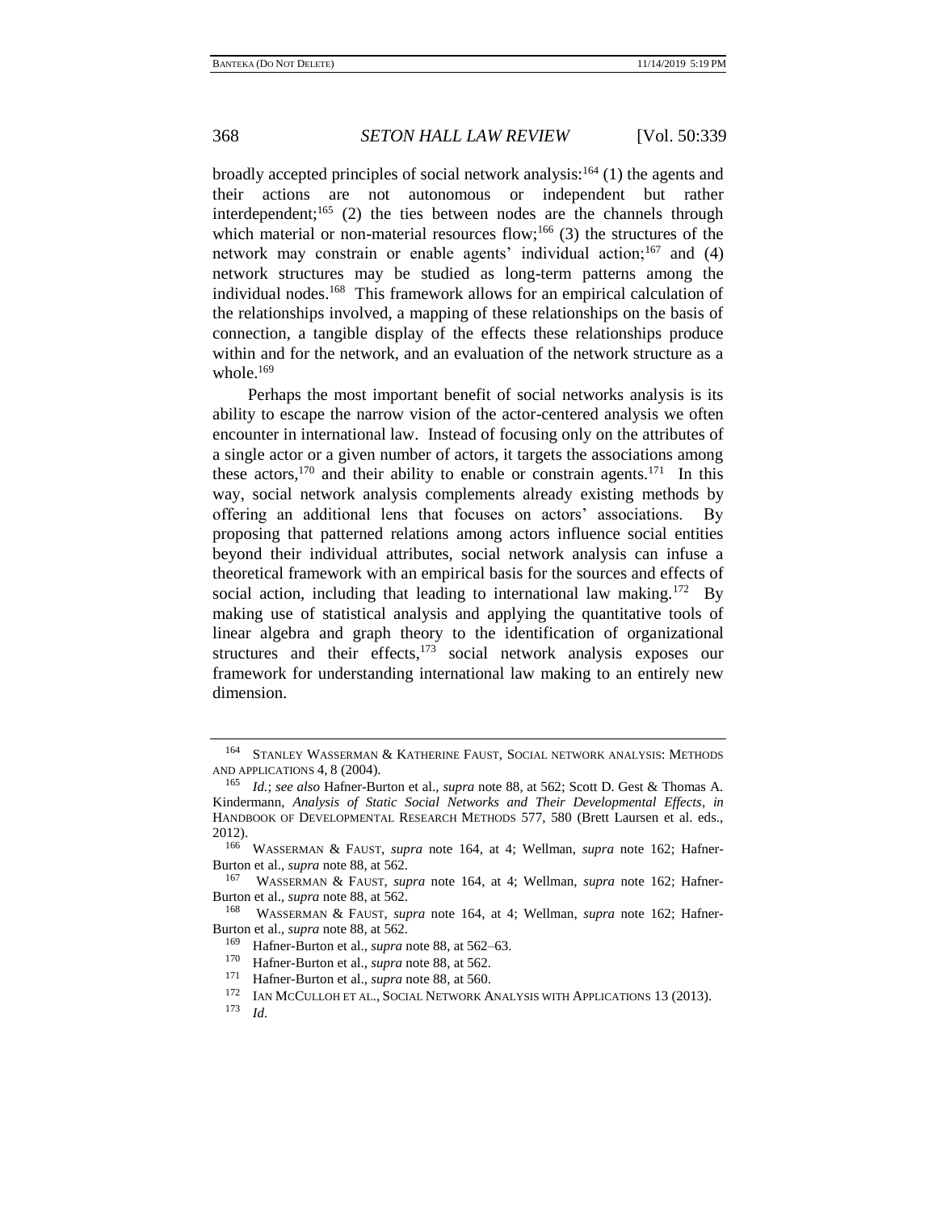broadly accepted principles of social network analysis:[164] (1) the agents and their actions are not autonomous or independent but rather interdependent;[165] (2) the ties between nodes are the channels through which material or non-material resources flow;[166] (3) the structures of the network may constrain or enable agents' individual action;[167] and (4) network structures may be studied as long-term patterns among the individual nodes.[168] This framework allows for an empirical calculation of the relationships involved, a mapping of these relationships on the basis of connection, a tangible display of the effects these relationships produce within and for the network, and an evaluation of the network structure as a whole.[169]

Perhaps the most important benefit of social networks analysis is its ability to escape the narrow vision of the actor-centered analysis we often encounter in international law. Instead of focusing only on the attributes of a single actor or a given number of actors, it targets the associations among these actors,[170] and their ability to enable or constrain agents.[171] In this way, social network analysis complements already existing methods by offering an additional lens that focuses on actors' associations. By proposing that patterned relations among actors influence social entities beyond their individual attributes, social network analysis can infuse a theoretical framework with an empirical basis for the sources and effects of social action, including that leading to international law making.[172] By making use of statistical analysis and applying the quantitative tools of linear algebra and graph theory to the identification of organizational structures and their effects,[173] social network analysis exposes our framework for understanding international law making to an entirely new dimension.

---

[164] STANLEY WASSERMAN & KATHERINE FAUST, SOCIAL NETWORK ANALYSIS: METHODS AND APPLICATIONS 4, 8 (2004).

[165] *Id.*; *see also* Hafner-Burton et al., *supra* note 88, at 562; Scott D. Gest & Thomas A. Kindermann, *Analysis of Static Social Networks and Their Developmental Effects*, *in* HANDBOOK OF DEVELOPMENTAL RESEARCH METHODS 577, 580 (Brett Laursen et al. eds., 2012).

[166] WASSERMAN & FAUST, *supra* note 164, at 4; Wellman, *supra* note 162; Hafner-Burton et al., *supra* note 88, at 562.

[167] WASSERMAN & FAUST, *supra* note 164, at 4; Wellman, *supra* note 162; Hafner-Burton et al., *supra* note 88, at 562.

[168] WASSERMAN & FAUST, *supra* note 164, at 4; Wellman, *supra* note 162; Hafner-Burton et al., *supra* note 88, at 562.

[169] Hafner-Burton et al., *supra* note 88, at 562–63.

[170] Hafner-Burton et al., *supra* note 88, at 562.

[171] Hafner-Burton et al., *supra* note 88, at 560.

[172] IAN MCCULLOH ET AL., SOCIAL NETWORK ANALYSIS WITH APPLICATIONS 13 (2013).

[173] *Id.*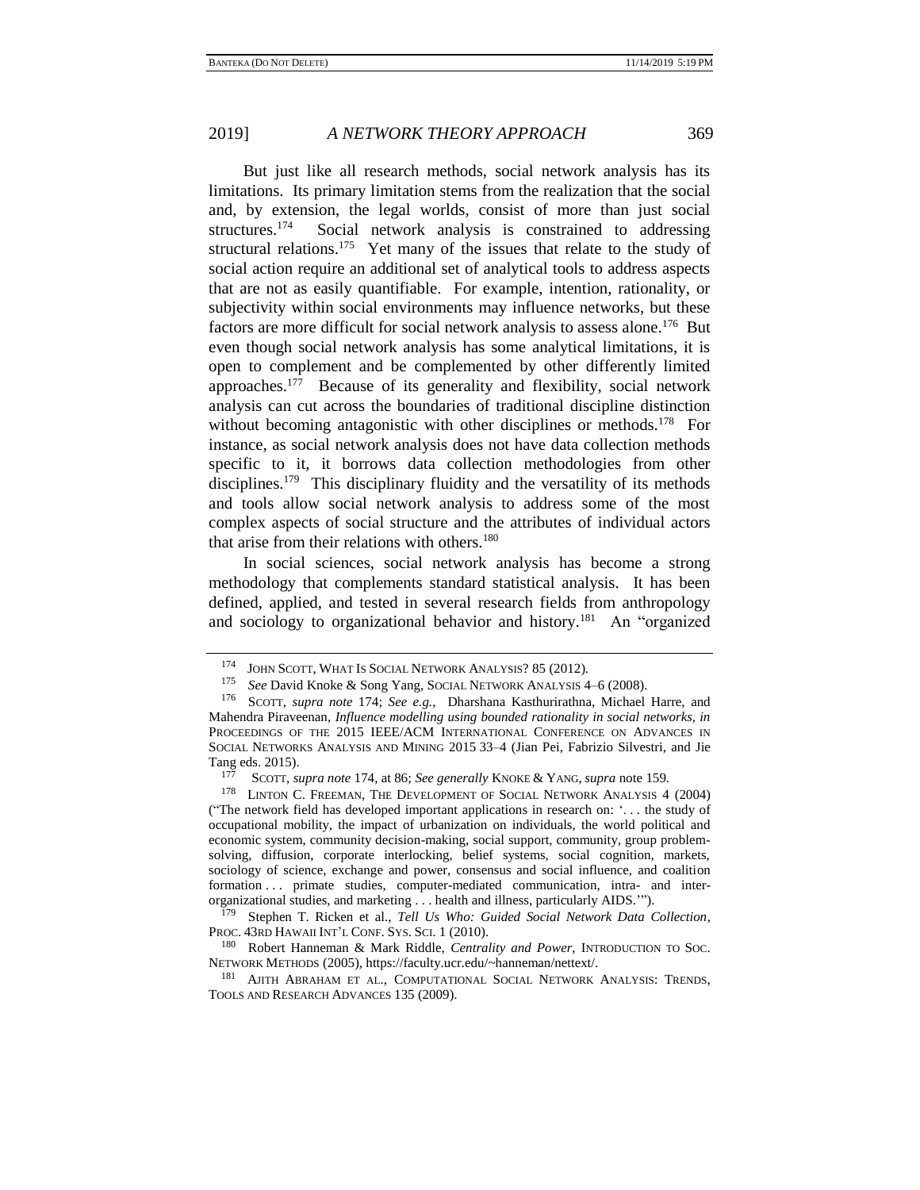But just like all research methods, social network analysis has its limitations. Its primary limitation stems from the realization that the social and, by extension, the legal worlds, consist of more than just social structures.[174] Social network analysis is constrained to addressing structural relations.[175] Yet many of the issues that relate to the study of social action require an additional set of analytical tools to address aspects that are not as easily quantifiable. For example, intention, rationality, or subjectivity within social environments may influence networks, but these factors are more difficult for social network analysis to assess alone.[176] But even though social network analysis has some analytical limitations, it is open to complement and be complemented by other differently limited approaches.[177] Because of its generality and flexibility, social network analysis can cut across the boundaries of traditional discipline distinction without becoming antagonistic with other disciplines or methods.[178] For instance, as social network analysis does not have data collection methods specific to it, it borrows data collection methodologies from other disciplines.[179] This disciplinary fluidity and the versatility of its methods and tools allow social network analysis to address some of the most complex aspects of social structure and the attributes of individual actors that arise from their relations with others.[180]

In social sciences, social network analysis has become a strong methodology that complements standard statistical analysis. It has been defined, applied, and tested in several research fields from anthropology and sociology to organizational behavior and history.[181] An "organized

---

[174] JOHN SCOTT, WHAT IS SOCIAL NETWORK ANALYSIS? 85 (2012).

[175] *See* David Knoke & Song Yang, SOCIAL NETWORK ANALYSIS 4–6 (2008).

[176] SCOTT, *supra note* 174; *See e.g.*, Dharshana Kasthurirathna, Michael Harre, and Mahendra Piraveenan, *Influence modelling using bounded rationality in social networks*, *in* PROCEEDINGS OF THE 2015 IEEE/ACM INTERNATIONAL CONFERENCE ON ADVANCES IN SOCIAL NETWORKS ANALYSIS AND MINING 2015 33–4 (Jian Pei, Fabrizio Silvestri, and Jie Tang eds. 2015).

[177] SCOTT, *supra note* 174, at 86; *See generally* KNOKE & YANG, *supra* note 159.

[178] LINTON C. FREEMAN, THE DEVELOPMENT OF SOCIAL NETWORK ANALYSIS 4 (2004) ("The network field has developed important applications in research on: '. . . the study of occupational mobility, the impact of urbanization on individuals, the world political and economic system, community decision-making, social support, community, group problem-solving, diffusion, corporate interlocking, belief systems, social cognition, markets, sociology of science, exchange and power, consensus and social influence, and coalition formation . . . primate studies, computer-mediated communication, intra- and inter-organizational studies, and marketing . . . health and illness, particularly AIDS.'").

[179] Stephen T. Ricken et al., *Tell Us Who: Guided Social Network Data Collection*, PROC. 43RD HAWAII INT'L CONF. SYS. SCI. 1 (2010).

[180] Robert Hanneman & Mark Riddle, *Centrality and Power*, INTRODUCTION TO SOC. NETWORK METHODS (2005), https://faculty.ucr.edu/~hanneman/nettext/.

[181] AJITH ABRAHAM ET AL., COMPUTATIONAL SOCIAL NETWORK ANALYSIS: TRENDS, TOOLS AND RESEARCH ADVANCES 135 (2009).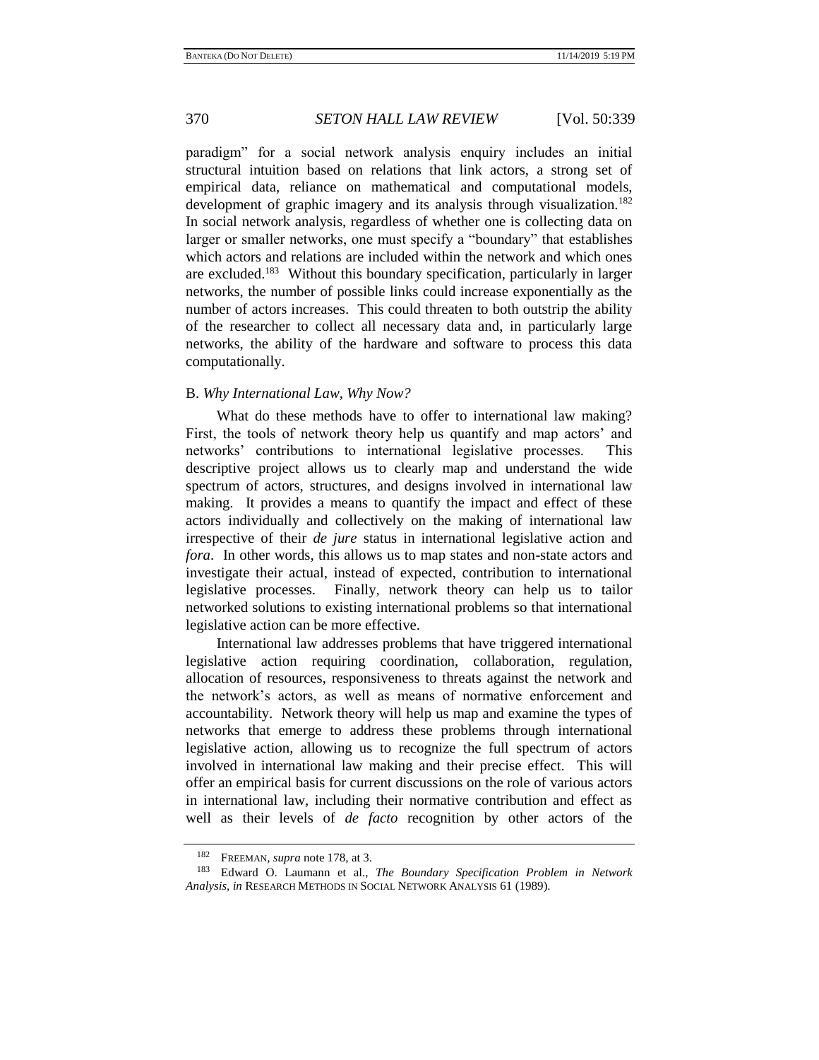paradigm" for a social network analysis enquiry includes an initial structural intuition based on relations that link actors, a strong set of empirical data, reliance on mathematical and computational models, development of graphic imagery and its analysis through visualization.[182] In social network analysis, regardless of whether one is collecting data on larger or smaller networks, one must specify a "boundary" that establishes which actors and relations are included within the network and which ones are excluded.[183] Without this boundary specification, particularly in larger networks, the number of possible links could increase exponentially as the number of actors increases. This could threaten to both outstrip the ability of the researcher to collect all necessary data and, in particularly large networks, the ability of the hardware and software to process this data computationally.

### B. *Why International Law, Why Now?*

What do these methods have to offer to international law making? First, the tools of network theory help us quantify and map actors' and networks' contributions to international legislative processes. This descriptive project allows us to clearly map and understand the wide spectrum of actors, structures, and designs involved in international law making. It provides a means to quantify the impact and effect of these actors individually and collectively on the making of international law irrespective of their *de jure* status in international legislative action and *fora*. In other words, this allows us to map states and non-state actors and investigate their actual, instead of expected, contribution to international legislative processes. Finally, network theory can help us to tailor networked solutions to existing international problems so that international legislative action can be more effective.

International law addresses problems that have triggered international legislative action requiring coordination, collaboration, regulation, allocation of resources, responsiveness to threats against the network and the network's actors, as well as means of normative enforcement and accountability. Network theory will help us map and examine the types of networks that emerge to address these problems through international legislative action, allowing us to recognize the full spectrum of actors involved in international law making and their precise effect. This will offer an empirical basis for current discussions on the role of various actors in international law, including their normative contribution and effect as well as their levels of *de facto* recognition by other actors of the

---

[182] FREEMAN, *supra* note 178, at 3.

[183] Edward O. Laumann et al., *The Boundary Specification Problem in Network Analysis*, *in* RESEARCH METHODS IN SOCIAL NETWORK ANALYSIS 61 (1989).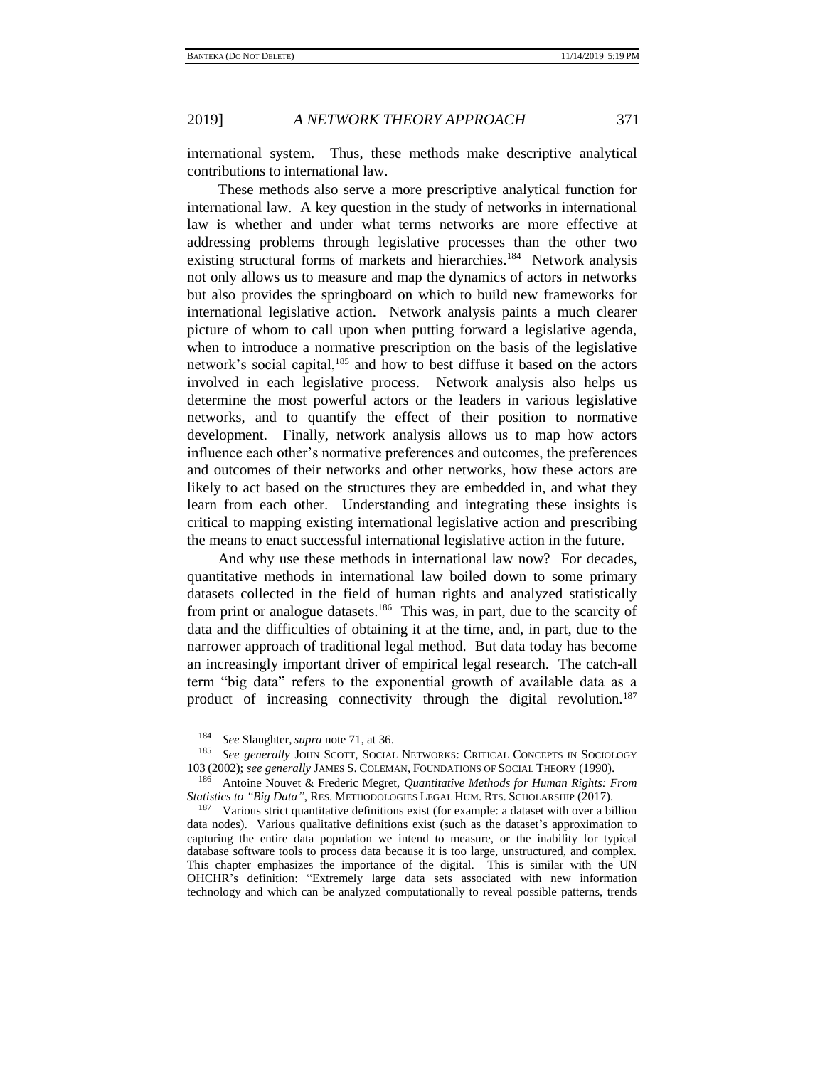international system. Thus, these methods make descriptive analytical contributions to international law.

These methods also serve a more prescriptive analytical function for international law. A key question in the study of networks in international law is whether and under what terms networks are more effective at addressing problems through legislative processes than the other two existing structural forms of markets and hierarchies.[184] Network analysis not only allows us to measure and map the dynamics of actors in networks but also provides the springboard on which to build new frameworks for international legislative action. Network analysis paints a much clearer picture of whom to call upon when putting forward a legislative agenda, when to introduce a normative prescription on the basis of the legislative network's social capital,[185] and how to best diffuse it based on the actors involved in each legislative process. Network analysis also helps us determine the most powerful actors or the leaders in various legislative networks, and to quantify the effect of their position to normative development. Finally, network analysis allows us to map how actors influence each other's normative preferences and outcomes, the preferences and outcomes of their networks and other networks, how these actors are likely to act based on the structures they are embedded in, and what they learn from each other. Understanding and integrating these insights is critical to mapping existing international legislative action and prescribing the means to enact successful international legislative action in the future.

And why use these methods in international law now? For decades, quantitative methods in international law boiled down to some primary datasets collected in the field of human rights and analyzed statistically from print or analogue datasets.[186] This was, in part, due to the scarcity of data and the difficulties of obtaining it at the time, and, in part, due to the narrower approach of traditional legal method. But data today has become an increasingly important driver of empirical legal research. The catch-all term "big data" refers to the exponential growth of available data as a product of increasing connectivity through the digital revolution.[187]

---

[184] *See* Slaughter, *supra* note 71, at 36.

[185] *See generally* JOHN SCOTT, SOCIAL NETWORKS: CRITICAL CONCEPTS IN SOCIOLOGY 103 (2002); *see generally* JAMES S. COLEMAN, FOUNDATIONS OF SOCIAL THEORY (1990).

[186] Antoine Nouvet & Frederic Megret, *Quantitative Methods for Human Rights: From Statistics to "Big Data"*, RES. METHODOLOGIES LEGAL HUM. RTS. SCHOLARSHIP (2017).

[187] Various strict quantitative definitions exist (for example: a dataset with over a billion data nodes). Various qualitative definitions exist (such as the dataset's approximation to capturing the entire data population we intend to measure, or the inability for typical database software tools to process data because it is too large, unstructured, and complex. This chapter emphasizes the importance of the digital. This is similar with the UN OHCHR's definition: "Extremely large data sets associated with new information technology and which can be analyzed computationally to reveal possible patterns, trends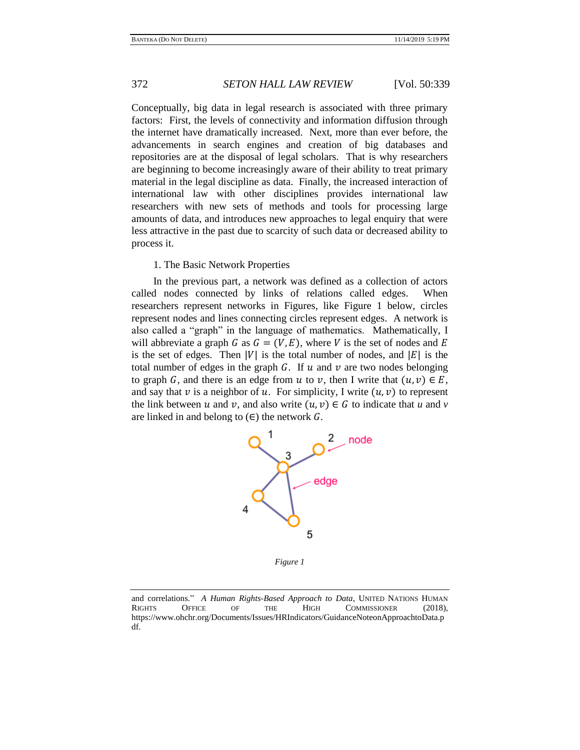Conceptually, big data in legal research is associated with three primary factors: First, the levels of connectivity and information diffusion through the internet have dramatically increased. Next, more than ever before, the advancements in search engines and creation of big databases and repositories are at the disposal of legal scholars. That is why researchers are beginning to become increasingly aware of their ability to treat primary material in the legal discipline as data. Finally, the increased interaction of international law with other disciplines provides international law researchers with new sets of methods and tools for processing large amounts of data, and introduces new approaches to legal enquiry that were less attractive in the past due to scarcity of such data or decreased ability to process it.

### 1. The Basic Network Properties

In the previous part, a network was defined as a collection of actors called nodes connected by links of relations called edges. When researchers represent networks in Figures, like Figure 1 below, circles represent nodes and lines connecting circles represent edges. A network is also called a "graph" in the language of mathematics. Mathematically, I will abbreviate a graph $G$ as $G = (V, E)$, where $V$ is the set of nodes and $E$ is the set of edges. Then $|V|$ is the total number of nodes, and $|E|$ is the total number of edges in the graph $G$. If $u$ and $v$ are two nodes belonging to graph $G$, and there is an edge from $u$ to $v$, then I write that $(u, v) \in E$, and say that $v$ is a neighbor of $u$. For simplicity, I write $(u, v)$ to represent the link between $u$ and $v$, and also write $(u, v) \in G$ to indicate that $u$ and $v$ are linked in and belong to ($\in$) the network $G$.

*Figure 1*

and correlations." *A Human Rights-Based Approach to Data*, UNITED NATIONS HUMAN RIGHTS OFFICE OF THE HIGH COMMISSIONER (2018), https://www.ohchr.org/Documents/Issues/HRIndicators/GuidanceNoteonApproachtoData.pdf.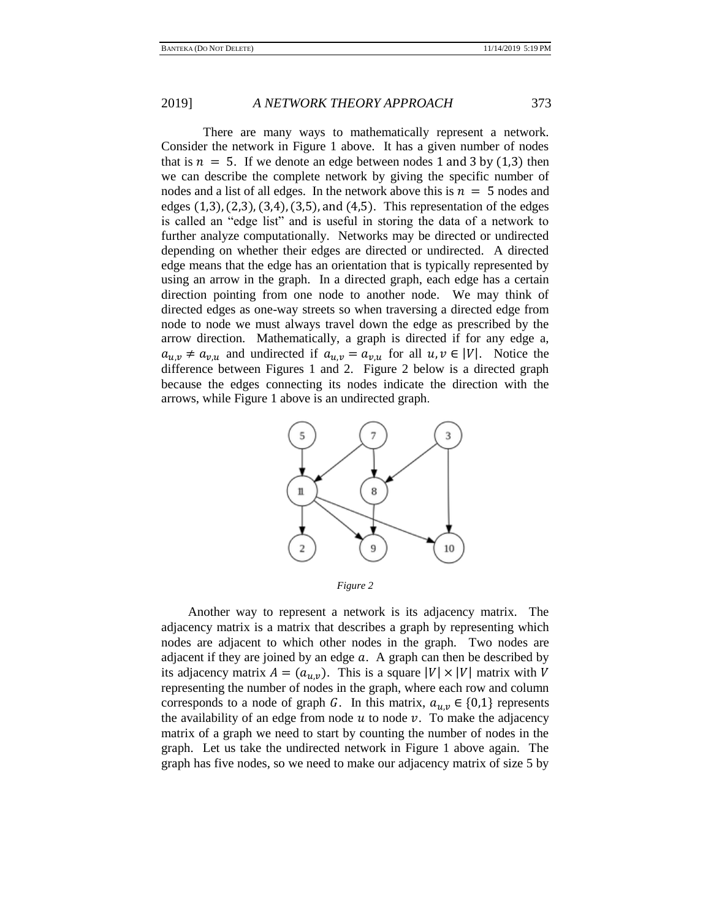There are many ways to mathematically represent a network. Consider the network in Figure 1 above. It has a given number of nodes that is $n = 5$. If we denote an edge between nodes 1 and 3 by $(1,3)$ then we can describe the complete network by giving the specific number of nodes and a list of all edges. In the network above this is $n = 5$ nodes and edges $(1,3), (2,3), (3,4), (3,5)$, and $(4,5)$. This representation of the edges is called an "edge list" and is useful in storing the data of a network to further analyze computationally. Networks may be directed or undirected depending on whether their edges are directed or undirected. A directed edge means that the edge has an orientation that is typically represented by using an arrow in the graph. In a directed graph, each edge has a certain direction pointing from one node to another node. We may think of directed edges as one-way streets so when traversing a directed edge from node to node we must always travel down the edge as prescribed by the arrow direction. Mathematically, a graph is directed if for any edge a, $a_{u,v} \neq a_{v,u}$ and undirected if $a_{u,v} = a_{v,u}$ for all $u, v \in |V|$. Notice the difference between Figures 1 and 2. Figure 2 below is a directed graph because the edges connecting its nodes indicate the direction with the arrows, while Figure 1 above is an undirected graph.

*Figure 2*

Another way to represent a network is its adjacency matrix. The adjacency matrix is a matrix that describes a graph by representing which nodes are adjacent to which other nodes in the graph. Two nodes are adjacent if they are joined by an edge $a$. A graph can then be described by its adjacency matrix $A = (a_{u,v})$. This is a square $|V| \times |V|$ matrix with $V$ representing the number of nodes in the graph, where each row and column corresponds to a node of graph $G$. In this matrix, $a_{u,v} \in \{0,1\}$ represents the availability of an edge from node $u$ to node $v$. To make the adjacency matrix of a graph we need to start by counting the number of nodes in the graph. Let us take the undirected network in Figure 1 above again. The graph has five nodes, so we need to make our adjacency matrix of size 5 by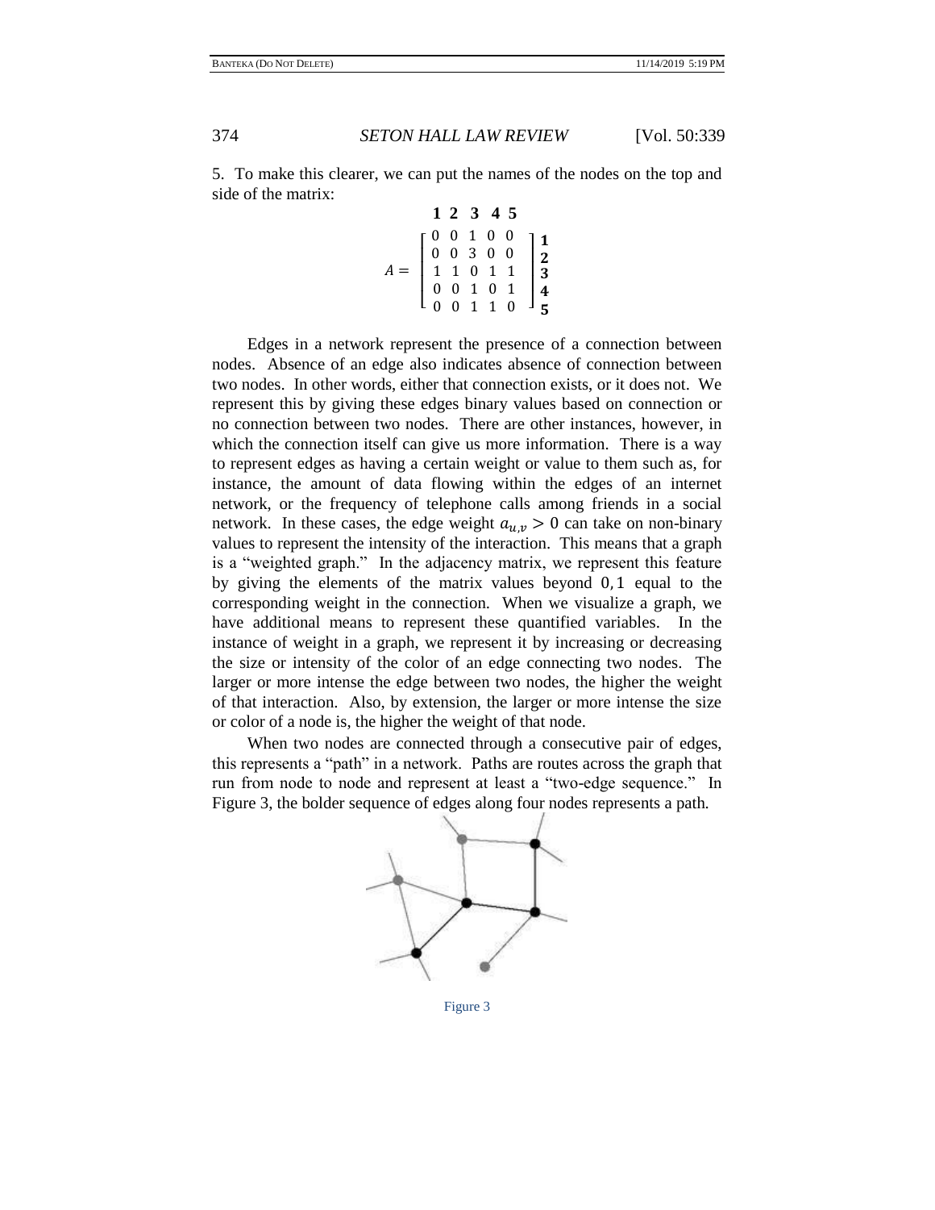5. To make this clearer, we can put the names of the nodes on the top and side of the matrix:

$$
\begin{array}{c}
\quad\quad \mathbf{1}\ \mathbf{2}\ \mathbf{3}\ \mathbf{4}\ \mathbf{5} \\
A = \begin{bmatrix} 0 & 0 & 1 & 0 & 0 \\ 0 & 0 & 3 & 0 & 0 \\ 1 & 1 & 0 & 1 & 1 \\ 0 & 0 & 1 & 0 & 1 \\ 0 & 0 & 1 & 1 & 0 \end{bmatrix} \begin{array}{c} \mathbf{1} \\ \mathbf{2} \\ \mathbf{3} \\ \mathbf{4} \\ \mathbf{5} \end{array}
\end{array}
$$

Edges in a network represent the presence of a connection between nodes. Absence of an edge also indicates absence of connection between two nodes. In other words, either that connection exists, or it does not. We represent this by giving these edges binary values based on connection or no connection between two nodes. There are other instances, however, in which the connection itself can give us more information. There is a way to represent edges as having a certain weight or value to them such as, for instance, the amount of data flowing within the edges of an internet network, or the frequency of telephone calls among friends in a social network. In these cases, the edge weight $a_{u,v} > 0$ can take on non-binary values to represent the intensity of the interaction. This means that a graph is a "weighted graph." In the adjacency matrix, we represent this feature by giving the elements of the matrix values beyond $0, 1$ equal to the corresponding weight in the connection. When we visualize a graph, we have additional means to represent these quantified variables. In the instance of weight in a graph, we represent it by increasing or decreasing the size or intensity of the color of an edge connecting two nodes. The larger or more intense the edge between two nodes, the higher the weight of that interaction. Also, by extension, the larger or more intense the size or color of a node is, the higher the weight of that node.

When two nodes are connected through a consecutive pair of edges, this represents a "path" in a network. Paths are routes across the graph that run from node to node and represent at least a "two-edge sequence." In Figure 3, the bolder sequence of edges along four nodes represents a path.

Figure 3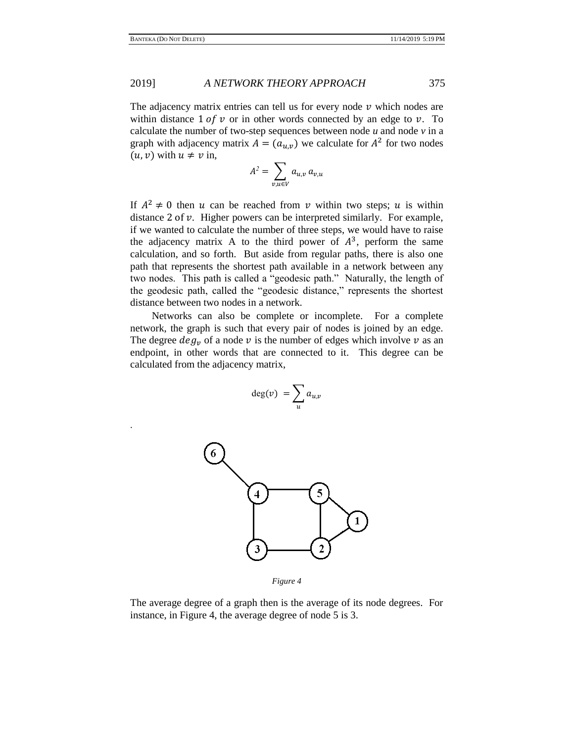The adjacency matrix entries can tell us for every node $v$ which nodes are within distance 1 $of$ $v$ or in other words connected by an edge to $v$. To calculate the number of two-step sequences between node $u$ and node $v$ in a graph with adjacency matrix $A = (a_{u,v})$ we calculate for $A^2$ for two nodes $(u, v)$ with $u \neq v$ in,

$$A^2 = \sum_{v,u \in V} a_{u,v}\, a_{v,u}$$

If $A^2 \neq 0$ then $u$ can be reached from $v$ within two steps; $u$ is within distance 2 of $v$. Higher powers can be interpreted similarly. For example, if we wanted to calculate the number of three steps, we would have to raise the adjacency matrix A to the third power of $A^3$, perform the same calculation, and so forth. But aside from regular paths, there is also one path that represents the shortest path available in a network between any two nodes. This path is called a "geodesic path." Naturally, the length of the geodesic path, called the "geodesic distance," represents the shortest distance between two nodes in a network.

Networks can also be complete or incomplete. For a complete network, the graph is such that every pair of nodes is joined by an edge. The degree $deg_v$ of a node $v$ is the number of edges which involve $v$ as an endpoint, in other words that are connected to it. This degree can be calculated from the adjacency matrix,

$$\deg(v) = \sum_{u} a_{u,v}$$

.

*Figure 4*

The average degree of a graph then is the average of its node degrees. For instance, in Figure 4, the average degree of node 5 is 3.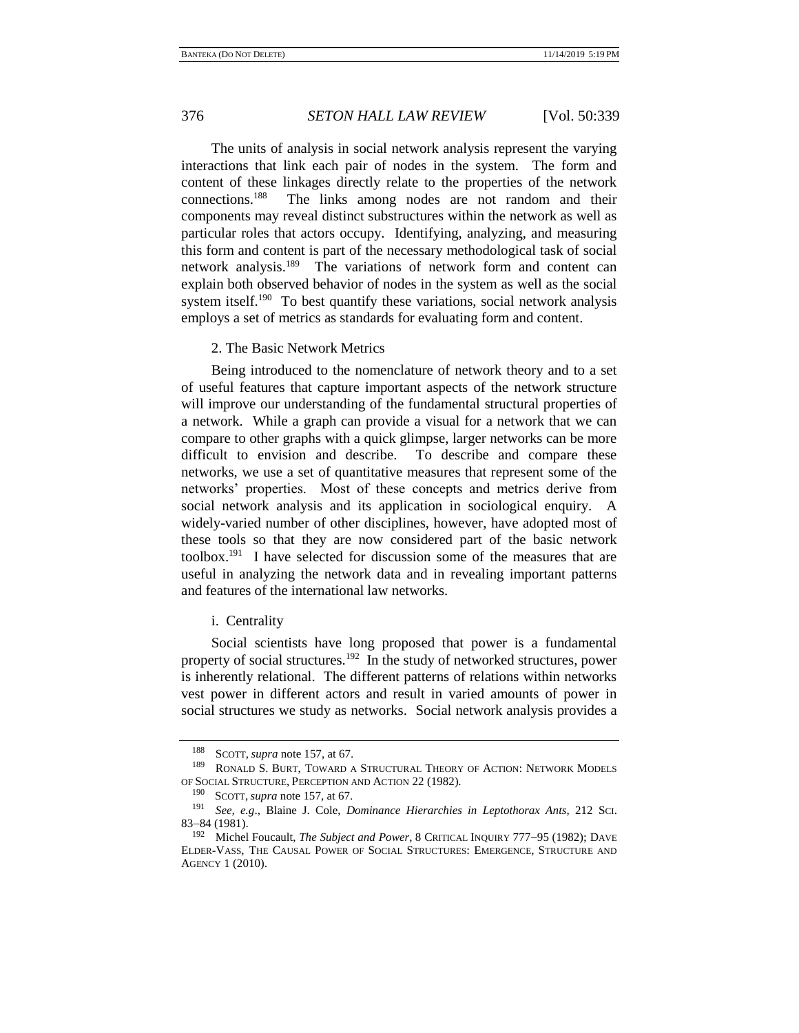The units of analysis in social network analysis represent the varying interactions that link each pair of nodes in the system. The form and content of these linkages directly relate to the properties of the network connections.[188] The links among nodes are not random and their components may reveal distinct substructures within the network as well as particular roles that actors occupy. Identifying, analyzing, and measuring this form and content is part of the necessary methodological task of social network analysis.[189] The variations of network form and content can explain both observed behavior of nodes in the system as well as the social system itself.[190] To best quantify these variations, social network analysis employs a set of metrics as standards for evaluating form and content.

### 2. The Basic Network Metrics

Being introduced to the nomenclature of network theory and to a set of useful features that capture important aspects of the network structure will improve our understanding of the fundamental structural properties of a network. While a graph can provide a visual for a network that we can compare to other graphs with a quick glimpse, larger networks can be more difficult to envision and describe. To describe and compare these networks, we use a set of quantitative measures that represent some of the networks' properties. Most of these concepts and metrics derive from social network analysis and its application in sociological enquiry. A widely-varied number of other disciplines, however, have adopted most of these tools so that they are now considered part of the basic network toolbox.[191] I have selected for discussion some of the measures that are useful in analyzing the network data and in revealing important patterns and features of the international law networks.

#### i. Centrality

Social scientists have long proposed that power is a fundamental property of social structures.[192] In the study of networked structures, power is inherently relational. The different patterns of relations within networks vest power in different actors and result in varied amounts of power in social structures we study as networks. Social network analysis provides a

---

[188] SCOTT, *supra* note 157, at 67.

[189] RONALD S. BURT, TOWARD A STRUCTURAL THEORY OF ACTION: NETWORK MODELS OF SOCIAL STRUCTURE, PERCEPTION AND ACTION 22 (1982).

[190] SCOTT, *supra* note 157, at 67.

[191] *See, e.g.*, Blaine J. Cole, *Dominance Hierarchies in Leptothorax Ants*, 212 SCI. 83–84 (1981).

[192] Michel Foucault, *The Subject and Power*, 8 CRITICAL INQUIRY 777–95 (1982); DAVE ELDER-VASS, THE CAUSAL POWER OF SOCIAL STRUCTURES: EMERGENCE, STRUCTURE AND AGENCY 1 (2010).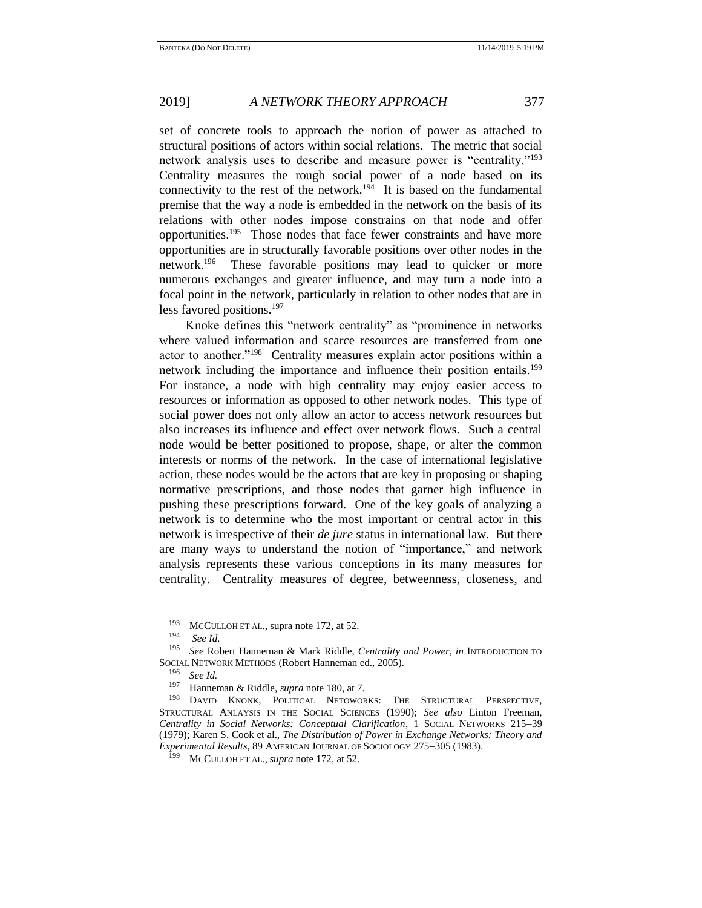set of concrete tools to approach the notion of power as attached to structural positions of actors within social relations. The metric that social network analysis uses to describe and measure power is "centrality."[193] Centrality measures the rough social power of a node based on its connectivity to the rest of the network.[194] It is based on the fundamental premise that the way a node is embedded in the network on the basis of its relations with other nodes impose constrains on that node and offer opportunities.[195] Those nodes that face fewer constraints and have more opportunities are in structurally favorable positions over other nodes in the network.[196] These favorable positions may lead to quicker or more numerous exchanges and greater influence, and may turn a node into a focal point in the network, particularly in relation to other nodes that are in less favored positions.[197]

Knoke defines this "network centrality" as "prominence in networks where valued information and scarce resources are transferred from one actor to another."[198] Centrality measures explain actor positions within a network including the importance and influence their position entails.[199] For instance, a node with high centrality may enjoy easier access to resources or information as opposed to other network nodes. This type of social power does not only allow an actor to access network resources but also increases its influence and effect over network flows. Such a central node would be better positioned to propose, shape, or alter the common interests or norms of the network. In the case of international legislative action, these nodes would be the actors that are key in proposing or shaping normative prescriptions, and those nodes that garner high influence in pushing these prescriptions forward. One of the key goals of analyzing a network is to determine who the most important or central actor in this network is irrespective of their *de jure* status in international law. But there are many ways to understand the notion of "importance," and network analysis represents these various conceptions in its many measures for centrality. Centrality measures of degree, betweenness, closeness, and

---

[193] McCulloh et al., supra note 172, at 52.

[194] *See Id.*

[195] *See* Robert Hanneman & Mark Riddle, *Centrality and Power*, *in* Introduction to Social Network Methods (Robert Hanneman ed., 2005).

[196] *See Id.*

[197] Hanneman & Riddle, *supra* note 180, at 7.

[198] David Knonk, Political Netoworks: The Structural Perspective, Structural Anlaysis in the Social Sciences (1990); *See also* Linton Freeman, *Centrality in Social Networks: Conceptual Clarification*, 1 Social Networks 215–39 (1979); Karen S. Cook et al., *The Distribution of Power in Exchange Networks: Theory and Experimental Results*, 89 American Journal of Sociology 275–305 (1983).

[199] McCulloh et al., *supra* note 172, at 52.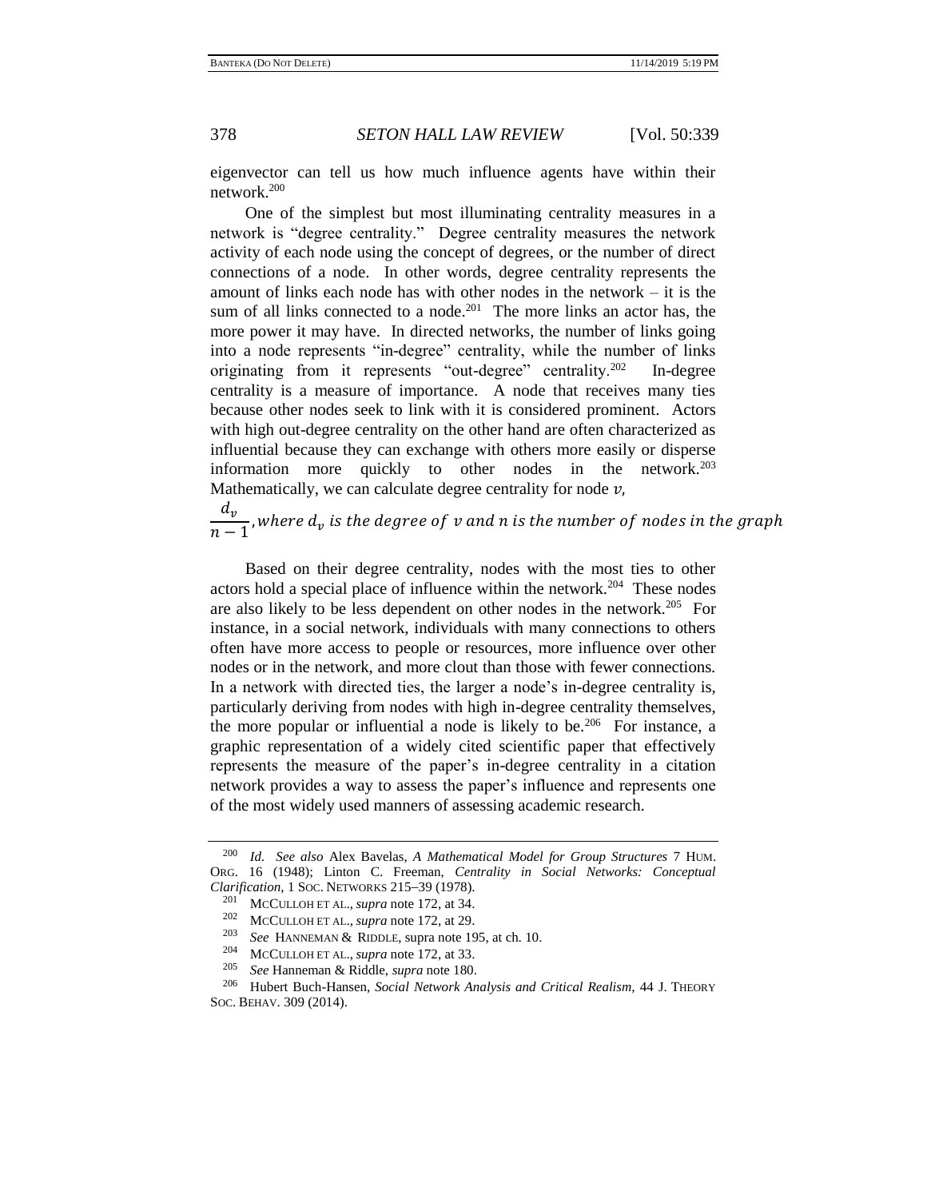eigenvector can tell us how much influence agents have within their network.[200]

One of the simplest but most illuminating centrality measures in a network is "degree centrality." Degree centrality measures the network activity of each node using the concept of degrees, or the number of direct connections of a node. In other words, degree centrality represents the amount of links each node has with other nodes in the network – it is the sum of all links connected to a node.[201] The more links an actor has, the more power it may have. In directed networks, the number of links going into a node represents "in-degree" centrality, while the number of links originating from it represents "out-degree" centrality.[202] In-degree centrality is a measure of importance. A node that receives many ties because other nodes seek to link with it is considered prominent. Actors with high out-degree centrality on the other hand are often characterized as influential because they can exchange with others more easily or disperse information more quickly to other nodes in the network.[203] Mathematically, we can calculate degree centrality for node $v$,

$$\frac{d_v}{n-1}, \textit{where } d_v \textit{ is the degree of } v \textit{ and } n \textit{ is the number of nodes in the graph}$$

Based on their degree centrality, nodes with the most ties to other actors hold a special place of influence within the network.[204] These nodes are also likely to be less dependent on other nodes in the network.[205] For instance, in a social network, individuals with many connections to others often have more access to people or resources, more influence over other nodes or in the network, and more clout than those with fewer connections. In a network with directed ties, the larger a node's in-degree centrality is, particularly deriving from nodes with high in-degree centrality themselves, the more popular or influential a node is likely to be.[206] For instance, a graphic representation of a widely cited scientific paper that effectively represents the measure of the paper's in-degree centrality in a citation network provides a way to assess the paper's influence and represents one of the most widely used manners of assessing academic research.

---

[200] *Id. See also* Alex Bavelas, *A Mathematical Model for Group Structures* 7 HUM. ORG. 16 (1948); Linton C. Freeman, *Centrality in Social Networks: Conceptual Clarification*, 1 SOC. NETWORKS 215–39 (1978).

[201] MCCULLOH ET AL., *supra* note 172, at 34.

[202] MCCULLOH ET AL., *supra* note 172, at 29.

[203] *See* HANNEMAN & RIDDLE, supra note 195, at ch. 10.

[204] MCCULLOH ET AL., *supra* note 172, at 33.

[205] *See* Hanneman & Riddle, *supra* note 180.

[206] Hubert Buch-Hansen, *Social Network Analysis and Critical Realism*, 44 J. THEORY SOC. BEHAV. 309 (2014).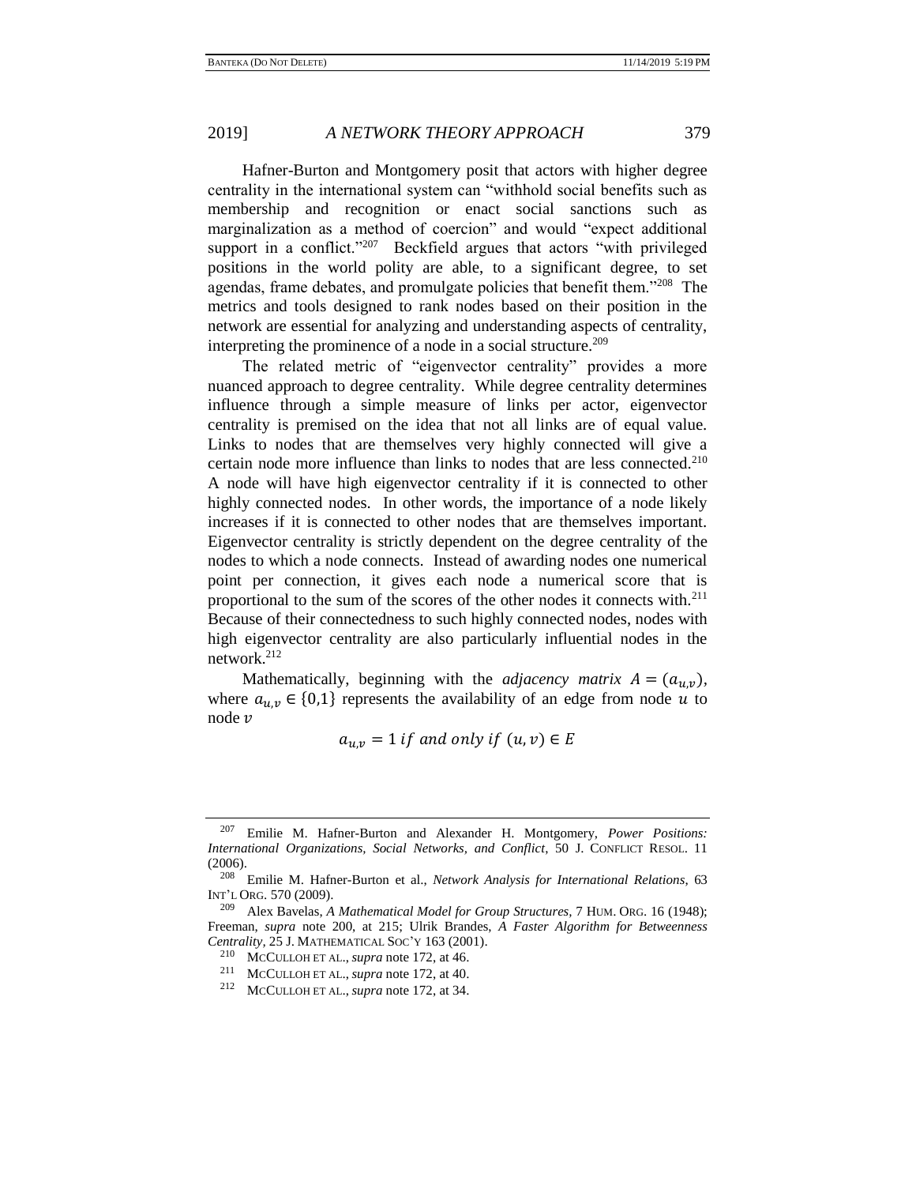Hafner-Burton and Montgomery posit that actors with higher degree centrality in the international system can "withhold social benefits such as membership and recognition or enact social sanctions such as marginalization as a method of coercion" and would "expect additional support in a conflict."[207] Beckfield argues that actors "with privileged positions in the world polity are able, to a significant degree, to set agendas, frame debates, and promulgate policies that benefit them."[208] The metrics and tools designed to rank nodes based on their position in the network are essential for analyzing and understanding aspects of centrality, interpreting the prominence of a node in a social structure.[209]

The related metric of "eigenvector centrality" provides a more nuanced approach to degree centrality. While degree centrality determines influence through a simple measure of links per actor, eigenvector centrality is premised on the idea that not all links are of equal value. Links to nodes that are themselves very highly connected will give a certain node more influence than links to nodes that are less connected.[210] A node will have high eigenvector centrality if it is connected to other highly connected nodes. In other words, the importance of a node likely increases if it is connected to other nodes that are themselves important. Eigenvector centrality is strictly dependent on the degree centrality of the nodes to which a node connects. Instead of awarding nodes one numerical point per connection, it gives each node a numerical score that is proportional to the sum of the scores of the other nodes it connects with.[211] Because of their connectedness to such highly connected nodes, nodes with high eigenvector centrality are also particularly influential nodes in the network.[212]

Mathematically, beginning with the *adjacency matrix* $A = (a_{u,v})$, where $a_{u,v} \in \{0,1\}$ represents the availability of an edge from node $u$ to node $v$

$$a_{u,v} = 1 \; if \; and \; only \; if \; (u,v) \in E$$

---

[207] Emilie M. Hafner-Burton and Alexander H. Montgomery, *Power Positions: International Organizations, Social Networks, and Conflict*, 50 J. CONFLICT RESOL. 11 (2006).

[208] Emilie M. Hafner-Burton et al., *Network Analysis for International Relations*, 63 INT'L ORG. 570 (2009).

[209] Alex Bavelas, *A Mathematical Model for Group Structures*, 7 HUM. ORG. 16 (1948); Freeman, *supra* note 200, at 215; Ulrik Brandes, *A Faster Algorithm for Betweenness Centrality*, 25 J. MATHEMATICAL SOC'Y 163 (2001).

[210] MCCULLOH ET AL., *supra* note 172, at 46.

[211] MCCULLOH ET AL., *supra* note 172, at 40.

[212] MCCULLOH ET AL., *supra* note 172, at 34.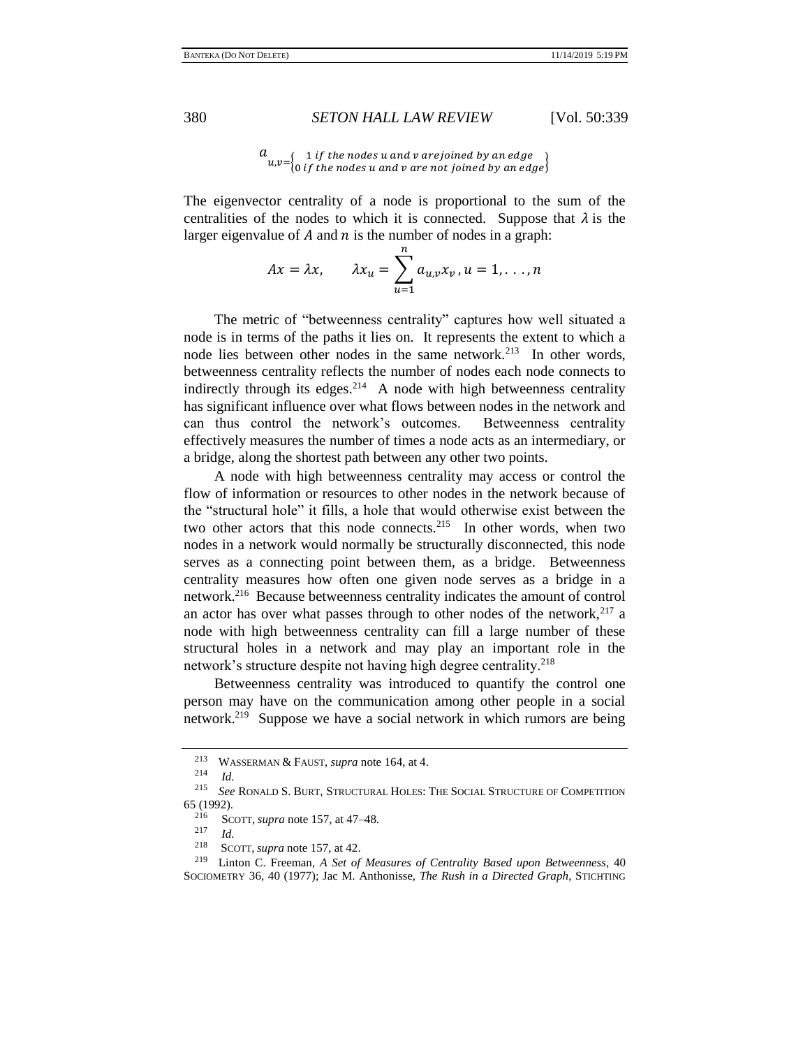$$a_{u,v=}\begin{cases} 1 \text{ if the nodes u and v arejoined by an edge} \\ 0 \text{ if the nodes u and v are not joined by an edge} \end{cases}$$

The eigenvector centrality of a node is proportional to the sum of the centralities of the nodes to which it is connected. Suppose that $\lambda$ is the larger eigenvalue of $A$ and $n$ is the number of nodes in a graph:

$$Ax = \lambda x, \qquad \lambda x_u = \sum_{u=1}^{n} a_{u,v} x_v \, , u = 1, \ldots, n$$

The metric of "betweenness centrality" captures how well situated a node is in terms of the paths it lies on. It represents the extent to which a node lies between other nodes in the same network.[213] In other words, betweenness centrality reflects the number of nodes each node connects to indirectly through its edges.[214] A node with high betweenness centrality has significant influence over what flows between nodes in the network and can thus control the network's outcomes. Betweenness centrality effectively measures the number of times a node acts as an intermediary, or a bridge, along the shortest path between any other two points.

A node with high betweenness centrality may access or control the flow of information or resources to other nodes in the network because of the "structural hole" it fills, a hole that would otherwise exist between the two other actors that this node connects.[215] In other words, when two nodes in a network would normally be structurally disconnected, this node serves as a connecting point between them, as a bridge. Betweenness centrality measures how often one given node serves as a bridge in a network.[216] Because betweenness centrality indicates the amount of control an actor has over what passes through to other nodes of the network,[217] a node with high betweenness centrality can fill a large number of these structural holes in a network and may play an important role in the network's structure despite not having high degree centrality.[218]

Betweenness centrality was introduced to quantify the control one person may have on the communication among other people in a social network.[219] Suppose we have a social network in which rumors are being

---

[213] WASSERMAN & FAUST, *supra* note 164, at 4.

[214] *Id.*

[215] *See* RONALD S. BURT, STRUCTURAL HOLES: THE SOCIAL STRUCTURE OF COMPETITION 65 (1992).

[216] SCOTT, *supra* note 157, at 47–48.

[217] *Id.*

[218] SCOTT, *supra* note 157, at 42.

[219] Linton C. Freeman, *A Set of Measures of Centrality Based upon Betweenness*, 40 SOCIOMETRY 36, 40 (1977); Jac M. Anthonisse, *The Rush in a Directed Graph*, STICHTING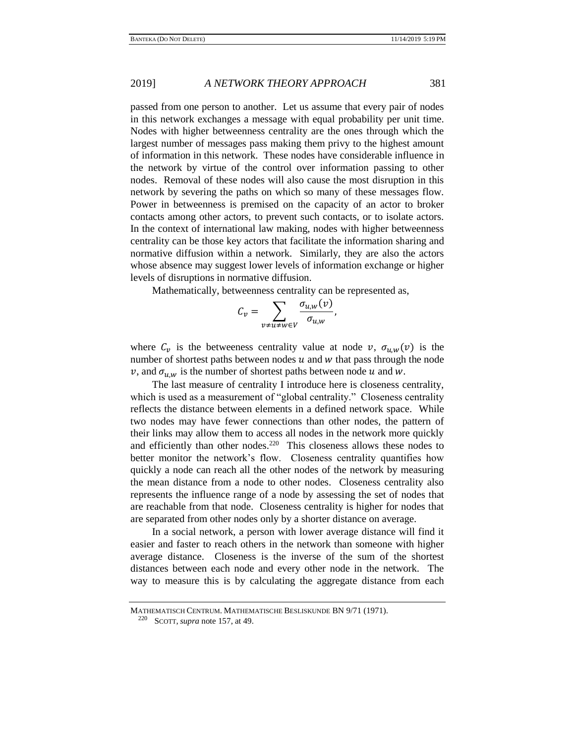passed from one person to another. Let us assume that every pair of nodes in this network exchanges a message with equal probability per unit time. Nodes with higher betweenness centrality are the ones through which the largest number of messages pass making them privy to the highest amount of information in this network. These nodes have considerable influence in the network by virtue of the control over information passing to other nodes. Removal of these nodes will also cause the most disruption in this network by severing the paths on which so many of these messages flow. Power in betweenness is premised on the capacity of an actor to broker contacts among other actors, to prevent such contacts, or to isolate actors. In the context of international law making, nodes with higher betweenness centrality can be those key actors that facilitate the information sharing and normative diffusion within a network. Similarly, they are also the actors whose absence may suggest lower levels of information exchange or higher levels of disruptions in normative diffusion.

Mathematically, betweenness centrality can be represented as,

$$C_v = \sum_{v \neq u \neq w \in V} \frac{\sigma_{u,w}(v)}{\sigma_{u,w}},$$

where $C_v$ is the betweeness centrality value at node $v$, $\sigma_{u,w}(v)$ is the number of shortest paths between nodes $u$ and $w$ that pass through the node $v$, and $\sigma_{u,w}$ is the number of shortest paths between node $u$ and $w$.

The last measure of centrality I introduce here is closeness centrality, which is used as a measurement of "global centrality." Closeness centrality reflects the distance between elements in a defined network space. While two nodes may have fewer connections than other nodes, the pattern of their links may allow them to access all nodes in the network more quickly and efficiently than other nodes.[220] This closeness allows these nodes to better monitor the network's flow. Closeness centrality quantifies how quickly a node can reach all the other nodes of the network by measuring the mean distance from a node to other nodes. Closeness centrality also represents the influence range of a node by assessing the set of nodes that are reachable from that node. Closeness centrality is higher for nodes that are separated from other nodes only by a shorter distance on average.

In a social network, a person with lower average distance will find it easier and faster to reach others in the network than someone with higher average distance. Closeness is the inverse of the sum of the shortest distances between each node and every other node in the network. The way to measure this is by calculating the aggregate distance from each

MATHEMATISCH CENTRUM. MATHEMATISCHE BESLISKUNDE BN 9/71 (1971).

[220] SCOTT, *supra* note 157, at 49.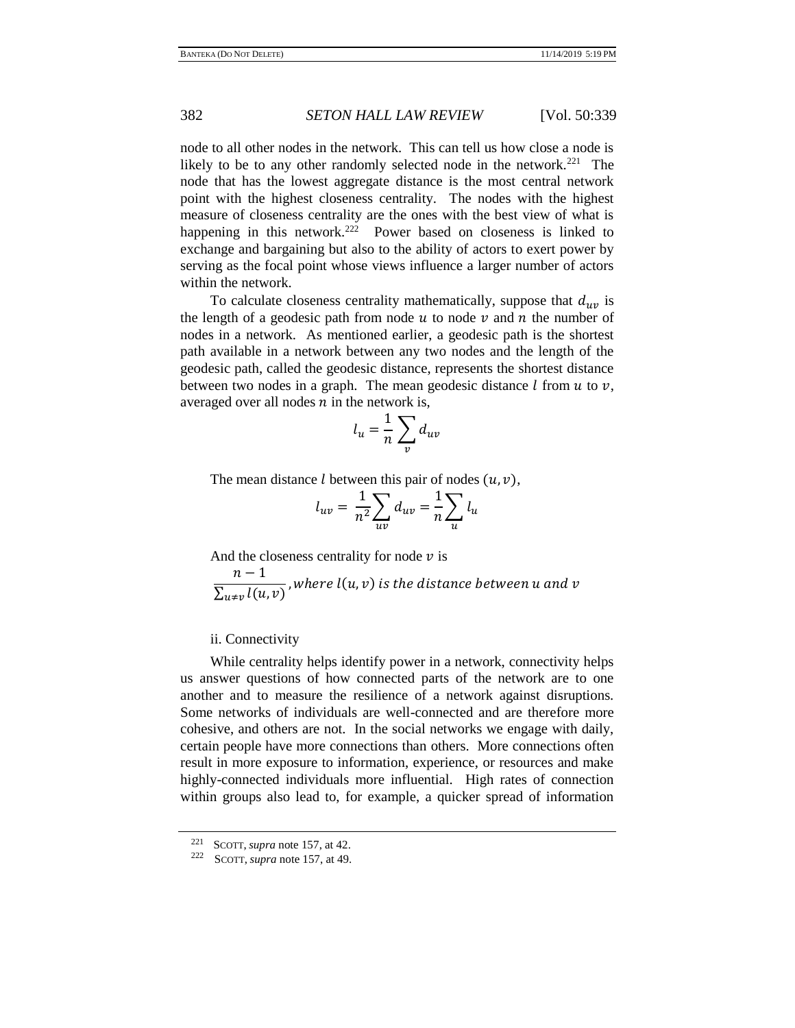node to all other nodes in the network. This can tell us how close a node is likely to be to any other randomly selected node in the network.[221] The node that has the lowest aggregate distance is the most central network point with the highest closeness centrality. The nodes with the highest measure of closeness centrality are the ones with the best view of what is happening in this network.[222] Power based on closeness is linked to exchange and bargaining but also to the ability of actors to exert power by serving as the focal point whose views influence a larger number of actors within the network.

To calculate closeness centrality mathematically, suppose that $d_{uv}$ is the length of a geodesic path from node $u$ to node $v$ and $n$ the number of nodes in a network. As mentioned earlier, a geodesic path is the shortest path available in a network between any two nodes and the length of the geodesic path, called the geodesic distance, represents the shortest distance between two nodes in a graph. The mean geodesic distance $l$ from $u$ to $v$, averaged over all nodes $n$ in the network is,

$$l_u = \frac{1}{n}\sum_{v} d_{uv}$$

The mean distance $l$ between this pair of nodes $(u, v)$,

$$l_{uv} = \frac{1}{n^2}\sum_{uv} d_{uv} = \frac{1}{n}\sum_{u} l_u$$

And the closeness centrality for node $v$ is

$$\frac{n-1}{\sum_{u \neq v} l(u,v)}, \textit{where } l(u,v) \textit{ is the distance between } u \textit{ and } v$$

ii. Connectivity

While centrality helps identify power in a network, connectivity helps us answer questions of how connected parts of the network are to one another and to measure the resilience of a network against disruptions. Some networks of individuals are well-connected and are therefore more cohesive, and others are not. In the social networks we engage with daily, certain people have more connections than others. More connections often result in more exposure to information, experience, or resources and make highly-connected individuals more influential. High rates of connection within groups also lead to, for example, a quicker spread of information

[221] SCOTT, *supra* note 157, at 42.

[222] SCOTT, *supra* note 157, at 49.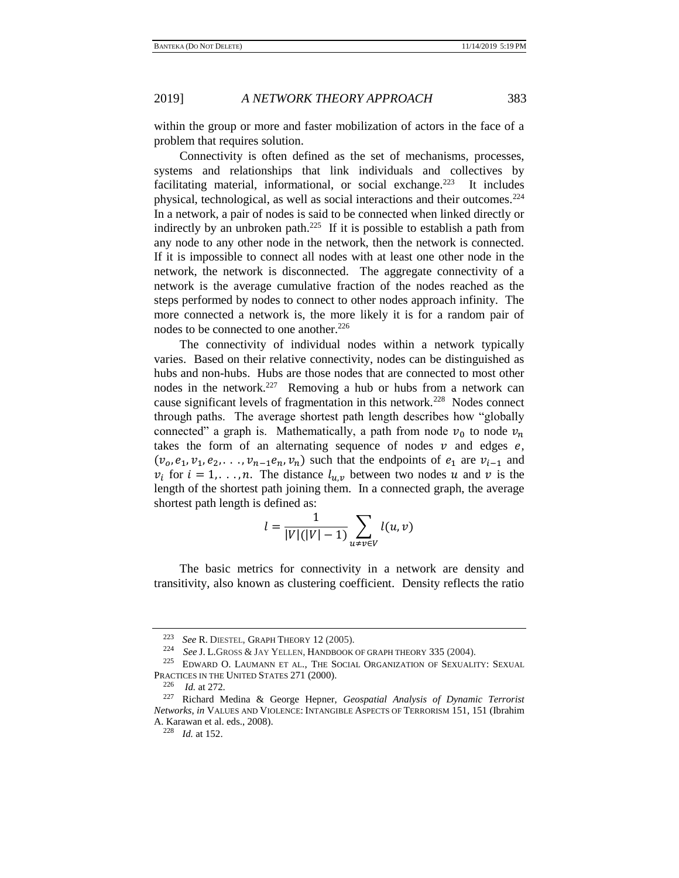within the group or more and faster mobilization of actors in the face of a problem that requires solution.

Connectivity is often defined as the set of mechanisms, processes, systems and relationships that link individuals and collectives by facilitating material, informational, or social exchange.[223] It includes physical, technological, as well as social interactions and their outcomes.[224] In a network, a pair of nodes is said to be connected when linked directly or indirectly by an unbroken path.[225] If it is possible to establish a path from any node to any other node in the network, then the network is connected. If it is impossible to connect all nodes with at least one other node in the network, the network is disconnected. The aggregate connectivity of a network is the average cumulative fraction of the nodes reached as the steps performed by nodes to connect to other nodes approach infinity. The more connected a network is, the more likely it is for a random pair of nodes to be connected to one another.[226]

The connectivity of individual nodes within a network typically varies. Based on their relative connectivity, nodes can be distinguished as hubs and non-hubs. Hubs are those nodes that are connected to most other nodes in the network.[227] Removing a hub or hubs from a network can cause significant levels of fragmentation in this network.[228] Nodes connect through paths. The average shortest path length describes how "globally connected" a graph is. Mathematically, a path from node $v_0$ to node $v_n$ takes the form of an alternating sequence of nodes $v$ and edges $e$, $(v_o, e_1, v_1, e_2, \ldots, v_{n-1}e_n, v_n)$ such that the endpoints of $e_1$ are $v_{i-1}$ and $v_i$ for $i = 1, \ldots, n$. The distance $l_{u,v}$ between two nodes $u$ and $v$ is the length of the shortest path joining them. In a connected graph, the average shortest path length is defined as:

$$l = \frac{1}{|V|(|V|-1)} \sum_{u \neq v \in V} l(u,v)$$

The basic metrics for connectivity in a network are density and transitivity, also known as clustering coefficient. Density reflects the ratio

---

[223] *See* R. DIESTEL, GRAPH THEORY 12 (2005).

[224] *See* J. L.GROSS & JAY YELLEN, HANDBOOK OF GRAPH THEORY 335 (2004).

[225] EDWARD O. LAUMANN ET AL., THE SOCIAL ORGANIZATION OF SEXUALITY: SEXUAL PRACTICES IN THE UNITED STATES 271 (2000).

[226] *Id.* at 272.

[227] Richard Medina & George Hepner, *Geospatial Analysis of Dynamic Terrorist Networks*, *in* VALUES AND VIOLENCE: INTANGIBLE ASPECTS OF TERRORISM 151, 151 (Ibrahim A. Karawan et al. eds., 2008).

[228] *Id.* at 152.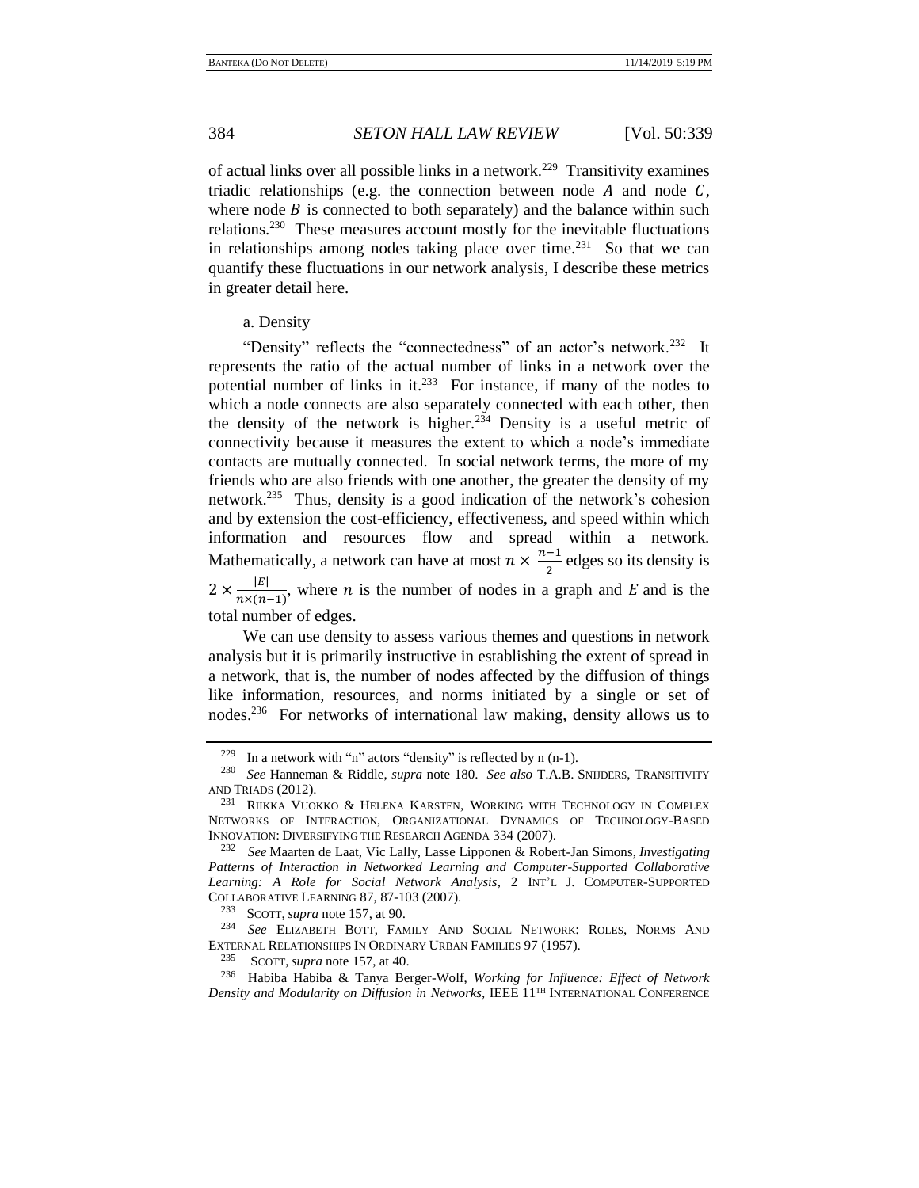of actual links over all possible links in a network.[229] Transitivity examines triadic relationships (e.g. the connection between node $A$ and node $C$, where node $B$ is connected to both separately) and the balance within such relations.[230] These measures account mostly for the inevitable fluctuations in relationships among nodes taking place over time.[231] So that we can quantify these fluctuations in our network analysis, I describe these metrics in greater detail here.

a. Density

"Density" reflects the "connectedness" of an actor's network.[232] It represents the ratio of the actual number of links in a network over the potential number of links in it.[233] For instance, if many of the nodes to which a node connects are also separately connected with each other, then the density of the network is higher.[234] Density is a useful metric of connectivity because it measures the extent to which a node's immediate contacts are mutually connected. In social network terms, the more of my friends who are also friends with one another, the greater the density of my network.[235] Thus, density is a good indication of the network's cohesion and by extension the cost-efficiency, effectiveness, and speed within which information and resources flow and spread within a network. Mathematically, a network can have at most $n \times \frac{n-1}{2}$ edges so its density is $2 \times \frac{|E|}{n \times (n-1)}$, where $n$ is the number of nodes in a graph and $E$ and is the total number of edges.

We can use density to assess various themes and questions in network analysis but it is primarily instructive in establishing the extent of spread in a network, that is, the number of nodes affected by the diffusion of things like information, resources, and norms initiated by a single or set of nodes.[236] For networks of international law making, density allows us to

---

[229] In a network with "n" actors "density" is reflected by n (n-1).

[230] *See* Hanneman & Riddle, *supra* note 180. *See also* T.A.B. SNIJDERS, TRANSITIVITY AND TRIADS (2012).

[231] RIIKKA VUOKKO & HELENA KARSTEN, WORKING WITH TECHNOLOGY IN COMPLEX NETWORKS OF INTERACTION, ORGANIZATIONAL DYNAMICS OF TECHNOLOGY-BASED INNOVATION: DIVERSIFYING THE RESEARCH AGENDA 334 (2007).

[232] *See* Maarten de Laat, Vic Lally, Lasse Lipponen & Robert-Jan Simons, *Investigating Patterns of Interaction in Networked Learning and Computer-Supported Collaborative Learning: A Role for Social Network Analysis*, 2 INT'L J. COMPUTER-SUPPORTED COLLABORATIVE LEARNING 87, 87-103 (2007).

[233] SCOTT, *supra* note 157, at 90.

[234] *See* ELIZABETH BOTT, FAMILY AND SOCIAL NETWORK: ROLES, NORMS AND EXTERNAL RELATIONSHIPS IN ORDINARY URBAN FAMILIES 97 (1957).

[235] SCOTT, *supra* note 157, at 40.

[236] Habiba Habiba & Tanya Berger-Wolf, *Working for Influence: Effect of Network Density and Modularity on Diffusion in Networks*, IEEE 11TH INTERNATIONAL CONFERENCE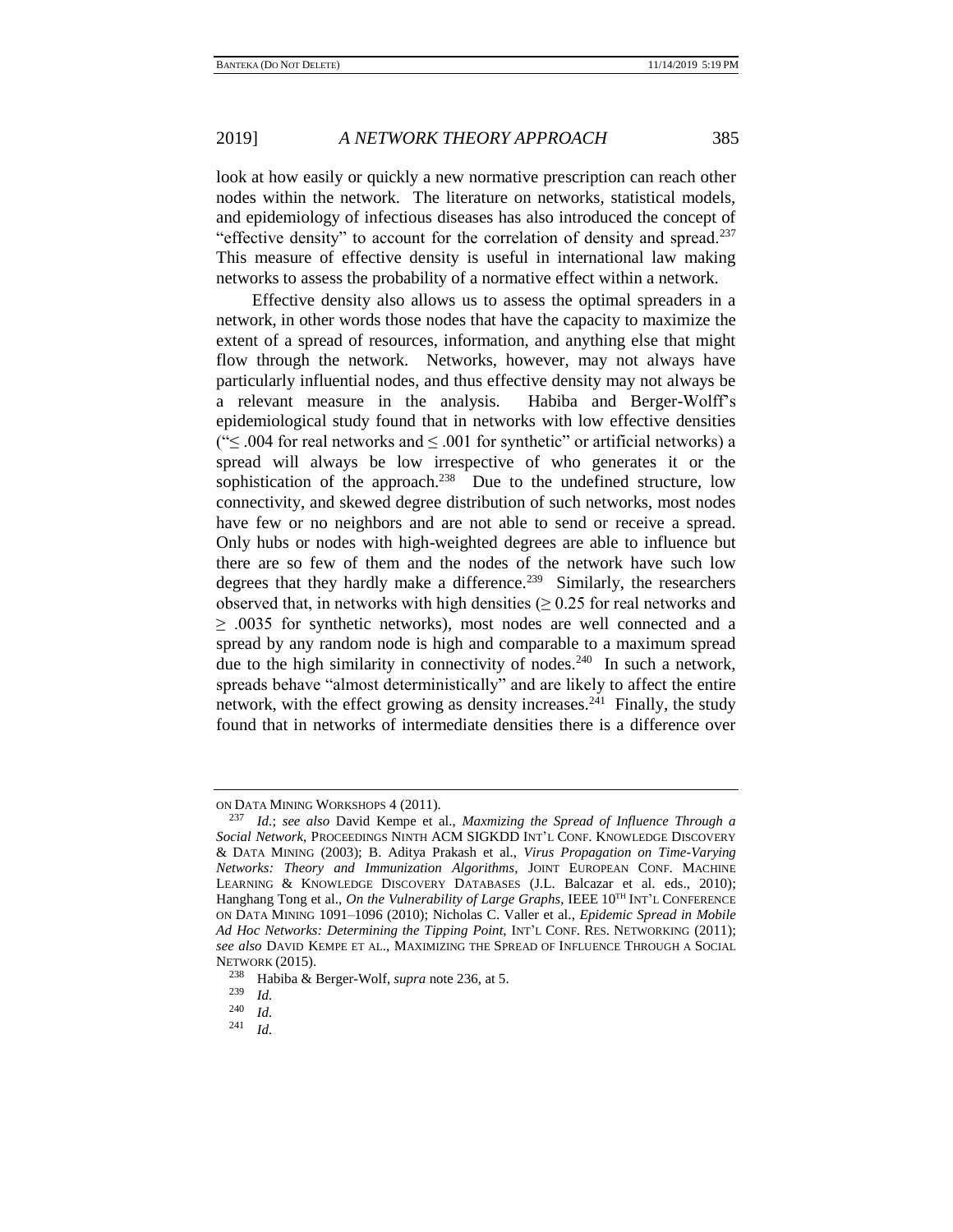look at how easily or quickly a new normative prescription can reach other nodes within the network. The literature on networks, statistical models, and epidemiology of infectious diseases has also introduced the concept of "effective density" to account for the correlation of density and spread.[237] This measure of effective density is useful in international law making networks to assess the probability of a normative effect within a network.

Effective density also allows us to assess the optimal spreaders in a network, in other words those nodes that have the capacity to maximize the extent of a spread of resources, information, and anything else that might flow through the network. Networks, however, may not always have particularly influential nodes, and thus effective density may not always be a relevant measure in the analysis. Habiba and Berger-Wolff's epidemiological study found that in networks with low effective densities ("≤ .004 for real networks and ≤ .001 for synthetic" or artificial networks) a spread will always be low irrespective of who generates it or the sophistication of the approach.[238] Due to the undefined structure, low connectivity, and skewed degree distribution of such networks, most nodes have few or no neighbors and are not able to send or receive a spread. Only hubs or nodes with high-weighted degrees are able to influence but there are so few of them and the nodes of the network have such low degrees that they hardly make a difference.[239] Similarly, the researchers observed that, in networks with high densities (≥ 0.25 for real networks and ≥ .0035 for synthetic networks), most nodes are well connected and a spread by any random node is high and comparable to a maximum spread due to the high similarity in connectivity of nodes.[240] In such a network, spreads behave "almost deterministically" and are likely to affect the entire network, with the effect growing as density increases.[241] Finally, the study found that in networks of intermediate densities there is a difference over

---

ON DATA MINING WORKSHOPS 4 (2011).

[237] *Id.*; *see also* David Kempe et al., *Maxmizing the Spread of Influence Through a Social Network*, PROCEEDINGS NINTH ACM SIGKDD INT'L CONF. KNOWLEDGE DISCOVERY & DATA MINING (2003); B. Aditya Prakash et al., *Virus Propagation on Time-Varying Networks: Theory and Immunization Algorithms*, JOINT EUROPEAN CONF. MACHINE LEARNING & KNOWLEDGE DISCOVERY DATABASES (J.L. Balcazar et al. eds., 2010); Hanghang Tong et al., *On the Vulnerability of Large Graphs*, IEEE 10TH INT'L CONFERENCE ON DATA MINING 1091–1096 (2010); Nicholas C. Valler et al., *Epidemic Spread in Mobile Ad Hoc Networks: Determining the Tipping Point*, INT'L CONF. RES. NETWORKING (2011); *see also* DAVID KEMPE ET AL., MAXIMIZING THE SPREAD OF INFLUENCE THROUGH A SOCIAL NETWORK (2015).

[238] Habiba & Berger-Wolf, *supra* note 236, at 5.

[239] *Id.*

[240] *Id.*

[241] *Id.*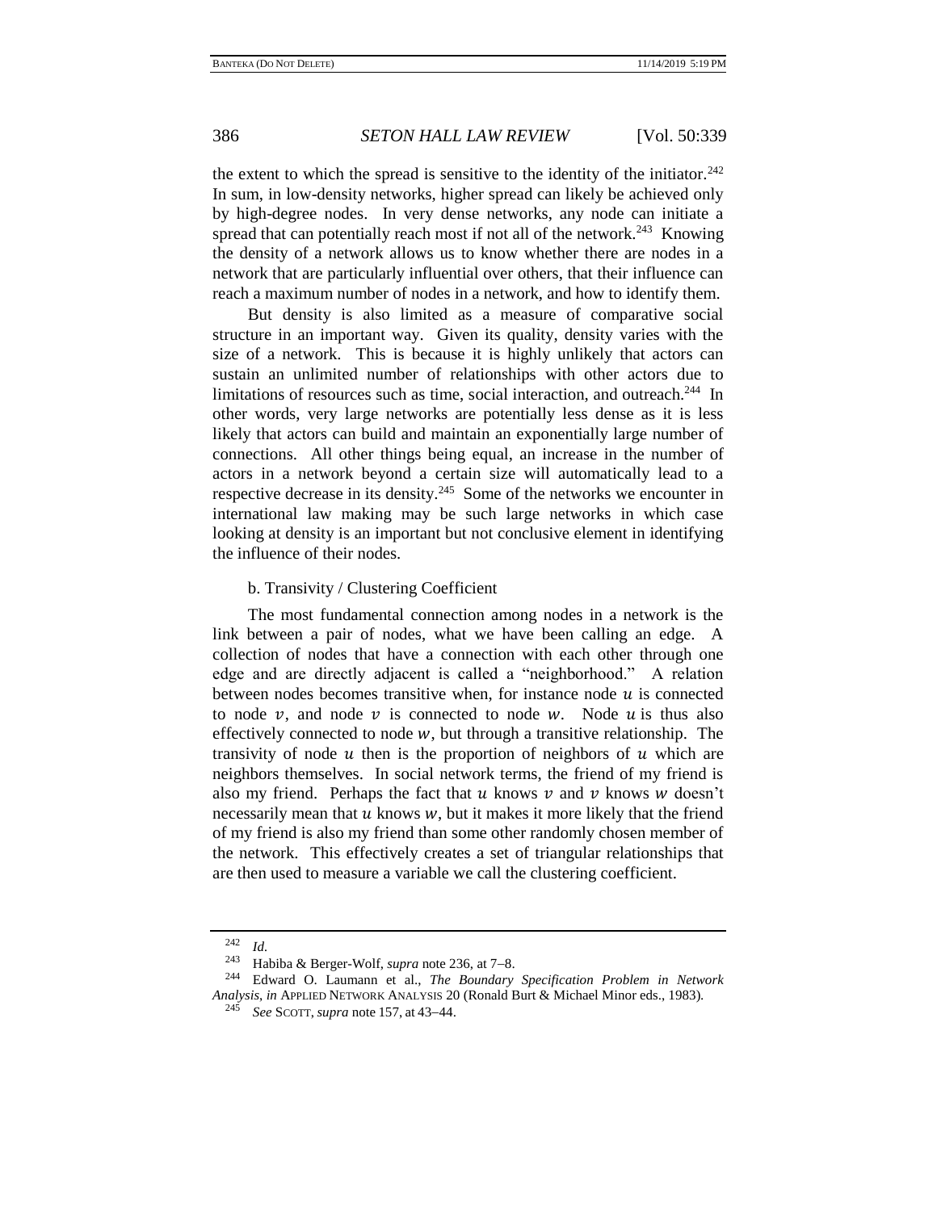the extent to which the spread is sensitive to the identity of the initiator.[242] In sum, in low-density networks, higher spread can likely be achieved only by high-degree nodes. In very dense networks, any node can initiate a spread that can potentially reach most if not all of the network.[243] Knowing the density of a network allows us to know whether there are nodes in a network that are particularly influential over others, that their influence can reach a maximum number of nodes in a network, and how to identify them.

But density is also limited as a measure of comparative social structure in an important way. Given its quality, density varies with the size of a network. This is because it is highly unlikely that actors can sustain an unlimited number of relationships with other actors due to limitations of resources such as time, social interaction, and outreach.[244] In other words, very large networks are potentially less dense as it is less likely that actors can build and maintain an exponentially large number of connections. All other things being equal, an increase in the number of actors in a network beyond a certain size will automatically lead to a respective decrease in its density.[245] Some of the networks we encounter in international law making may be such large networks in which case looking at density is an important but not conclusive element in identifying the influence of their nodes.

b. Transivity / Clustering Coefficient

The most fundamental connection among nodes in a network is the link between a pair of nodes, what we have been calling an edge. A collection of nodes that have a connection with each other through one edge and are directly adjacent is called a "neighborhood." A relation between nodes becomes transitive when, for instance node $u$ is connected to node $v$, and node $v$ is connected to node $w$. Node $u$ is thus also effectively connected to node $w$, but through a transitive relationship. The transivity of node $u$ then is the proportion of neighbors of $u$ which are neighbors themselves. In social network terms, the friend of my friend is also my friend. Perhaps the fact that $u$ knows $v$ and $v$ knows $w$ doesn't necessarily mean that $u$ knows $w$, but it makes it more likely that the friend of my friend is also my friend than some other randomly chosen member of the network. This effectively creates a set of triangular relationships that are then used to measure a variable we call the clustering coefficient.

---

[242] *Id.*

[243] Habiba & Berger-Wolf, *supra* note 236, at 7–8.

[244] Edward O. Laumann et al., *The Boundary Specification Problem in Network Analysis*, *in* APPLIED NETWORK ANALYSIS 20 (Ronald Burt & Michael Minor eds., 1983).

[245] *See* SCOTT, *supra* note 157, at 43–44.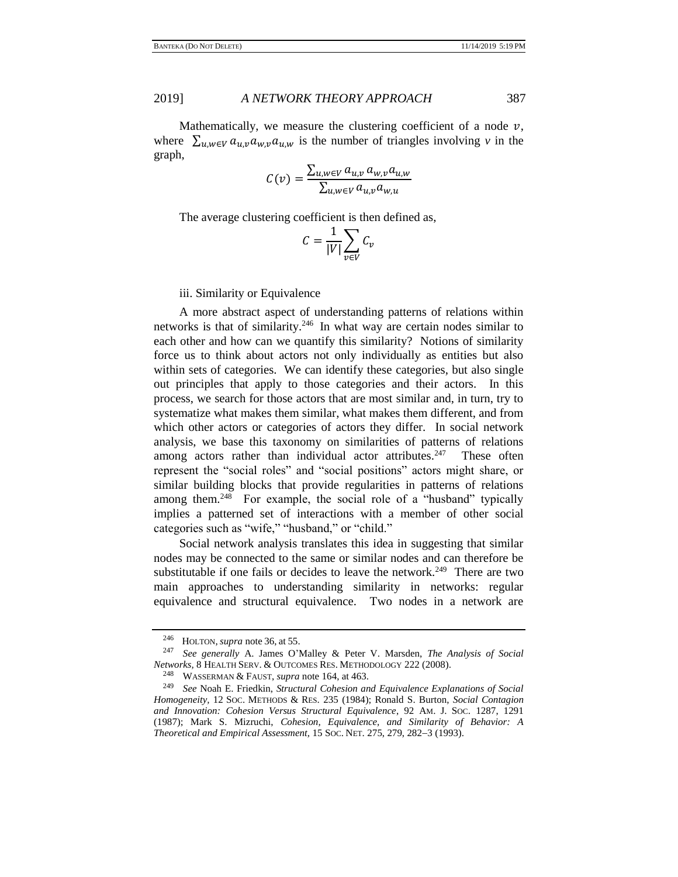Mathematically, we measure the clustering coefficient of a node $v$, where $\sum_{u,w \in V} a_{u,v} a_{w,v} a_{u,w}$ is the number of triangles involving $v$ in the graph,

$$C(v) = \frac{\sum_{u,w \in V} a_{u,v} \, a_{w,v} a_{u,w}}{\sum_{u,w \in V} a_{u,v} a_{w,u}}$$

The average clustering coefficient is then defined as,

$$C = \frac{1}{|V|} \sum_{v \in V} C_v$$

iii. Similarity or Equivalence

A more abstract aspect of understanding patterns of relations within networks is that of similarity.[246] In what way are certain nodes similar to each other and how can we quantify this similarity? Notions of similarity force us to think about actors not only individually as entities but also within sets of categories. We can identify these categories, but also single out principles that apply to those categories and their actors. In this process, we search for those actors that are most similar and, in turn, try to systematize what makes them similar, what makes them different, and from which other actors or categories of actors they differ. In social network analysis, we base this taxonomy on similarities of patterns of relations among actors rather than individual actor attributes.[247] These often represent the "social roles" and "social positions" actors might share, or similar building blocks that provide regularities in patterns of relations among them.[248] For example, the social role of a "husband" typically implies a patterned set of interactions with a member of other social categories such as "wife," "husband," or "child."

Social network analysis translates this idea in suggesting that similar nodes may be connected to the same or similar nodes and can therefore be substitutable if one fails or decides to leave the network.[249] There are two main approaches to understanding similarity in networks: regular equivalence and structural equivalence. Two nodes in a network are

---

[246] HOLTON, *supra* note 36, at 55.

[247] *See generally* A. James O'Malley & Peter V. Marsden, *The Analysis of Social Networks*, 8 HEALTH SERV. & OUTCOMES RES. METHODOLOGY 222 (2008).

[248] WASSERMAN & FAUST, *supra* note 164, at 463.

[249] *See* Noah E. Friedkin, *Structural Cohesion and Equivalence Explanations of Social Homogeneity*, 12 SOC. METHODS & RES. 235 (1984); Ronald S. Burton, *Social Contagion and Innovation: Cohesion Versus Structural Equivalence*, 92 AM. J. SOC. 1287, 1291 (1987); Mark S. Mizruchi, *Cohesion, Equivalence, and Similarity of Behavior: A Theoretical and Empirical Assessment*, 15 SOC. NET. 275, 279, 282–3 (1993).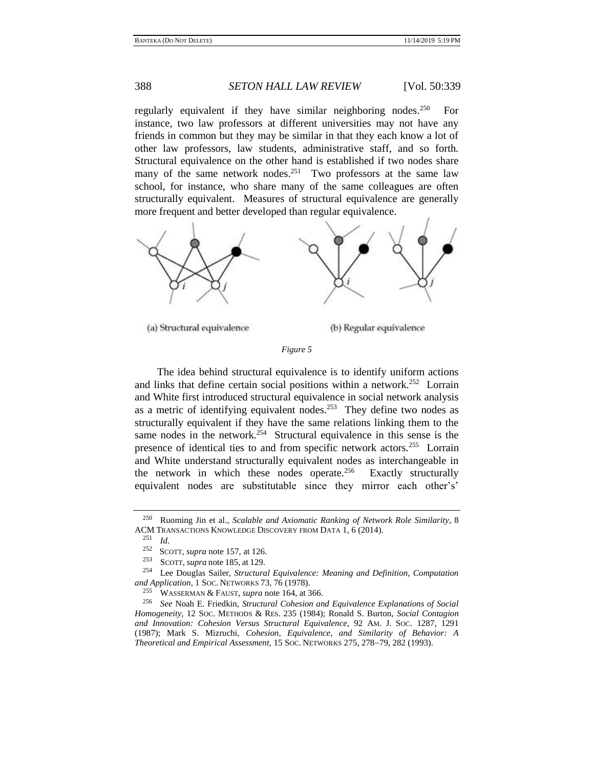regularly equivalent if they have similar neighboring nodes.[250] For instance, two law professors at different universities may not have any friends in common but they may be similar in that they each know a lot of other law professors, law students, administrative staff, and so forth. Structural equivalence on the other hand is established if two nodes share many of the same network nodes.[251] Two professors at the same law school, for instance, who share many of the same colleagues are often structurally equivalent. Measures of structural equivalence are generally more frequent and better developed than regular equivalence.

(a) Structural equivalence

(b) Regular equivalence

*Figure 5*

The idea behind structural equivalence is to identify uniform actions and links that define certain social positions within a network.[252] Lorrain and White first introduced structural equivalence in social network analysis as a metric of identifying equivalent nodes.[253] They define two nodes as structurally equivalent if they have the same relations linking them to the same nodes in the network.[254] Structural equivalence in this sense is the presence of identical ties to and from specific network actors.[255] Lorrain and White understand structurally equivalent nodes as interchangeable in the network in which these nodes operate.[256] Exactly structurally equivalent nodes are substitutable since they mirror each other's'

---

[250] Ruoming Jin et al., *Scalable and Axiomatic Ranking of Network Role Similarity*, 8 ACM TRANSACTIONS KNOWLEDGE DISCOVERY FROM DATA 1, 6 (2014).

[251] *Id.*

[252] SCOTT, *supra* note 157, at 126.

[253] SCOTT, *supra* note 185, at 129.

[254] Lee Douglas Sailer, *Structural Equivalence: Meaning and Definition, Computation and Application*, 1 SOC. NETWORKS 73, 76 (1978).

[255] WASSERMAN & FAUST, *supra* note 164, at 366.

[256] *See* Noah E. Friedkin, *Structural Cohesion and Equivalence Explanations of Social Homogeneity*, 12 SOC. METHODS & RES. 235 (1984); Ronald S. Burton, *Social Contagion and Innovation: Cohesion Versus Structural Equivalence*, 92 AM. J. SOC. 1287, 1291 (1987); Mark S. Mizruchi, *Cohesion, Equivalence, and Similarity of Behavior: A Theoretical and Empirical Assessment*, 15 SOC. NETWORKS 275, 278–79, 282 (1993).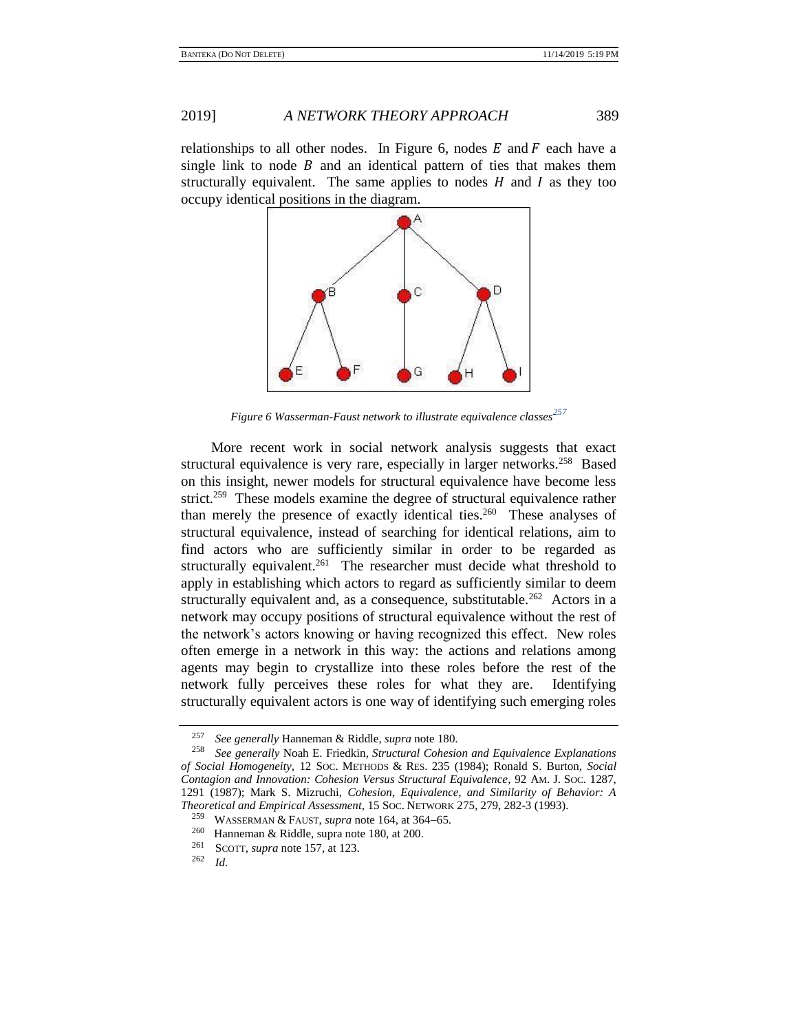relationships to all other nodes. In Figure 6, nodes $E$ and $F$ each have a single link to node $B$ and an identical pattern of ties that makes them structurally equivalent. The same applies to nodes $H$ and $I$ as they too occupy identical positions in the diagram.

*Figure 6 Wasserman-Faust network to illustrate equivalence classes*[257]

More recent work in social network analysis suggests that exact structural equivalence is very rare, especially in larger networks.[258] Based on this insight, newer models for structural equivalence have become less strict.[259] These models examine the degree of structural equivalence rather than merely the presence of exactly identical ties.[260] These analyses of structural equivalence, instead of searching for identical relations, aim to find actors who are sufficiently similar in order to be regarded as structurally equivalent.[261] The researcher must decide what threshold to apply in establishing which actors to regard as sufficiently similar to deem structurally equivalent and, as a consequence, substitutable.[262] Actors in a network may occupy positions of structural equivalence without the rest of the network's actors knowing or having recognized this effect. New roles often emerge in a network in this way: the actions and relations among agents may begin to crystallize into these roles before the rest of the network fully perceives these roles for what they are. Identifying structurally equivalent actors is one way of identifying such emerging roles

---

[257] *See generally* Hanneman & Riddle, *supra* note 180.

[258] *See generally* Noah E. Friedkin, *Structural Cohesion and Equivalence Explanations of Social Homogeneity*, 12 SOC. METHODS & RES. 235 (1984); Ronald S. Burton, *Social Contagion and Innovation: Cohesion Versus Structural Equivalence*, 92 AM. J. SOC. 1287, 1291 (1987); Mark S. Mizruchi, *Cohesion, Equivalence, and Similarity of Behavior: A Theoretical and Empirical Assessment*, 15 SOC. NETWORK 275, 279, 282-3 (1993).

[259] WASSERMAN & FAUST, *supra* note 164, at 364–65.

[260] Hanneman & Riddle, supra note 180, at 200.

[261] SCOTT, *supra* note 157, at 123.

[262] *Id.*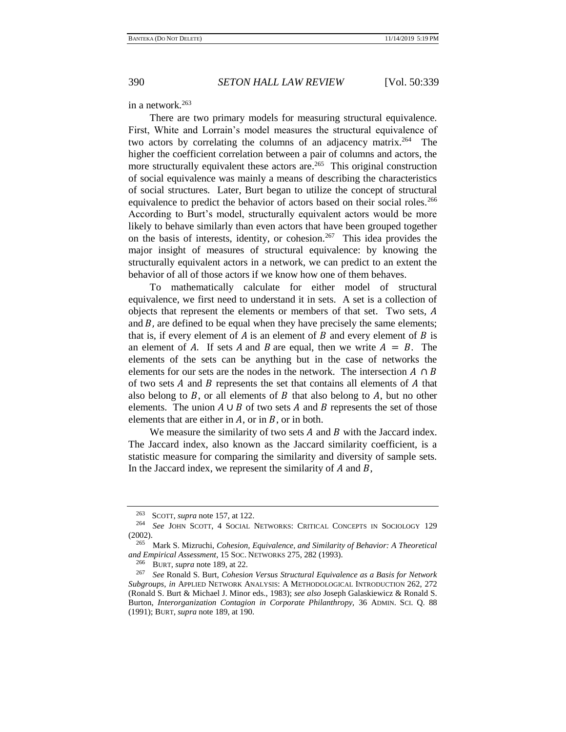in a network.[263]

There are two primary models for measuring structural equivalence. First, White and Lorrain's model measures the structural equivalence of two actors by correlating the columns of an adjacency matrix.[264] The higher the coefficient correlation between a pair of columns and actors, the more structurally equivalent these actors are.[265] This original construction of social equivalence was mainly a means of describing the characteristics of social structures. Later, Burt began to utilize the concept of structural equivalence to predict the behavior of actors based on their social roles.[266] According to Burt's model, structurally equivalent actors would be more likely to behave similarly than even actors that have been grouped together on the basis of interests, identity, or cohesion.[267] This idea provides the major insight of measures of structural equivalence: by knowing the structurally equivalent actors in a network, we can predict to an extent the behavior of all of those actors if we know how one of them behaves.

To mathematically calculate for either model of structural equivalence, we first need to understand it in sets. A set is a collection of objects that represent the elements or members of that set. Two sets, $A$ and $B$, are defined to be equal when they have precisely the same elements; that is, if every element of $A$ is an element of $B$ and every element of $B$ is an element of $A$. If sets $A$ and $B$ are equal, then we write $A = B$. The elements of the sets can be anything but in the case of networks the elements for our sets are the nodes in the network. The intersection $A \cap B$ of two sets $A$ and $B$ represents the set that contains all elements of $A$ that also belong to $B$, or all elements of $B$ that also belong to $A$, but no other elements. The union $A \cup B$ of two sets $A$ and $B$ represents the set of those elements that are either in $A$, or in $B$, or in both.

We measure the similarity of two sets $A$ and $B$ with the Jaccard index. The Jaccard index, also known as the Jaccard similarity coefficient, is a statistic measure for comparing the similarity and diversity of sample sets. In the Jaccard index, we represent the similarity of $A$ and $B$,

---

[263] SCOTT, *supra* note 157, at 122.

[264] *See* JOHN SCOTT, 4 SOCIAL NETWORKS: CRITICAL CONCEPTS IN SOCIOLOGY 129 (2002).

[265] Mark S. Mizruchi, *Cohesion, Equivalence, and Similarity of Behavior: A Theoretical and Empirical Assessment*, 15 SOC. NETWORKS 275, 282 (1993).

[266] BURT, *supra* note 189, at 22.

[267] *See* Ronald S. Burt, *Cohesion Versus Structural Equivalence as a Basis for Network Subgroups*, *in* APPLIED NETWORK ANALYSIS: A METHODOLOGICAL INTRODUCTION 262, 272 (Ronald S. Burt & Michael J. Minor eds., 1983); *see also* Joseph Galaskiewicz & Ronald S. Burton, *Interorganization Contagion in Corporate Philanthropy*, 36 ADMIN. SCI. Q. 88 (1991); BURT, *supra* note 189, at 190.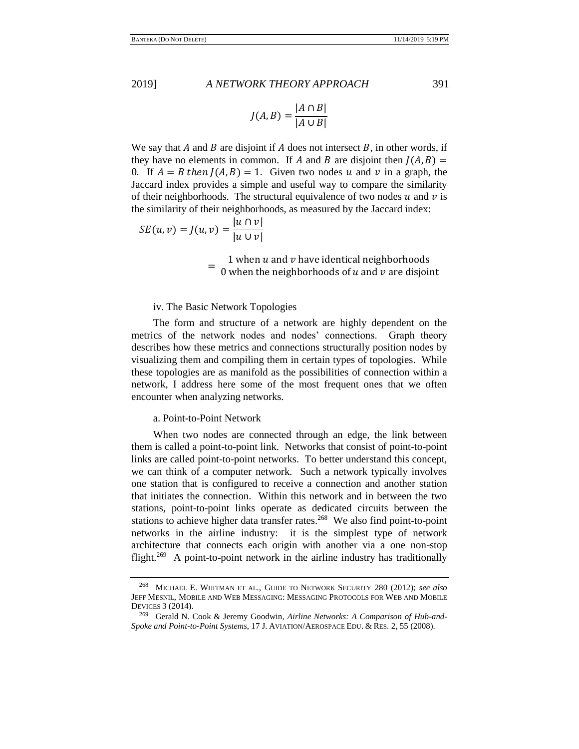$$J(A, B) = \frac{|A \cap B|}{|A \cup B|}$$

We say that $A$ and $B$ are disjoint if $A$ does not intersect $B$, in other words, if they have no elements in common. If $A$ and $B$ are disjoint then $J(A, B) = 0$. If $A = B$ then $J(A, B) = 1$. Given two nodes $u$ and $v$ in a graph, the Jaccard index provides a simple and useful way to compare the similarity of their neighborhoods. The structural equivalence of two nodes $u$ and $v$ is the similarity of their neighborhoods, as measured by the Jaccard index:

$$SE(u, v) = J(u, v) = \frac{|u \cap v|}{|u \cup v|}$$

$$= \begin{matrix} 1 \text{ when } u \text{ and } v \text{ have identical neighborhoods} \\ 0 \text{ when the neighborhoods of } u \text{ and } v \text{ are disjoint} \end{matrix}$$

iv. The Basic Network Topologies

The form and structure of a network are highly dependent on the metrics of the network nodes and nodes' connections. Graph theory describes how these metrics and connections structurally position nodes by visualizing them and compiling them in certain types of topologies. While these topologies are as manifold as the possibilities of connection within a network, I address here some of the most frequent ones that we often encounter when analyzing networks.

a. Point-to-Point Network

When two nodes are connected through an edge, the link between them is called a point-to-point link. Networks that consist of point-to-point links are called point-to-point networks. To better understand this concept, we can think of a computer network. Such a network typically involves one station that is configured to receive a connection and another station that initiates the connection. Within this network and in between the two stations, point-to-point links operate as dedicated circuits between the stations to achieve higher data transfer rates.[268] We also find point-to-point networks in the airline industry: it is the simplest type of network architecture that connects each origin with another via a one non-stop flight.[269] A point-to-point network in the airline industry has traditionally

---

[268] MICHAEL E. WHITMAN ET AL., GUIDE TO NETWORK SECURITY 280 (2012); *see also* JEFF MESNIL, MOBILE AND WEB MESSAGING: MESSAGING PROTOCOLS FOR WEB AND MOBILE DEVICES 3 (2014).

[269] Gerald N. Cook & Jeremy Goodwin, *Airline Networks: A Comparison of Hub-and-Spoke and Point-to-Point Systems*, 17 J. AVIATION/AEROSPACE EDU. & RES. 2, 55 (2008).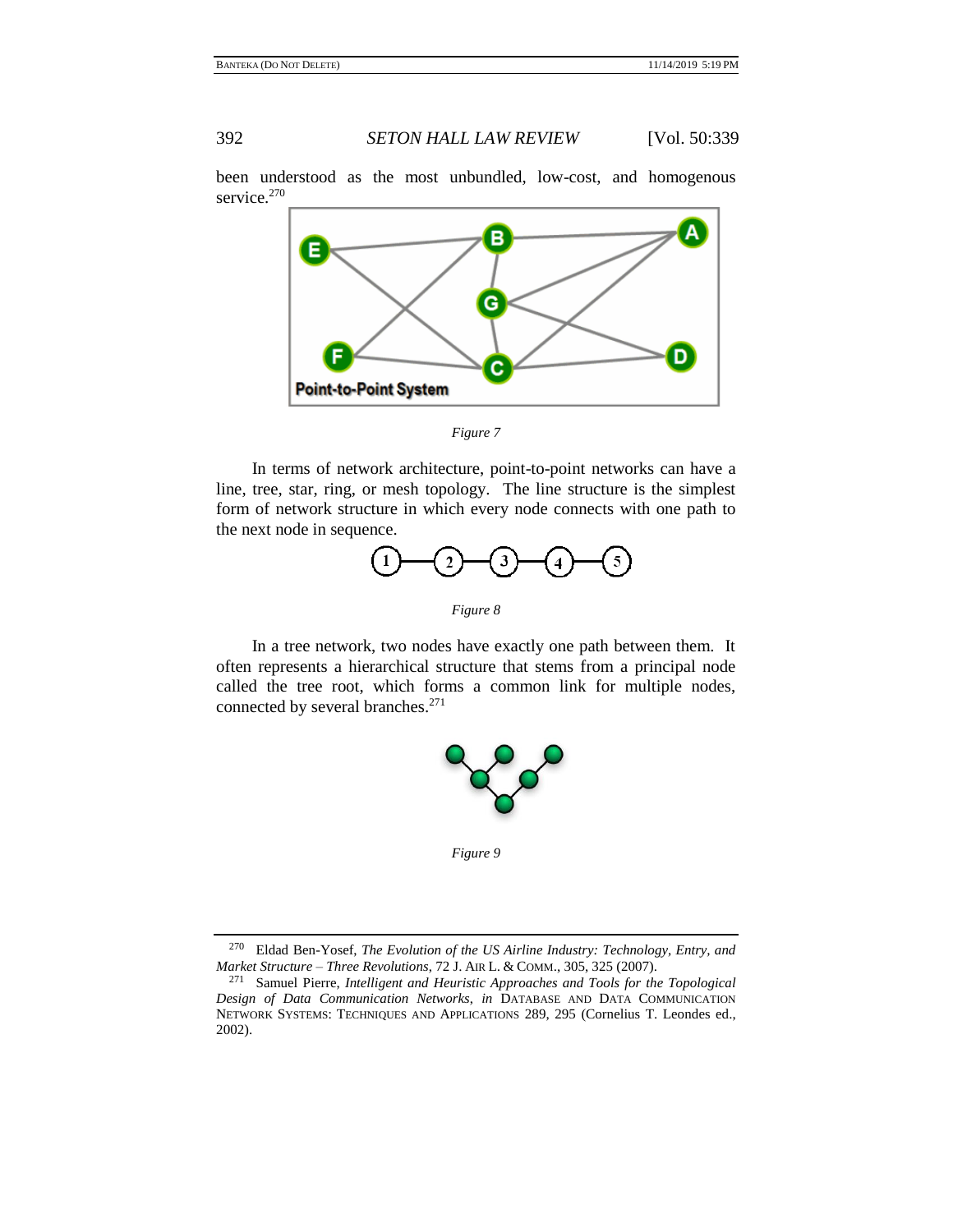been understood as the most unbundled, low-cost, and homogenous service.[270]

Figure 7

In terms of network architecture, point-to-point networks can have a line, tree, star, ring, or mesh topology. The line structure is the simplest form of network structure in which every node connects with one path to the next node in sequence.

Figure 8

In a tree network, two nodes have exactly one path between them. It often represents a hierarchical structure that stems from a principal node called the tree root, which forms a common link for multiple nodes, connected by several branches.[271]

Figure 9

---

[270] Eldad Ben-Yosef, *The Evolution of the US Airline Industry: Technology, Entry, and Market Structure – Three Revolutions*, 72 J. AIR L. & COMM., 305, 325 (2007).

[271] Samuel Pierre, *Intelligent and Heuristic Approaches and Tools for the Topological Design of Data Communication Networks*, *in* DATABASE AND DATA COMMUNICATION NETWORK SYSTEMS: TECHNIQUES AND APPLICATIONS 289, 295 (Cornelius T. Leondes ed., 2002).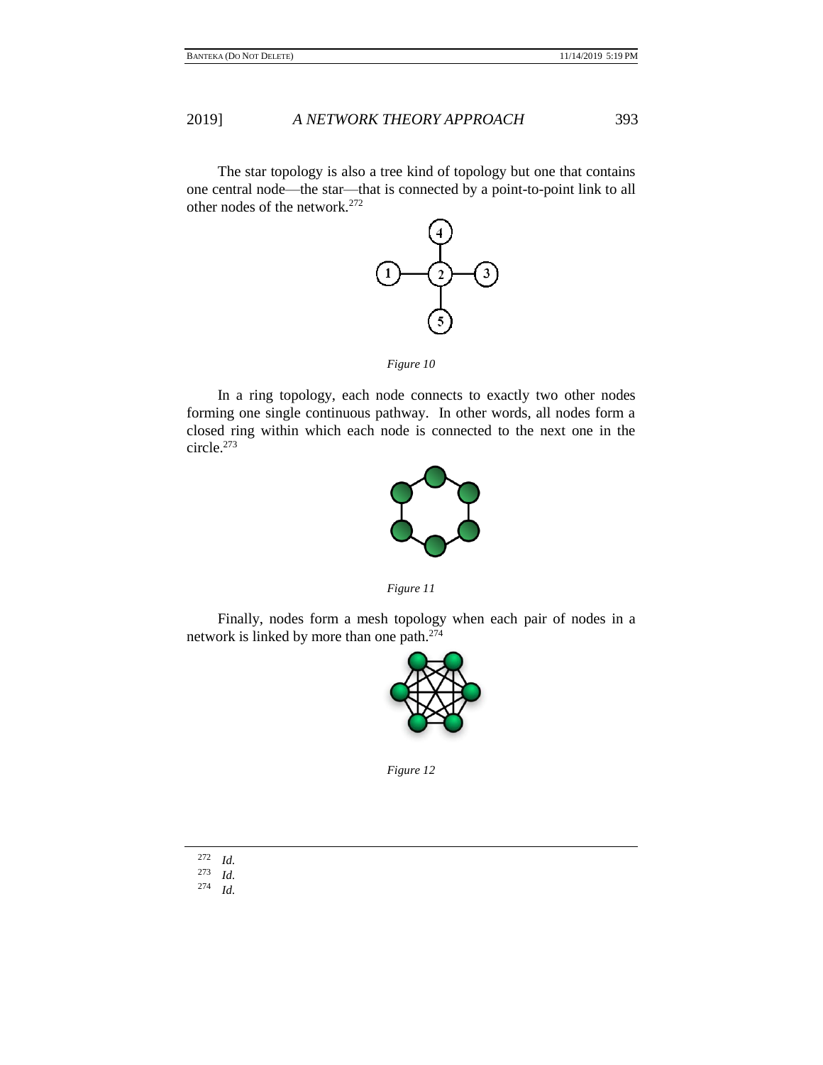The star topology is also a tree kind of topology but one that contains one central node—the star—that is connected by a point-to-point link to all other nodes of the network.[272]

*Figure 10*

In a ring topology, each node connects to exactly two other nodes forming one single continuous pathway. In other words, all nodes form a closed ring within which each node is connected to the next one in the circle.[273]

*Figure 11*

Finally, nodes form a mesh topology when each pair of nodes in a network is linked by more than one path.[274]

*Figure 12*

---

[272] *Id.*

[273] *Id.*

[274] *Id.*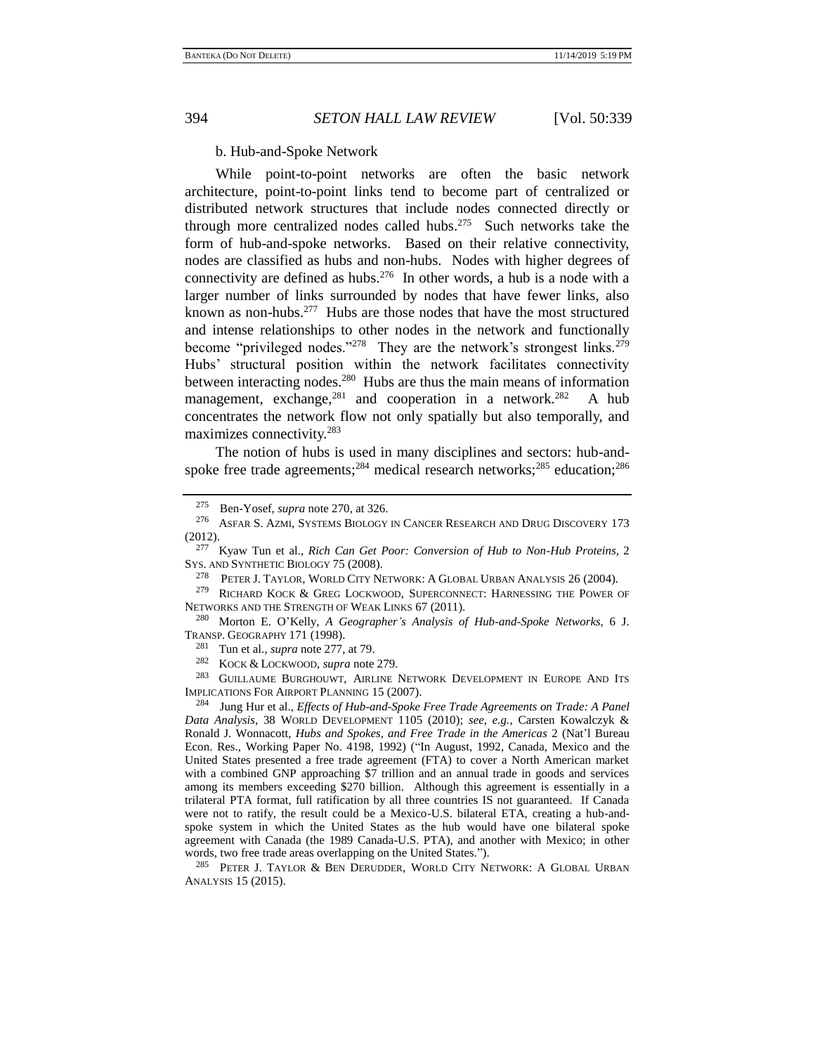b. Hub-and-Spoke Network

While point-to-point networks are often the basic network architecture, point-to-point links tend to become part of centralized or distributed network structures that include nodes connected directly or through more centralized nodes called hubs.[275] Such networks take the form of hub-and-spoke networks. Based on their relative connectivity, nodes are classified as hubs and non-hubs. Nodes with higher degrees of connectivity are defined as hubs.[276] In other words, a hub is a node with a larger number of links surrounded by nodes that have fewer links, also known as non-hubs.[277] Hubs are those nodes that have the most structured and intense relationships to other nodes in the network and functionally become "privileged nodes."[278] They are the network's strongest links.[279] Hubs' structural position within the network facilitates connectivity between interacting nodes.[280] Hubs are thus the main means of information management, exchange,[281] and cooperation in a network.[282] A hub concentrates the network flow not only spatially but also temporally, and maximizes connectivity.[283]

The notion of hubs is used in many disciplines and sectors: hub-and-spoke free trade agreements;[284] medical research networks;[285] education;[286]

---

[275] Ben-Yosef, *supra* note 270, at 326.

[276] ASFAR S. AZMI, SYSTEMS BIOLOGY IN CANCER RESEARCH AND DRUG DISCOVERY 173 (2012).

[277] Kyaw Tun et al., *Rich Can Get Poor: Conversion of Hub to Non-Hub Proteins*, 2 SYS. AND SYNTHETIC BIOLOGY 75 (2008).

[278] PETER J. TAYLOR, WORLD CITY NETWORK: A GLOBAL URBAN ANALYSIS 26 (2004).

[279] RICHARD KOCK & GREG LOCKWOOD, SUPERCONNECT: HARNESSING THE POWER OF NETWORKS AND THE STRENGTH OF WEAK LINKS 67 (2011).

[280] Morton E. O'Kelly, *A Geographer's Analysis of Hub-and-Spoke Networks*, 6 J. TRANSP. GEOGRAPHY 171 (1998).

[281] Tun et al., *supra* note 277, at 79.

[282] KOCK & LOCKWOOD, *supra* note 279.

[283] GUILLAUME BURGHOUWT, AIRLINE NETWORK DEVELOPMENT IN EUROPE AND ITS IMPLICATIONS FOR AIRPORT PLANNING 15 (2007).

[284] Jung Hur et al., *Effects of Hub-and-Spoke Free Trade Agreements on Trade: A Panel Data Analysis*, 38 WORLD DEVELOPMENT 1105 (2010); *see, e.g.*, Carsten Kowalczyk & Ronald J. Wonnacott, *Hubs and Spokes, and Free Trade in the Americas* 2 (Nat'l Bureau Econ. Res., Working Paper No. 4198, 1992) ("In August, 1992, Canada, Mexico and the United States presented a free trade agreement (FTA) to cover a North American market with a combined GNP approaching $7 trillion and an annual trade in goods and services among its members exceeding $270 billion. Although this agreement is essentially in a trilateral PTA format, full ratification by all three countries IS not guaranteed. If Canada were not to ratify, the result could be a Mexico-U.S. bilateral ETA, creating a hub-and-spoke system in which the United States as the hub would have one bilateral spoke agreement with Canada (the 1989 Canada-U.S. PTA), and another with Mexico; in other words, two free trade areas overlapping on the United States.").

[285] PETER J. TAYLOR & BEN DERUDDER, WORLD CITY NETWORK: A GLOBAL URBAN ANALYSIS 15 (2015).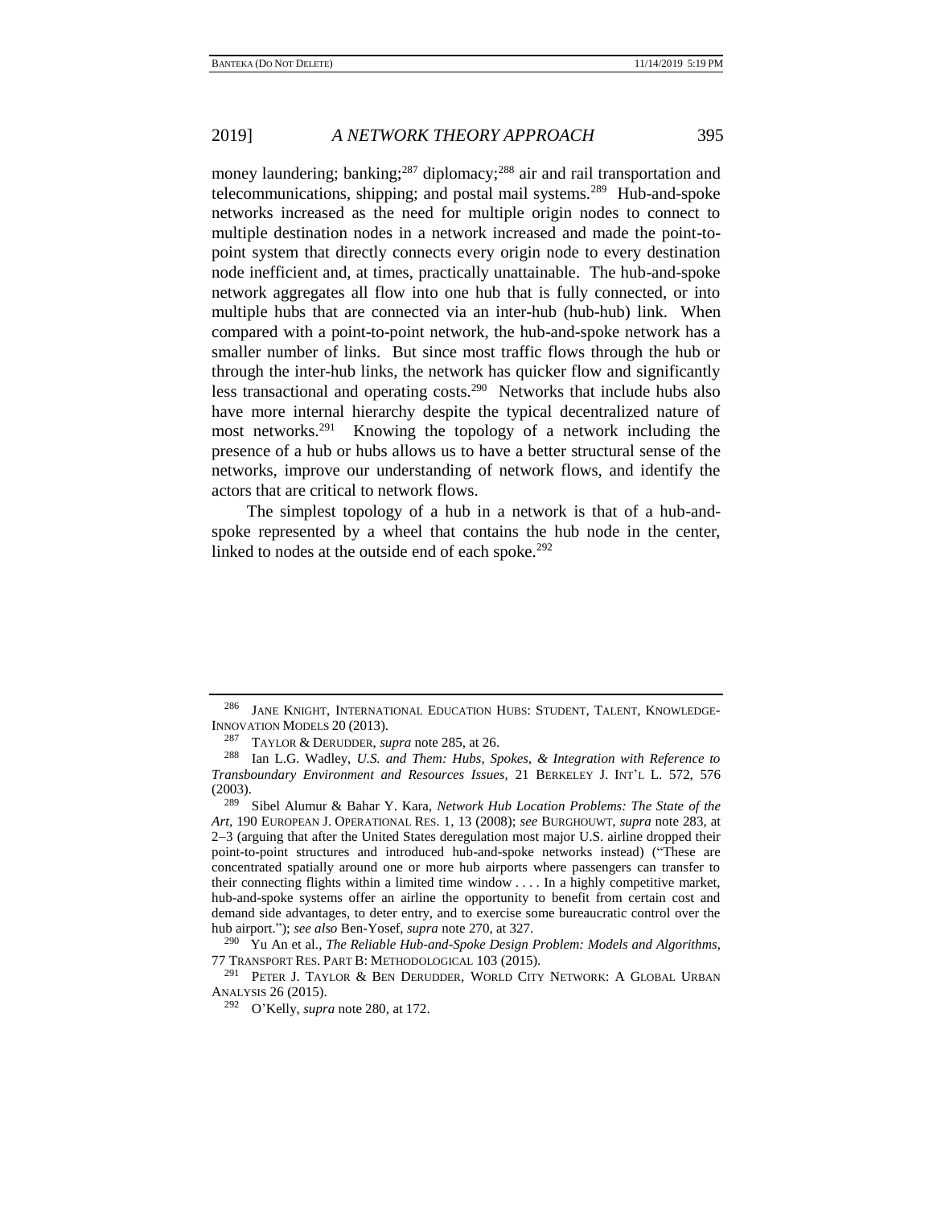money laundering; banking;[287] diplomacy;[288] air and rail transportation and telecommunications, shipping; and postal mail systems.[289] Hub-and-spoke networks increased as the need for multiple origin nodes to connect to multiple destination nodes in a network increased and made the point-to-point system that directly connects every origin node to every destination node inefficient and, at times, practically unattainable. The hub-and-spoke network aggregates all flow into one hub that is fully connected, or into multiple hubs that are connected via an inter-hub (hub-hub) link. When compared with a point-to-point network, the hub-and-spoke network has a smaller number of links. But since most traffic flows through the hub or through the inter-hub links, the network has quicker flow and significantly less transactional and operating costs.[290] Networks that include hubs also have more internal hierarchy despite the typical decentralized nature of most networks.[291] Knowing the topology of a network including the presence of a hub or hubs allows us to have a better structural sense of the networks, improve our understanding of network flows, and identify the actors that are critical to network flows.

The simplest topology of a hub in a network is that of a hub-and-spoke represented by a wheel that contains the hub node in the center, linked to nodes at the outside end of each spoke.[292]

---

[286] JANE KNIGHT, INTERNATIONAL EDUCATION HUBS: STUDENT, TALENT, KNOWLEDGE-INNOVATION MODELS 20 (2013).

[287] TAYLOR & DERUDDER, *supra* note 285, at 26.

[288] Ian L.G. Wadley, *U.S. and Them: Hubs, Spokes, & Integration with Reference to Transboundary Environment and Resources Issues*, 21 BERKELEY J. INT'L L. 572, 576 (2003).

[289] Sibel Alumur & Bahar Y. Kara, *Network Hub Location Problems: The State of the Art*, 190 EUROPEAN J. OPERATIONAL RES. 1, 13 (2008); *see* BURGHOUWT, *supra* note 283, at 2–3 (arguing that after the United States deregulation most major U.S. airline dropped their point-to-point structures and introduced hub-and-spoke networks instead) ("These are concentrated spatially around one or more hub airports where passengers can transfer to their connecting flights within a limited time window . . . . In a highly competitive market, hub-and-spoke systems offer an airline the opportunity to benefit from certain cost and demand side advantages, to deter entry, and to exercise some bureaucratic control over the hub airport."); *see also* Ben-Yosef, *supra* note 270, at 327.

[290] Yu An et al., *The Reliable Hub-and-Spoke Design Problem: Models and Algorithms*, 77 TRANSPORT RES. PART B: METHODOLOGICAL 103 (2015).

[291] PETER J. TAYLOR & BEN DERUDDER, WORLD CITY NETWORK: A GLOBAL URBAN ANALYSIS 26 (2015).

[292] O'Kelly, *supra* note 280, at 172.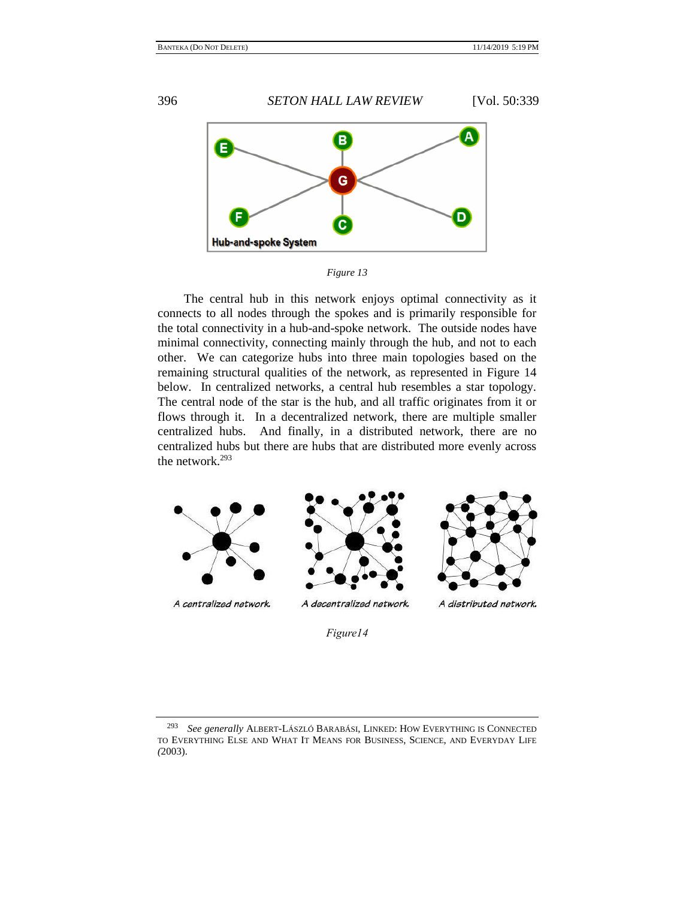*Figure 13*

The central hub in this network enjoys optimal connectivity as it connects to all nodes through the spokes and is primarily responsible for the total connectivity in a hub-and-spoke network. The outside nodes have minimal connectivity, connecting mainly through the hub, and not to each other. We can categorize hubs into three main topologies based on the remaining structural qualities of the network, as represented in Figure 14 below. In centralized networks, a central hub resembles a star topology. The central node of the star is the hub, and all traffic originates from it or flows through it. In a decentralized network, there are multiple smaller centralized hubs. And finally, in a distributed network, there are no centralized hubs but there are hubs that are distributed more evenly across the network.[293]

*Figure14*

[293] *See generally* ALBERT-LÁSZLÓ BARABÁSI, LINKED: HOW EVERYTHING IS CONNECTED TO EVERYTHING ELSE AND WHAT IT MEANS FOR BUSINESS, SCIENCE, AND EVERYDAY LIFE (2003).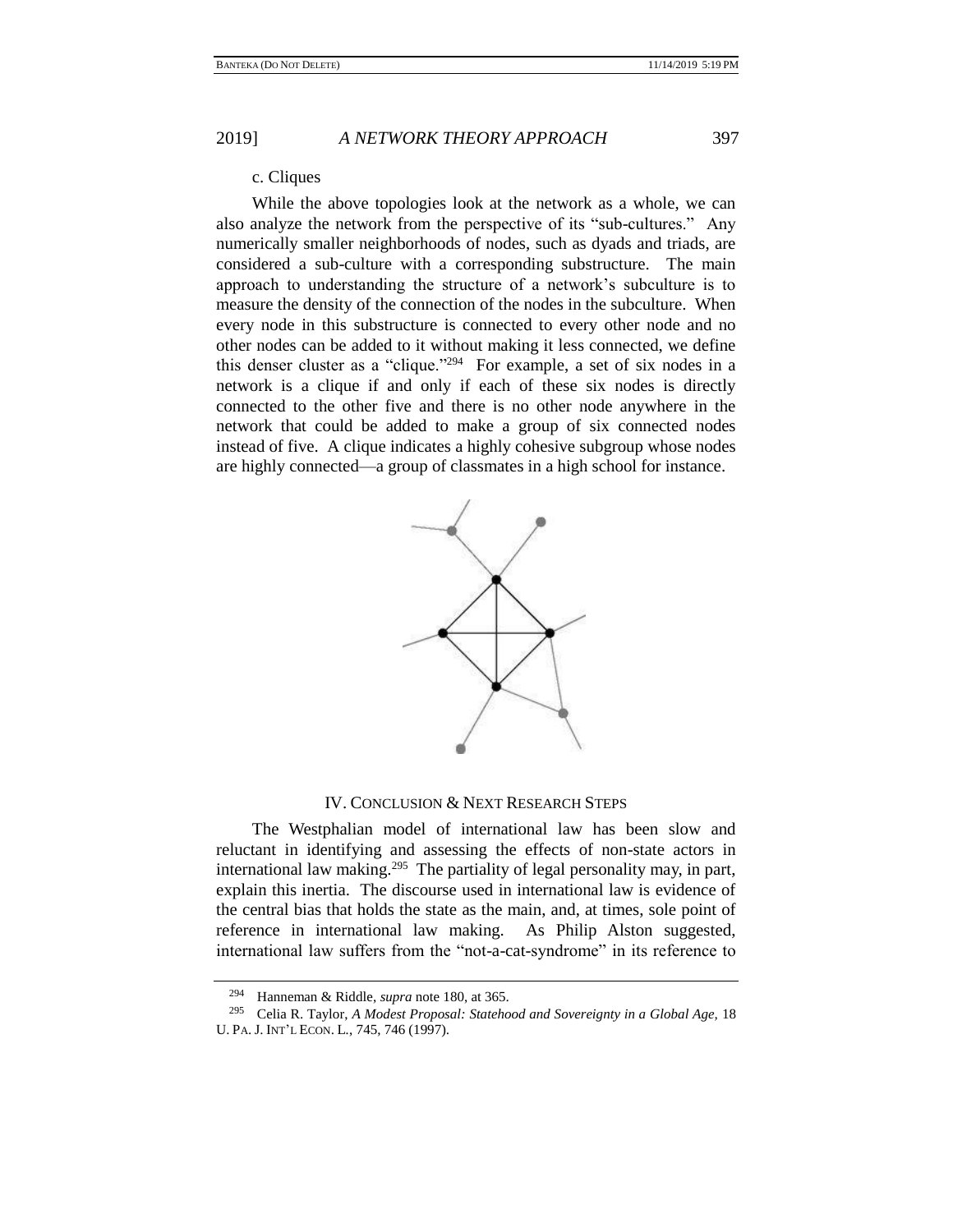c. Cliques

While the above topologies look at the network as a whole, we can also analyze the network from the perspective of its "sub-cultures." Any numerically smaller neighborhoods of nodes, such as dyads and triads, are considered a sub-culture with a corresponding substructure. The main approach to understanding the structure of a network's subculture is to measure the density of the connection of the nodes in the subculture. When every node in this substructure is connected to every other node and no other nodes can be added to it without making it less connected, we define this denser cluster as a "clique."[294] For example, a set of six nodes in a network is a clique if and only if each of these six nodes is directly connected to the other five and there is no other node anywhere in the network that could be added to make a group of six connected nodes instead of five. A clique indicates a highly cohesive subgroup whose nodes are highly connected—a group of classmates in a high school for instance.

## IV. CONCLUSION & NEXT RESEARCH STEPS

The Westphalian model of international law has been slow and reluctant in identifying and assessing the effects of non-state actors in international law making.[295] The partiality of legal personality may, in part, explain this inertia. The discourse used in international law is evidence of the central bias that holds the state as the main, and, at times, sole point of reference in international law making. As Philip Alston suggested, international law suffers from the "not-a-cat-syndrome" in its reference to

---

[294] Hanneman & Riddle, *supra* note 180, at 365.

[295] Celia R. Taylor, *A Modest Proposal: Statehood and Sovereignty in a Global Age,* 18 U. PA. J. INT'L ECON. L., 745, 746 (1997).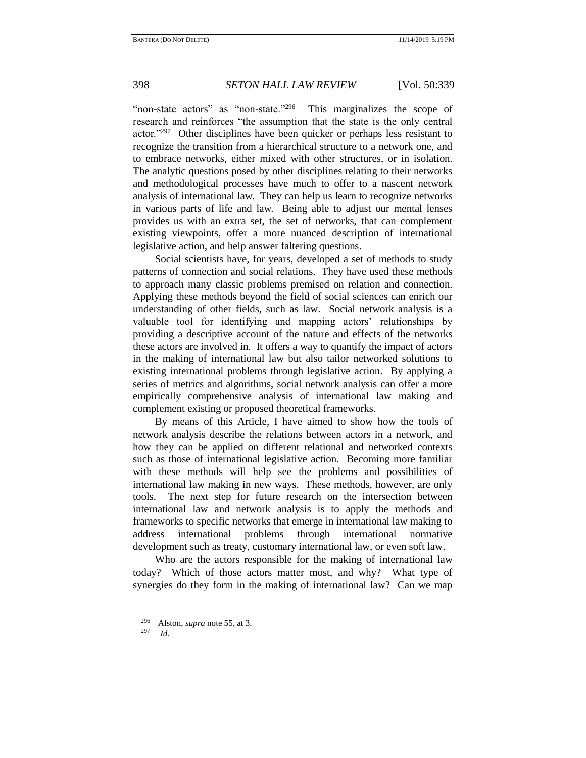"non-state actors" as "non-state."[296] This marginalizes the scope of research and reinforces "the assumption that the state is the only central actor."[297] Other disciplines have been quicker or perhaps less resistant to recognize the transition from a hierarchical structure to a network one, and to embrace networks, either mixed with other structures, or in isolation. The analytic questions posed by other disciplines relating to their networks and methodological processes have much to offer to a nascent network analysis of international law. They can help us learn to recognize networks in various parts of life and law. Being able to adjust our mental lenses provides us with an extra set, the set of networks, that can complement existing viewpoints, offer a more nuanced description of international legislative action, and help answer faltering questions.

Social scientists have, for years, developed a set of methods to study patterns of connection and social relations. They have used these methods to approach many classic problems premised on relation and connection. Applying these methods beyond the field of social sciences can enrich our understanding of other fields, such as law. Social network analysis is a valuable tool for identifying and mapping actors' relationships by providing a descriptive account of the nature and effects of the networks these actors are involved in. It offers a way to quantify the impact of actors in the making of international law but also tailor networked solutions to existing international problems through legislative action. By applying a series of metrics and algorithms, social network analysis can offer a more empirically comprehensive analysis of international law making and complement existing or proposed theoretical frameworks.

By means of this Article, I have aimed to show how the tools of network analysis describe the relations between actors in a network, and how they can be applied on different relational and networked contexts such as those of international legislative action. Becoming more familiar with these methods will help see the problems and possibilities of international law making in new ways. These methods, however, are only tools. The next step for future research on the intersection between international law and network analysis is to apply the methods and frameworks to specific networks that emerge in international law making to address international problems through international normative development such as treaty, customary international law, or even soft law.

Who are the actors responsible for the making of international law today? Which of those actors matter most, and why? What type of synergies do they form in the making of international law? Can we map

[296] Alston, *supra* note 55, at 3.

[297] *Id.*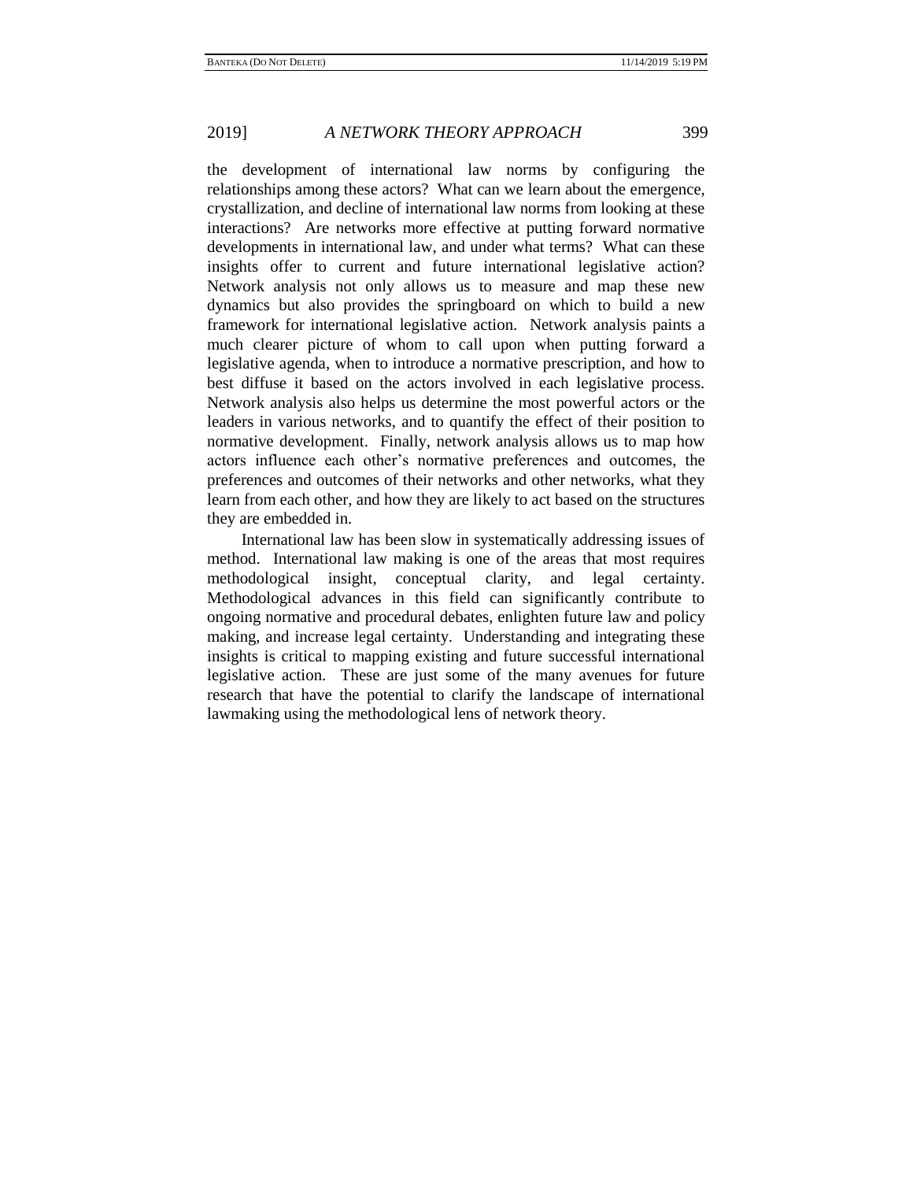the development of international law norms by configuring the relationships among these actors? What can we learn about the emergence, crystallization, and decline of international law norms from looking at these interactions? Are networks more effective at putting forward normative developments in international law, and under what terms? What can these insights offer to current and future international legislative action? Network analysis not only allows us to measure and map these new dynamics but also provides the springboard on which to build a new framework for international legislative action. Network analysis paints a much clearer picture of whom to call upon when putting forward a legislative agenda, when to introduce a normative prescription, and how to best diffuse it based on the actors involved in each legislative process. Network analysis also helps us determine the most powerful actors or the leaders in various networks, and to quantify the effect of their position to normative development. Finally, network analysis allows us to map how actors influence each other's normative preferences and outcomes, the preferences and outcomes of their networks and other networks, what they learn from each other, and how they are likely to act based on the structures they are embedded in.

International law has been slow in systematically addressing issues of method. International law making is one of the areas that most requires methodological insight, conceptual clarity, and legal certainty. Methodological advances in this field can significantly contribute to ongoing normative and procedural debates, enlighten future law and policy making, and increase legal certainty. Understanding and integrating these insights is critical to mapping existing and future successful international legislative action. These are just some of the many avenues for future research that have the potential to clarify the landscape of international lawmaking using the methodological lens of network theory.